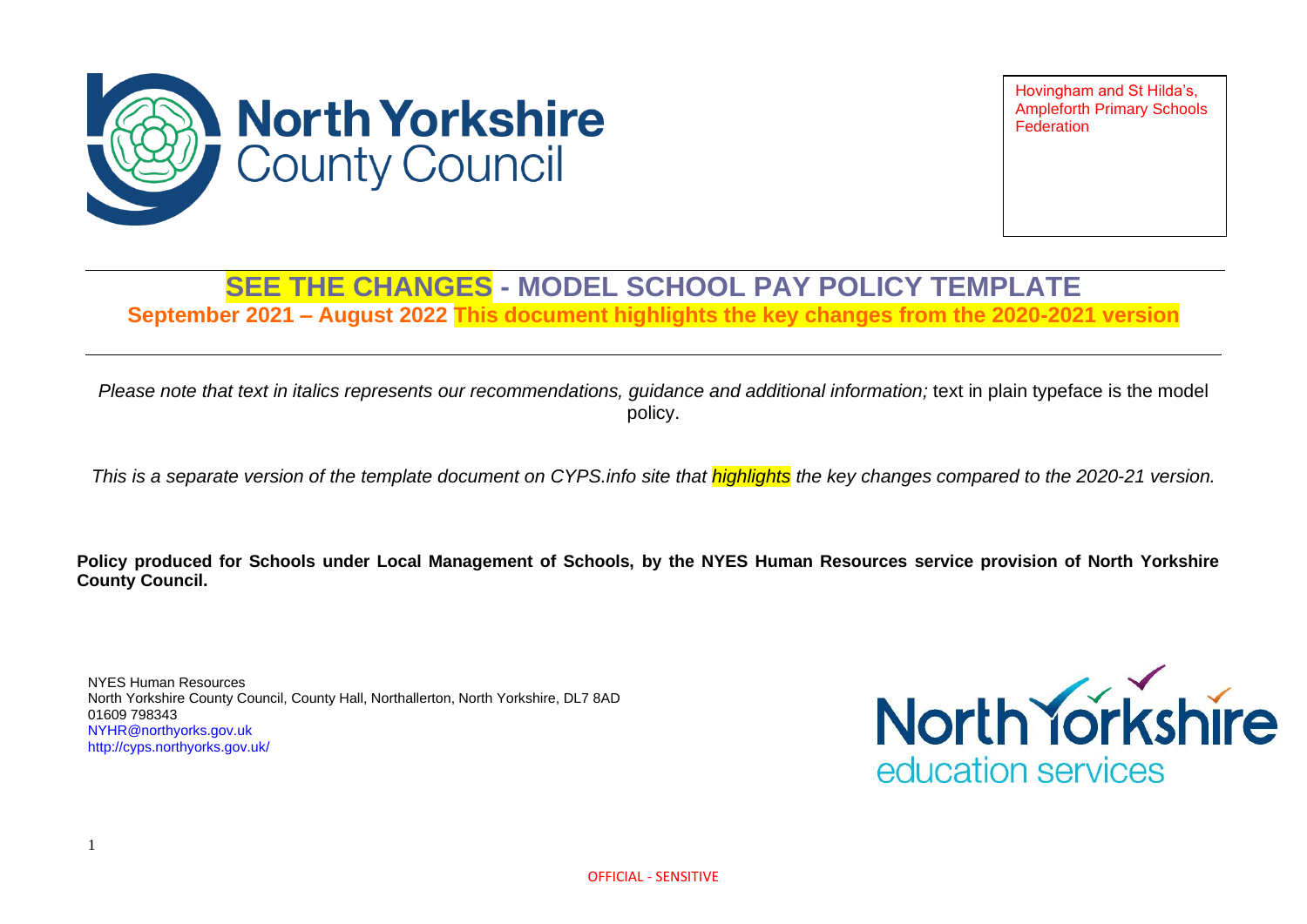Hovingham and St Hilda's, Ampleforth Primary Schools Federation

# SEE THE CHANGES - MODEL SCHOOL PAY POLICY TEMPLATE

## September 2021 – August 2022 This document highlights the key changes from the 2020-2021 version

*Please note that text in italics represents our recommendations, guidance and additional information;* text in plain typeface is the model policy.

*This is a separate version of the template document on CYPS.info site that highlights the key changes compared to the 2020-21 version.*

**Policy produced for Schools under Local Management of Schools, by the NYES Human Resources service provision of North Yorkshire County Council.**

NYES Human Resources
North Yorkshire County Council, County Hall, Northallerton, North Yorkshire, DL7 8AD
01609 798343
NYHR@northyorks.gov.uk
http://cyps.northyorks.gov.uk/

OFFICIAL - SENSITIVE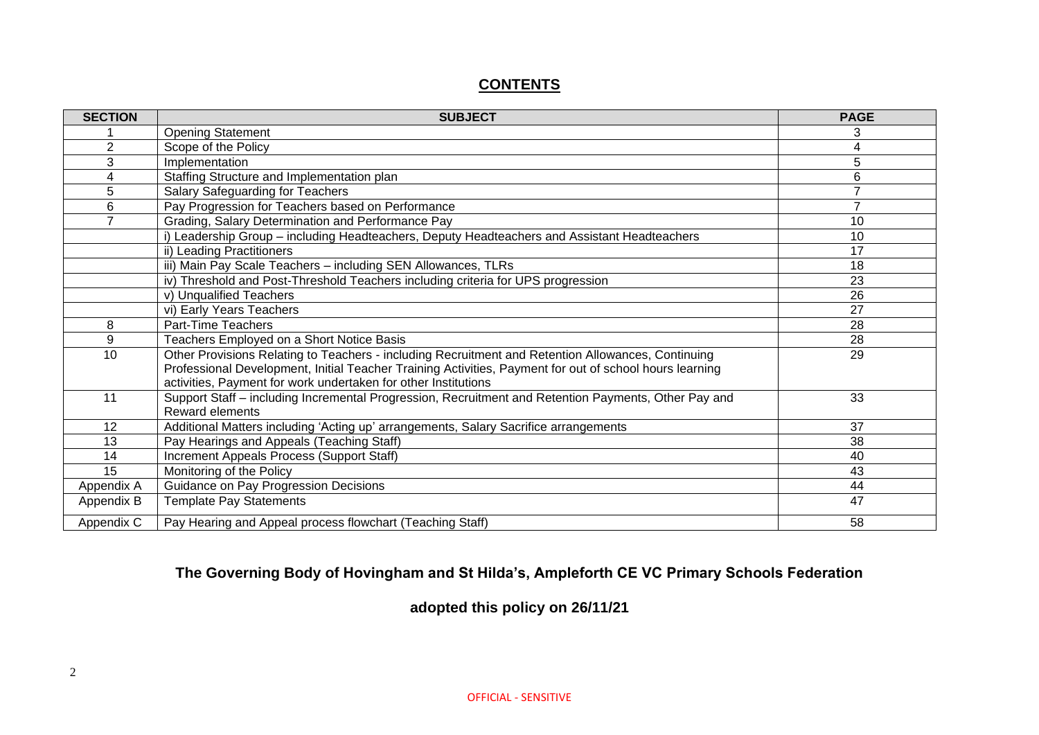## CONTENTS

| SECTION | SUBJECT | PAGE |
|---|---|---|
| 1 | Opening Statement | 3 |
| 2 | Scope of the Policy | 4 |
| 3 | Implementation | 5 |
| 4 | Staffing Structure and Implementation plan | 6 |
| 5 | Salary Safeguarding for Teachers | 7 |
| 6 | Pay Progression for Teachers based on Performance | 7 |
| 7 | Grading, Salary Determination and Performance Pay | 10 |
| | i) Leadership Group – including Headteachers, Deputy Headteachers and Assistant Headteachers | 10 |
| | ii) Leading Practitioners | 17 |
| | iii) Main Pay Scale Teachers – including SEN Allowances, TLRs | 18 |
| | iv) Threshold and Post-Threshold Teachers including criteria for UPS progression | 23 |
| | v) Unqualified Teachers | 26 |
| | vi) Early Years Teachers | 27 |
| 8 | Part-Time Teachers | 28 |
| 9 | Teachers Employed on a Short Notice Basis | 28 |
| 10 | Other Provisions Relating to Teachers - including Recruitment and Retention Allowances, Continuing Professional Development, Initial Teacher Training Activities, Payment for out of school hours learning activities, Payment for work undertaken for other Institutions | 29 |
| 11 | Support Staff – including Incremental Progression, Recruitment and Retention Payments, Other Pay and Reward elements | 33 |
| 12 | Additional Matters including 'Acting up' arrangements, Salary Sacrifice arrangements | 37 |
| 13 | Pay Hearings and Appeals (Teaching Staff) | 38 |
| 14 | Increment Appeals Process (Support Staff) | 40 |
| 15 | Monitoring of the Policy | 43 |
| Appendix A | Guidance on Pay Progression Decisions | 44 |
| Appendix B | Template Pay Statements | 47 |
| Appendix C | Pay Hearing and Appeal process flowchart (Teaching Staff) | 58 |

**The Governing Body of Hovingham and St Hilda's, Ampleforth CE VC Primary Schools Federation**

**adopted this policy on 26/11/21**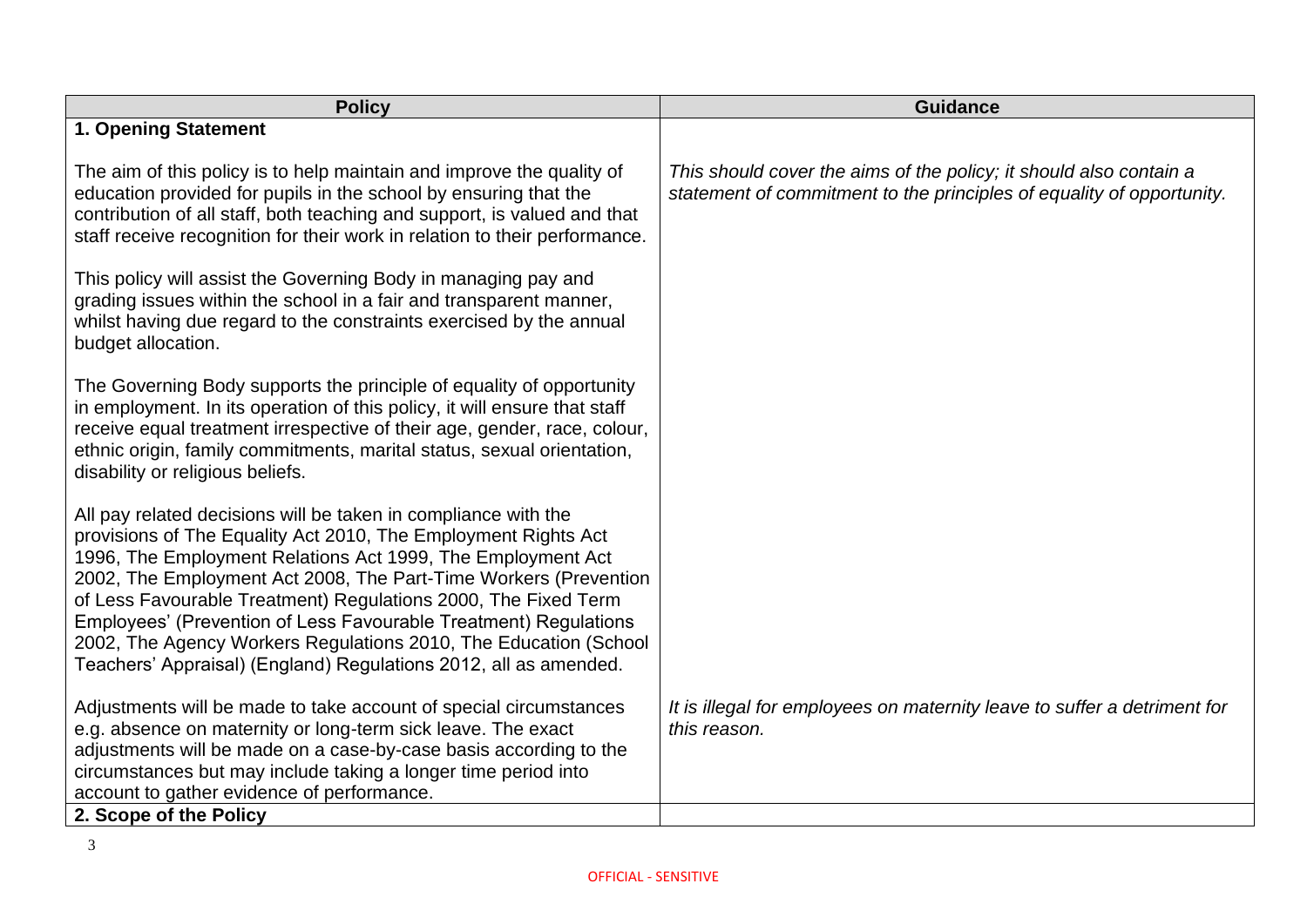| Policy | Guidance |
|---|---|
| **1. Opening Statement** | |
| The aim of this policy is to help maintain and improve the quality of education provided for pupils in the school by ensuring that the contribution of all staff, both teaching and support, is valued and that staff receive recognition for their work in relation to their performance.<br><br>This policy will assist the Governing Body in managing pay and grading issues within the school in a fair and transparent manner, whilst having due regard to the constraints exercised by the annual budget allocation.<br><br>The Governing Body supports the principle of equality of opportunity in employment. In its operation of this policy, it will ensure that staff receive equal treatment irrespective of their age, gender, race, colour, ethnic origin, family commitments, marital status, sexual orientation, disability or religious beliefs.<br><br>All pay related decisions will be taken in compliance with the provisions of The Equality Act 2010, The Employment Rights Act 1996, The Employment Relations Act 1999, The Employment Act 2002, The Employment Act 2008, The Part-Time Workers (Prevention of Less Favourable Treatment) Regulations 2000, The Fixed Term Employees' (Prevention of Less Favourable Treatment) Regulations 2002, The Agency Workers Regulations 2010, The Education (School Teachers' Appraisal) (England) Regulations 2012, all as amended. | *This should cover the aims of the policy; it should also contain a statement of commitment to the principles of equality of opportunity.* |
| Adjustments will be made to take account of special circumstances e.g. absence on maternity or long-term sick leave. The exact adjustments will be made on a case-by-case basis according to the circumstances but may include taking a longer time period into account to gather evidence of performance. | *It is illegal for employees on maternity leave to suffer a detriment for this reason.* |
| **2. Scope of the Policy** | |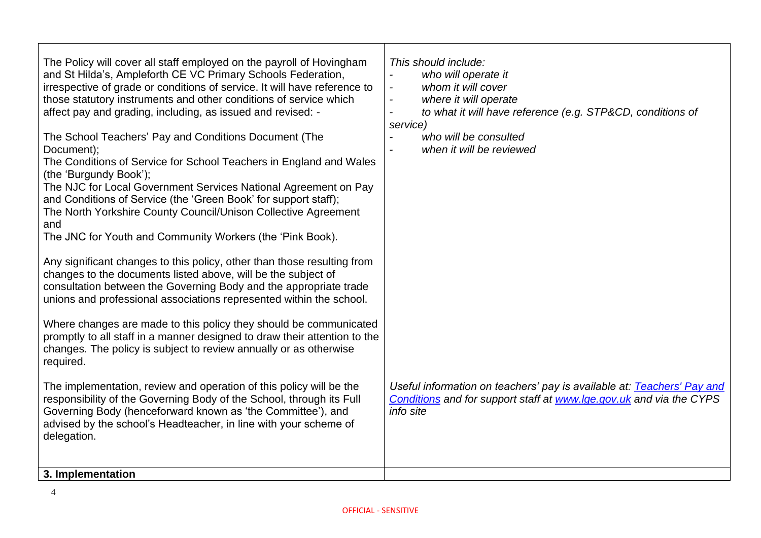| | |
|---|---|
| The Policy will cover all staff employed on the payroll of Hovingham and St Hilda's, Ampleforth CE VC Primary Schools Federation, irrespective of grade or conditions of service. It will have reference to those statutory instruments and other conditions of service which affect pay and grading, including, as issued and revised: -<br><br>The School Teachers' Pay and Conditions Document (The Document);<br>The Conditions of Service for School Teachers in England and Wales (the 'Burgundy Book');<br>The NJC for Local Government Services National Agreement on Pay and Conditions of Service (the 'Green Book' for support staff);<br>The North Yorkshire County Council/Unison Collective Agreement and<br>The JNC for Youth and Community Workers (the 'Pink Book).<br><br>Any significant changes to this policy, other than those resulting from changes to the documents listed above, will be the subject of consultation between the Governing Body and the appropriate trade unions and professional associations represented within the school.<br><br>Where changes are made to this policy they should be communicated promptly to all staff in a manner designed to draw their attention to the changes. The policy is subject to review annually or as otherwise required. | *This should include:*<br>- *who will operate it*<br>- *whom it will cover*<br>- *where it will operate*<br>- *to what it will have reference (e.g. STP&CD, conditions of service)*<br>- *who will be consulted*<br>- *when it will be reviewed* |
| The implementation, review and operation of this policy will be the responsibility of the Governing Body of the School, through its Full Governing Body (henceforward known as 'the Committee'), and advised by the school's Headteacher, in line with your scheme of delegation. | *Useful information on teachers' pay is available at: [Teachers' Pay and Conditions](#) and for support staff at [www.lge.gov.uk](http://www.lge.gov.uk) and via the CYPS info site* |
| **3. Implementation** | |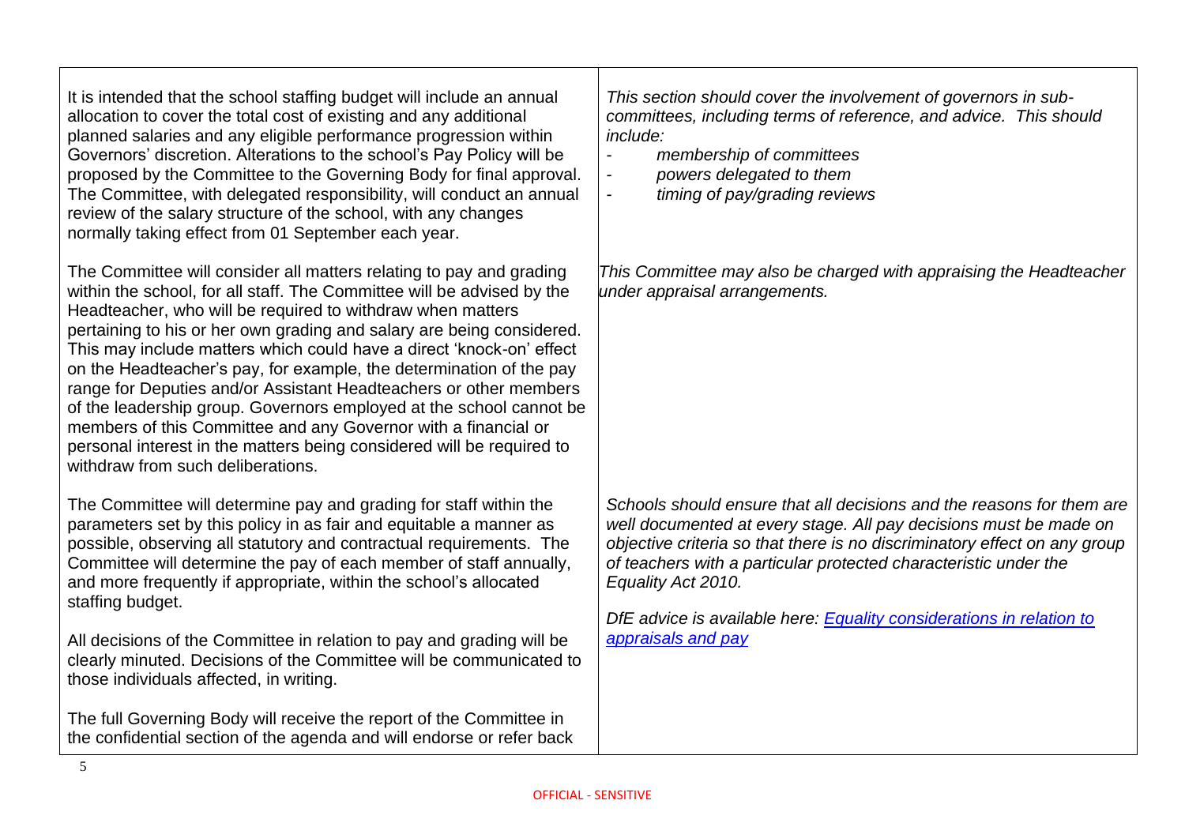| | |
|---|---|
| It is intended that the school staffing budget will include an annual allocation to cover the total cost of existing and any additional planned salaries and any eligible performance progression within Governors' discretion. Alterations to the school's Pay Policy will be proposed by the Committee to the Governing Body for final approval. The Committee, with delegated responsibility, will conduct an annual review of the salary structure of the school, with any changes normally taking effect from 01 September each year. | *This section should cover the involvement of governors in sub-committees, including terms of reference, and advice. This should include:*<br>- *membership of committees*<br>- *powers delegated to them*<br>- *timing of pay/grading reviews* |
| The Committee will consider all matters relating to pay and grading within the school, for all staff. The Committee will be advised by the Headteacher, who will be required to withdraw when matters pertaining to his or her own grading and salary are being considered. This may include matters which could have a direct 'knock-on' effect on the Headteacher's pay, for example, the determination of the pay range for Deputies and/or Assistant Headteachers or other members of the leadership group. Governors employed at the school cannot be members of this Committee and any Governor with a financial or personal interest in the matters being considered will be required to withdraw from such deliberations. | *This Committee may also be charged with appraising the Headteacher under appraisal arrangements.* |
| The Committee will determine pay and grading for staff within the parameters set by this policy in as fair and equitable a manner as possible, observing all statutory and contractual requirements. The Committee will determine the pay of each member of staff annually, and more frequently if appropriate, within the school's allocated staffing budget.<br><br>All decisions of the Committee in relation to pay and grading will be clearly minuted. Decisions of the Committee will be communicated to those individuals affected, in writing.<br><br>The full Governing Body will receive the report of the Committee in the confidential section of the agenda and will endorse or refer back | *Schools should ensure that all decisions and the reasons for them are well documented at every stage. All pay decisions must be made on objective criteria so that there is no discriminatory effect on any group of teachers with a particular protected characteristic under the Equality Act 2010.*<br><br>*DfE advice is available here: [Equality considerations in relation to appraisals and pay]* |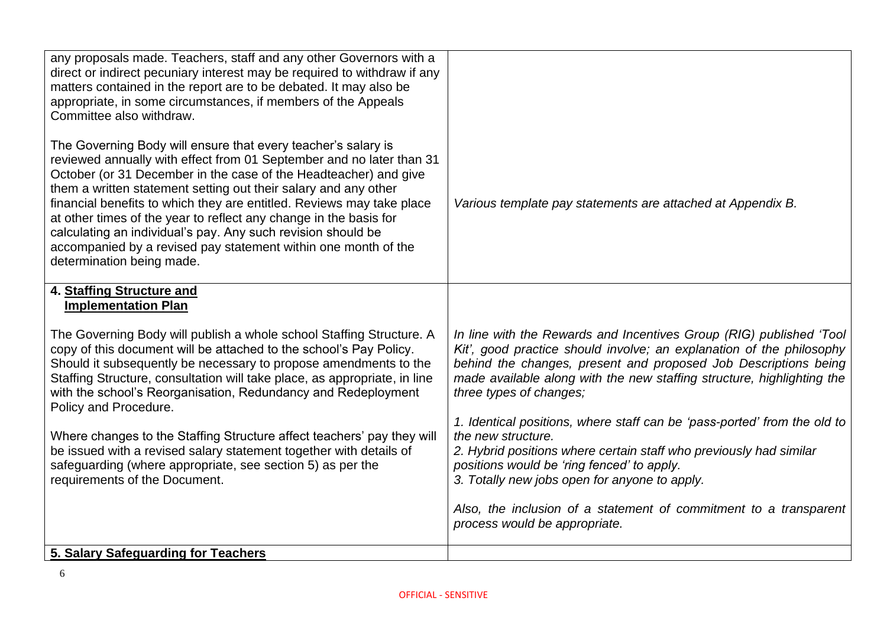| | |
|---|---|
| any proposals made. Teachers, staff and any other Governors with a direct or indirect pecuniary interest may be required to withdraw if any matters contained in the report are to be debated. It may also be appropriate, in some circumstances, if members of the Appeals Committee also withdraw.<br><br>The Governing Body will ensure that every teacher's salary is reviewed annually with effect from 01 September and no later than 31 October (or 31 December in the case of the Headteacher) and give them a written statement setting out their salary and any other financial benefits to which they are entitled. Reviews may take place at other times of the year to reflect any change in the basis for calculating an individual's pay. Any such revision should be accompanied by a revised pay statement within one month of the determination being made. | *Various template pay statements are attached at Appendix B.* |
| **4. <u>Staffing Structure and Implementation Plan</u>**<br><br>The Governing Body will publish a whole school Staffing Structure. A copy of this document will be attached to the school's Pay Policy. Should it subsequently be necessary to propose amendments to the Staffing Structure, consultation will take place, as appropriate, in line with the school's Reorganisation, Redundancy and Redeployment Policy and Procedure.<br><br>Where changes to the Staffing Structure affect teachers' pay they will be issued with a revised salary statement together with details of safeguarding (where appropriate, see section 5) as per the requirements of the Document. | *In line with the Rewards and Incentives Group (RIG) published 'Tool Kit', good practice should involve; an explanation of the philosophy behind the changes, present and proposed Job Descriptions being made available along with the new staffing structure, highlighting the three types of changes;*<br><br>*1. Identical positions, where staff can be 'pass-ported' from the old to the new structure.*<br>*2. Hybrid positions where certain staff who previously had similar positions would be 'ring fenced' to apply.*<br>*3. Totally new jobs open for anyone to apply.*<br><br>*Also, the inclusion of a statement of commitment to a transparent process would be appropriate.* |
| **<u>5. Salary Safeguarding for Teachers</u>** | |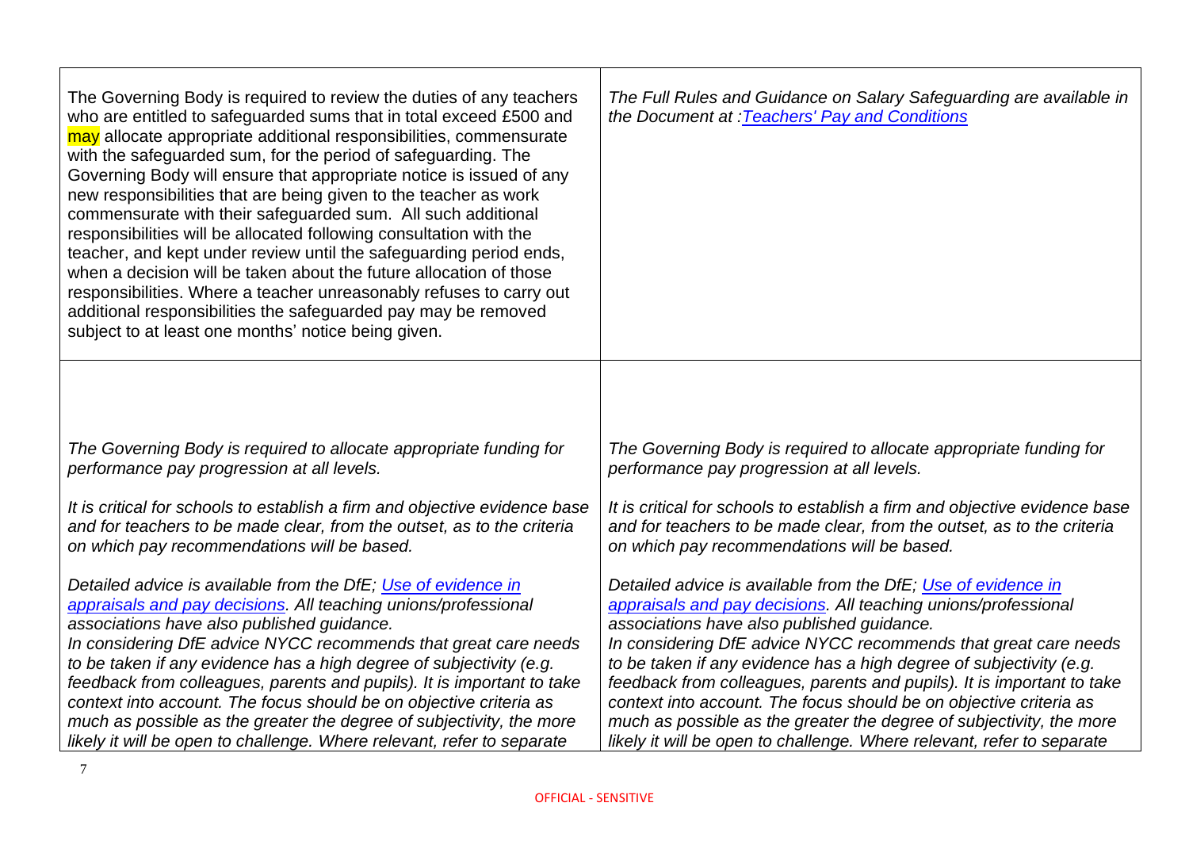| | |
|---|---|
| The Governing Body is required to review the duties of any teachers who are entitled to safeguarded sums that in total exceed £500 and may allocate appropriate additional responsibilities, commensurate with the safeguarded sum, for the period of safeguarding. The Governing Body will ensure that appropriate notice is issued of any new responsibilities that are being given to the teacher as work commensurate with their safeguarded sum. All such additional responsibilities will be allocated following consultation with the teacher, and kept under review until the safeguarding period ends, when a decision will be taken about the future allocation of those responsibilities. Where a teacher unreasonably refuses to carry out additional responsibilities the safeguarded pay may be removed subject to at least one months' notice being given. | *The Full Rules and Guidance on Salary Safeguarding are available in the Document at :[Teachers' Pay and Conditions]()* |
| *The Governing Body is required to allocate appropriate funding for performance pay progression at all levels.*<br><br>*It is critical for schools to establish a firm and objective evidence base and for teachers to be made clear, from the outset, as to the criteria on which pay recommendations will be based.*<br><br>*Detailed advice is available from the DfE; [Use of evidence in appraisals and pay decisions](). All teaching unions/professional associations have also published guidance.*<br>*In considering DfE advice NYCC recommends that great care needs to be taken if any evidence has a high degree of subjectivity (e.g. feedback from colleagues, parents and pupils). It is important to take context into account. The focus should be on objective criteria as much as possible as the greater the degree of subjectivity, the more likely it will be open to challenge. Where relevant, refer to separate* | *The Governing Body is required to allocate appropriate funding for performance pay progression at all levels.*<br><br>*It is critical for schools to establish a firm and objective evidence base and for teachers to be made clear, from the outset, as to the criteria on which pay recommendations will be based.*<br><br>*Detailed advice is available from the DfE; [Use of evidence in appraisals and pay decisions](). All teaching unions/professional associations have also published guidance.*<br>*In considering DfE advice NYCC recommends that great care needs to be taken if any evidence has a high degree of subjectivity (e.g. feedback from colleagues, parents and pupils). It is important to take context into account. The focus should be on objective criteria as much as possible as the greater the degree of subjectivity, the more likely it will be open to challenge. Where relevant, refer to separate* |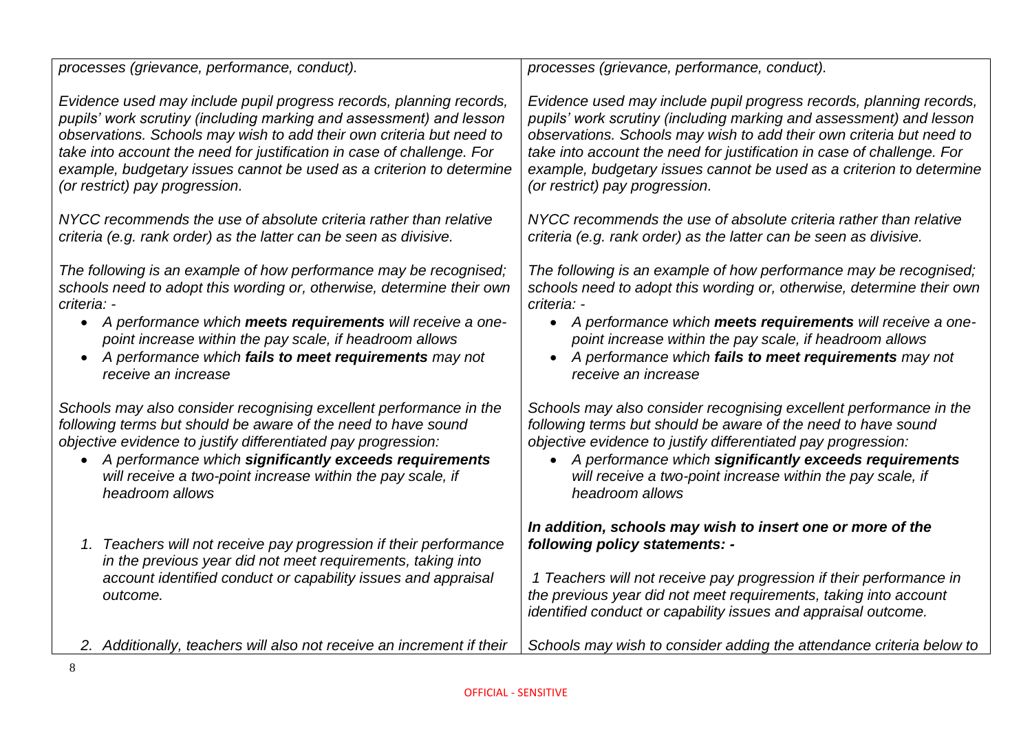| | |
|---|---|
| *processes (grievance, performance, conduct).*<br><br>*Evidence used may include pupil progress records, planning records, pupils' work scrutiny (including marking and assessment) and lesson observations. Schools may wish to add their own criteria but need to take into account the need for justification in case of challenge. For example, budgetary issues cannot be used as a criterion to determine (or restrict) pay progression.*<br><br>*NYCC recommends the use of absolute criteria rather than relative criteria (e.g. rank order) as the latter can be seen as divisive.*<br><br>*The following is an example of how performance may be recognised; schools need to adopt this wording or, otherwise, determine their own criteria: -*<br>• *A performance which **meets requirements** will receive a one-point increase within the pay scale, if headroom allows*<br>• *A performance which **fails to meet requirements** may not receive an increase*<br><br>*Schools may also consider recognising excellent performance in the following terms but should be aware of the need to have sound objective evidence to justify differentiated pay progression:*<br>• *A performance which **significantly exceeds requirements** will receive a two-point increase within the pay scale, if headroom allows*<br><br>*1. Teachers will not receive pay progression if their performance in the previous year did not meet requirements, taking into account identified conduct or capability issues and appraisal outcome.*<br><br>*2. Additionally, teachers will also not receive an increment if their* | *processes (grievance, performance, conduct).*<br><br>*Evidence used may include pupil progress records, planning records, pupils' work scrutiny (including marking and assessment) and lesson observations. Schools may wish to add their own criteria but need to take into account the need for justification in case of challenge. For example, budgetary issues cannot be used as a criterion to determine (or restrict) pay progression.*<br><br>*NYCC recommends the use of absolute criteria rather than relative criteria (e.g. rank order) as the latter can be seen as divisive.*<br><br>*The following is an example of how performance may be recognised; schools need to adopt this wording or, otherwise, determine their own criteria: -*<br>• *A performance which **meets requirements** will receive a one-point increase within the pay scale, if headroom allows*<br>• *A performance which **fails to meet requirements** may not receive an increase*<br><br>*Schools may also consider recognising excellent performance in the following terms but should be aware of the need to have sound objective evidence to justify differentiated pay progression:*<br>• *A performance which **significantly exceeds requirements** will receive a two-point increase within the pay scale, if headroom allows*<br><br>***In addition, schools may wish to insert one or more of the following policy statements: -***<br><br>*1 Teachers will not receive pay progression if their performance in the previous year did not meet requirements, taking into account identified conduct or capability issues and appraisal outcome.*<br><br>*Schools may wish to consider adding the attendance criteria below to* |

OFFICIAL - SENSITIVE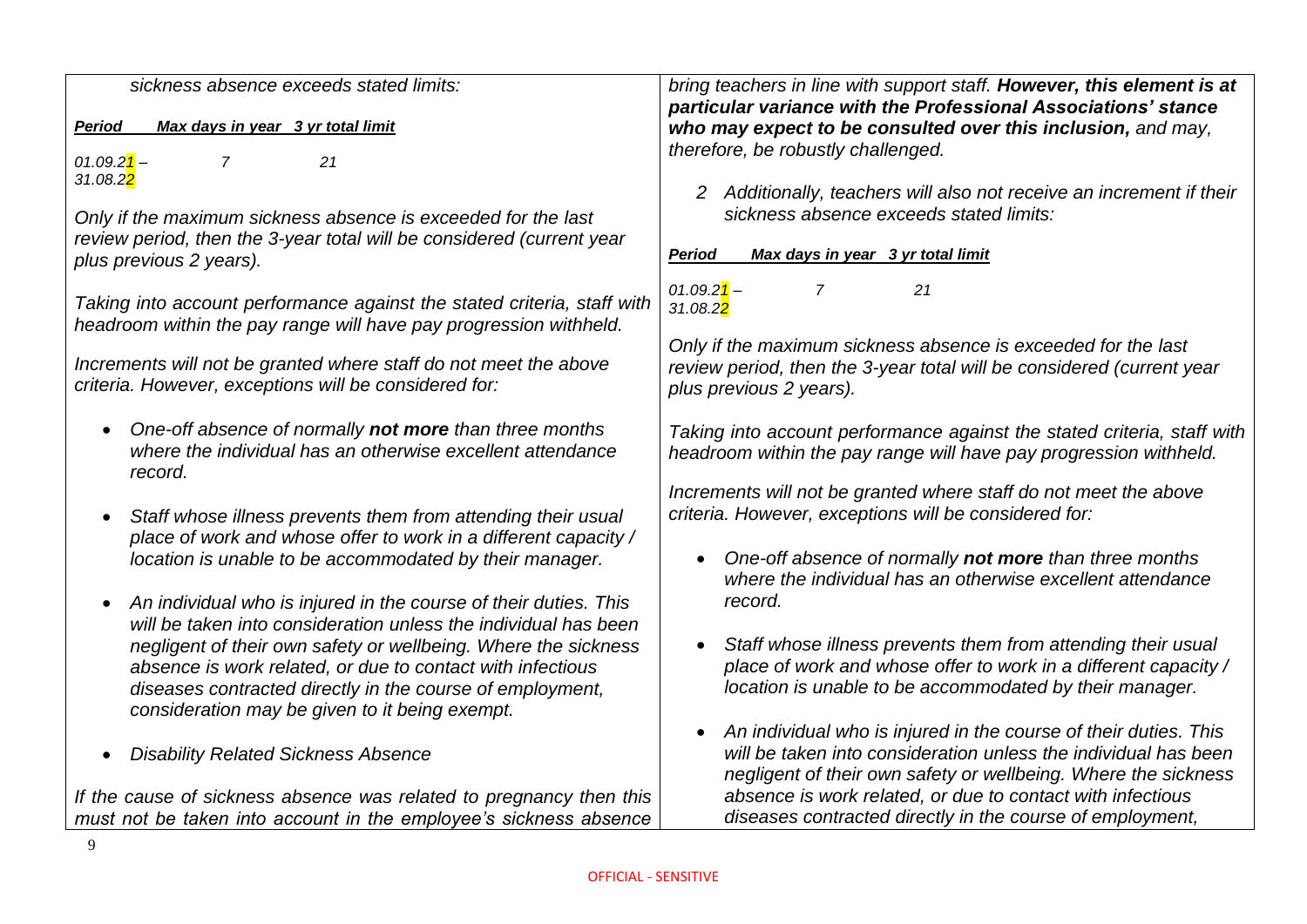*sickness absence exceeds stated limits:*

| ***Period*** | ***Max days in year*** | ***3 yr total limit*** |
|---|---|---|
| *01.09.21 – 31.08.22* | *7* | *21* |

*Only if the maximum sickness absence is exceeded for the last review period, then the 3-year total will be considered (current year plus previous 2 years).*

*Taking into account performance against the stated criteria, staff with headroom within the pay range will have pay progression withheld.*

*Increments will not be granted where staff do not meet the above criteria. However, exceptions will be considered for:*

- *One-off absence of normally **not more** than three months where the individual has an otherwise excellent attendance record.*
- *Staff whose illness prevents them from attending their usual place of work and whose offer to work in a different capacity / location is unable to be accommodated by their manager.*
- *An individual who is injured in the course of their duties. This will be taken into consideration unless the individual has been negligent of their own safety or wellbeing. Where the sickness absence is work related, or due to contact with infectious diseases contracted directly in the course of employment, consideration may be given to it being exempt.*
- *Disability Related Sickness Absence*

*If the cause of sickness absence was related to pregnancy then this must not be taken into account in the employee's sickness absence*

*bring teachers in line with support staff. **However, this element is at particular variance with the Professional Associations' stance who may expect to be consulted over this inclusion,** and may, therefore, be robustly challenged.*

2. *Additionally, teachers will also not receive an increment if their sickness absence exceeds stated limits:*

| ***Period*** | ***Max days in year*** | ***3 yr total limit*** |
|---|---|---|
| *01.09.21 – 31.08.22* | *7* | *21* |

*Only if the maximum sickness absence is exceeded for the last review period, then the 3-year total will be considered (current year plus previous 2 years).*

*Taking into account performance against the stated criteria, staff with headroom within the pay range will have pay progression withheld.*

*Increments will not be granted where staff do not meet the above criteria. However, exceptions will be considered for:*

- *One-off absence of normally **not more** than three months where the individual has an otherwise excellent attendance record.*
- *Staff whose illness prevents them from attending their usual place of work and whose offer to work in a different capacity / location is unable to be accommodated by their manager.*
- *An individual who is injured in the course of their duties. This will be taken into consideration unless the individual has been negligent of their own safety or wellbeing. Where the sickness absence is work related, or due to contact with infectious diseases contracted directly in the course of employment,*

OFFICIAL - SENSITIVE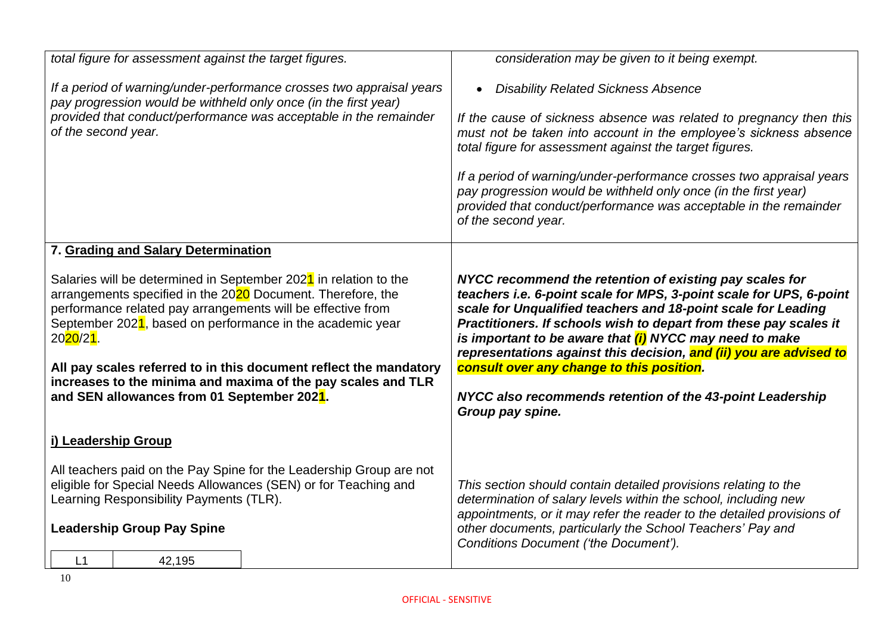| | |
|---|---|
| *total figure for assessment against the target figures.*<br><br>*If a period of warning/under-performance crosses two appraisal years pay progression would be withheld only once (in the first year) provided that conduct/performance was acceptable in the remainder of the second year.* | *consideration may be given to it being exempt.*<br><br>• *Disability Related Sickness Absence*<br><br>*If the cause of sickness absence was related to pregnancy then this must not be taken into account in the employee's sickness absence total figure for assessment against the target figures.*<br><br>*If a period of warning/under-performance crosses two appraisal years pay progression would be withheld only once (in the first year) provided that conduct/performance was acceptable in the remainder of the second year.* |
| **7. Grading and Salary Determination**<br><br>Salaries will be determined in September 2021 in relation to the arrangements specified in the 2020 Document. Therefore, the performance related pay arrangements will be effective from September 2021, based on performance in the academic year 2020/21.<br><br>**All pay scales referred to in this document reflect the mandatory increases to the minima and maxima of the pay scales and TLR and SEN allowances from 01 September 2021.** | ***NYCC recommend the retention of existing pay scales for teachers i.e. 6-point scale for MPS, 3-point scale for UPS, 6-point scale for Unqualified teachers and 18-point scale for Leading Practitioners. If schools wish to depart from these pay scales it is important to be aware that (i) NYCC may need to make representations against this decision, and (ii) you are advised to consult over any change to this position.***<br><br>***NYCC also recommends retention of the 43-point Leadership Group pay spine.*** |
| **i) Leadership Group**<br><br>All teachers paid on the Pay Spine for the Leadership Group are not eligible for Special Needs Allowances (SEN) or for Teaching and Learning Responsibility Payments (TLR).<br><br>**Leadership Group Pay Spine**<br><br>L1 \| 42,195 | *This section should contain detailed provisions relating to the determination of salary levels within the school, including new appointments, or it may refer the reader to the detailed provisions of other documents, particularly the School Teachers' Pay and Conditions Document ('the Document').* |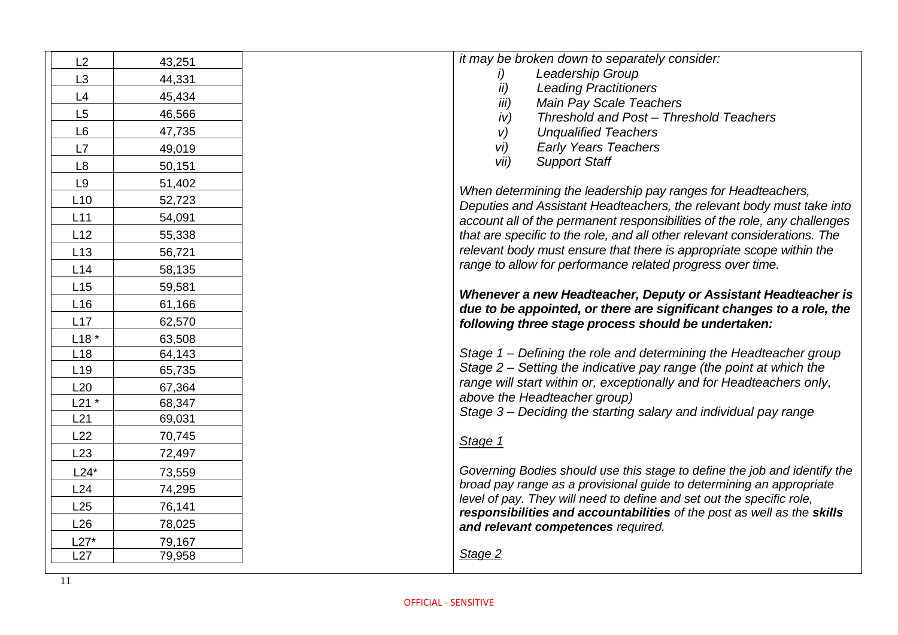| L2 | 43,251 |
|---|---|
| L3 | 44,331 |
| L4 | 45,434 |
| L5 | 46,566 |
| L6 | 47,735 |
| L7 | 49,019 |
| L8 | 50,151 |
| L9 | 51,402 |
| L10 | 52,723 |
| L11 | 54,091 |
| L12 | 55,338 |
| L13 | 56,721 |
| L14 | 58,135 |
| L15 | 59,581 |
| L16 | 61,166 |
| L17 | 62,570 |
| L18 * | 63,508 |
| L18 | 64,143 |
| L19 | 65,735 |
| L20 | 67,364 |
| L21 * | 68,347 |
| L21 | 69,031 |
| L22 | 70,745 |
| L23 | 72,497 |
| L24* | 73,559 |
| L24 | 74,295 |
| L25 | 76,141 |
| L26 | 78,025 |
| L27* | 79,167 |
| L27 | 79,958 |

*it may be broken down to separately consider:*

*i) Leadership Group*
*ii) Leading Practitioners*
*iii) Main Pay Scale Teachers*
*iv) Threshold and Post – Threshold Teachers*
*v) Unqualified Teachers*
*vi) Early Years Teachers*
*vii) Support Staff*

*When determining the leadership pay ranges for Headteachers, Deputies and Assistant Headteachers, the relevant body must take into account all of the permanent responsibilities of the role, any challenges that are specific to the role, and all other relevant considerations. The relevant body must ensure that there is appropriate scope within the range to allow for performance related progress over time.*

***Whenever a new Headteacher, Deputy or Assistant Headteacher is due to be appointed, or there are significant changes to a role, the following three stage process should be undertaken:***

*Stage 1 – Defining the role and determining the Headteacher group*
*Stage 2 – Setting the indicative pay range (the point at which the range will start within or, exceptionally and for Headteachers only, above the Headteacher group)*
*Stage 3 – Deciding the starting salary and individual pay range*

*Stage 1*

*Governing Bodies should use this stage to define the job and identify the broad pay range as a provisional guide to determining an appropriate level of pay. They will need to define and set out the specific role,* ***responsibilities and accountabilities*** *of the post as well as the* ***skills and relevant competences*** *required.*

*Stage 2*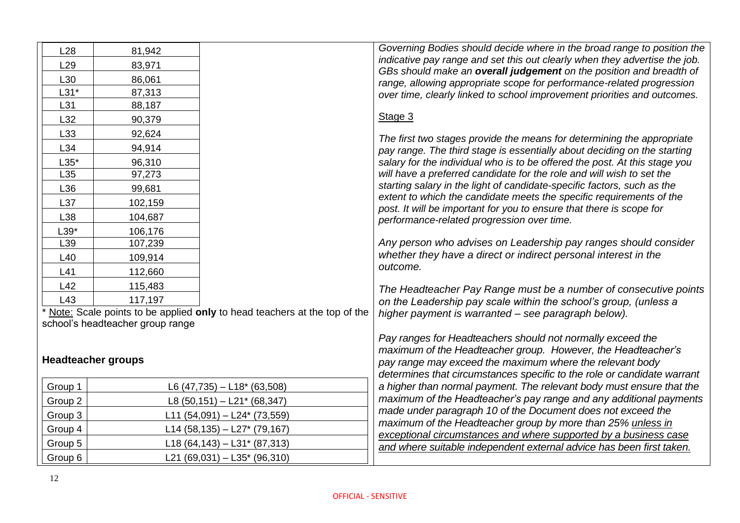| | |
|---|---|
| L28 | 81,942 |
| L29 | 83,971 |
| L30 | 86,061 |
| L31* | 87,313 |
| L31 | 88,187 |
| L32 | 90,379 |
| L33 | 92,624 |
| L34 | 94,914 |
| L35* | 96,310 |
| L35 | 97,273 |
| L36 | 99,681 |
| L37 | 102,159 |
| L38 | 104,687 |
| L39* | 106,176 |
| L39 | 107,239 |
| L40 | 109,914 |
| L41 | 112,660 |
| L42 | 115,483 |
| L43 | 117,197 |

* Note: Scale points to be applied **only** to head teachers at the top of the school's headteacher group range

**Headteacher groups**

| | |
|---|---|
| Group 1 | L6 (47,735) – L18* (63,508) |
| Group 2 | L8 (50,151) – L21* (68,347) |
| Group 3 | L11 (54,091) – L24* (73,559) |
| Group 4 | L14 (58,135) – L27* (79,167) |
| Group 5 | L18 (64,143) – L31* (87,313) |
| Group 6 | L21 (69,031) – L35* (96,310) |

*Governing Bodies should decide where in the broad range to position the indicative pay range and set this out clearly when they advertise the job. GBs should make an **overall judgement** on the position and breadth of range, allowing appropriate scope for performance-related progression over time, clearly linked to school improvement priorities and outcomes.*

Stage 3

*The first two stages provide the means for determining the appropriate pay range. The third stage is essentially about deciding on the starting salary for the individual who is to be offered the post. At this stage you will have a preferred candidate for the role and will wish to set the starting salary in the light of candidate-specific factors, such as the extent to which the candidate meets the specific requirements of the post. It will be important for you to ensure that there is scope for performance-related progression over time.*

*Any person who advises on Leadership pay ranges should consider whether they have a direct or indirect personal interest in the outcome.*

*The Headteacher Pay Range must be a number of consecutive points on the Leadership pay scale within the school's group, (unless a higher payment is warranted – see paragraph below).*

*Pay ranges for Headteachers should not normally exceed the maximum of the Headteacher group. However, the Headteacher's pay range may exceed the maximum where the relevant body determines that circumstances specific to the role or candidate warrant a higher than normal payment. The relevant body must ensure that the maximum of the Headteacher's pay range and any additional payments made under paragraph 10 of the Document does not exceed the maximum of the Headteacher group by more than 25% unless in exceptional circumstances and where supported by a business case and where suitable independent external advice has been first taken.*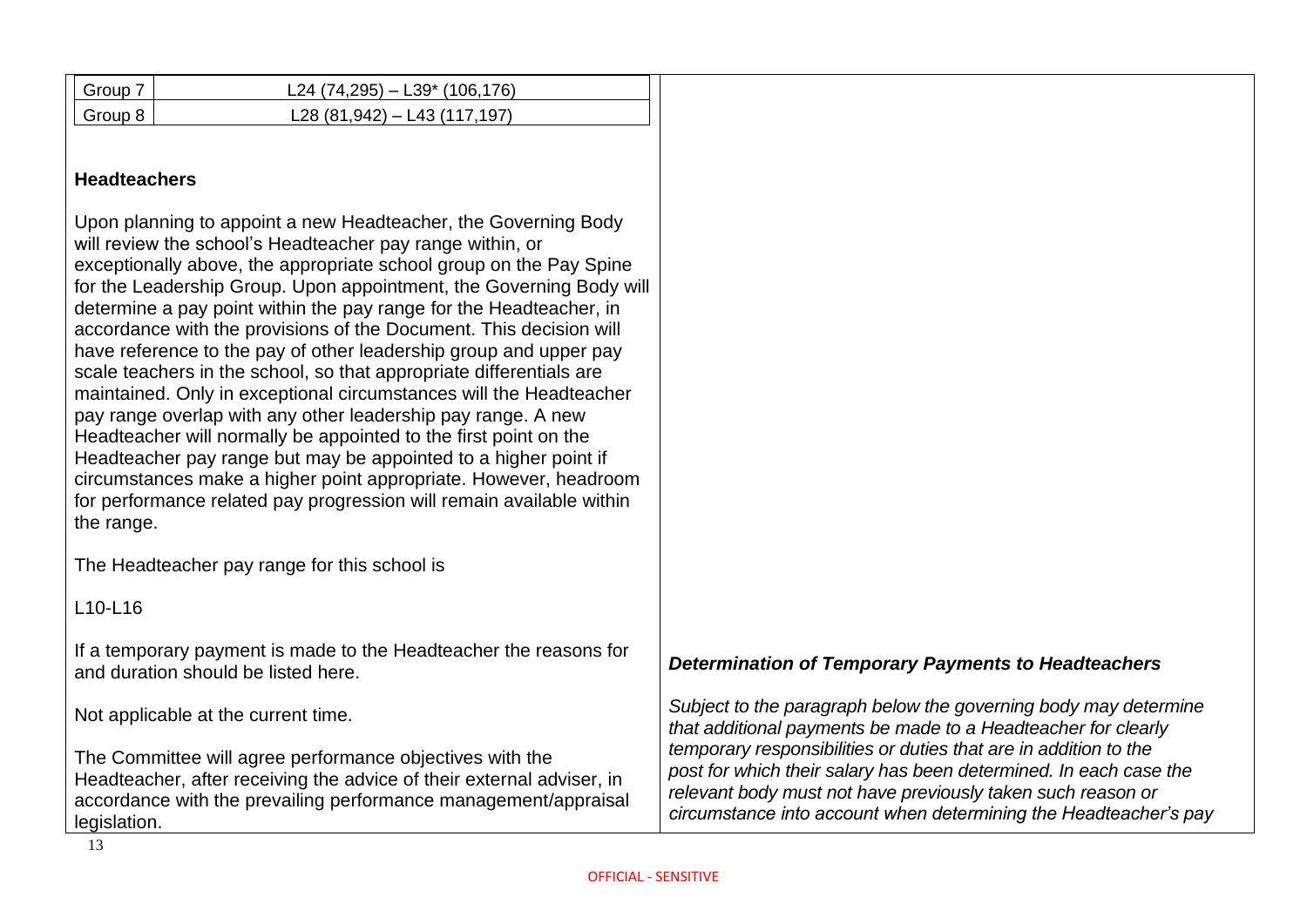| Group 7 | L24 (74,295) – L39* (106,176) |
|---|---|
| Group 8 | L28 (81,942) – L43 (117,197) |

**Headteachers**

Upon planning to appoint a new Headteacher, the Governing Body will review the school's Headteacher pay range within, or exceptionally above, the appropriate school group on the Pay Spine for the Leadership Group. Upon appointment, the Governing Body will determine a pay point within the pay range for the Headteacher, in accordance with the provisions of the Document. This decision will have reference to the pay of other leadership group and upper pay scale teachers in the school, so that appropriate differentials are maintained. Only in exceptional circumstances will the Headteacher pay range overlap with any other leadership pay range. A new Headteacher will normally be appointed to the first point on the Headteacher pay range but may be appointed to a higher point if circumstances make a higher point appropriate. However, headroom for performance related pay progression will remain available within the range.

The Headteacher pay range for this school is

L10-L16

If a temporary payment is made to the Headteacher the reasons for and duration should be listed here.

Not applicable at the current time.

The Committee will agree performance objectives with the Headteacher, after receiving the advice of their external adviser, in accordance with the prevailing performance management/appraisal legislation.

***Determination of Temporary Payments to Headteachers***

*Subject to the paragraph below the governing body may determine that additional payments be made to a Headteacher for clearly temporary responsibilities or duties that are in addition to the post for which their salary has been determined. In each case the relevant body must not have previously taken such reason or circumstance into account when determining the Headteacher's pay*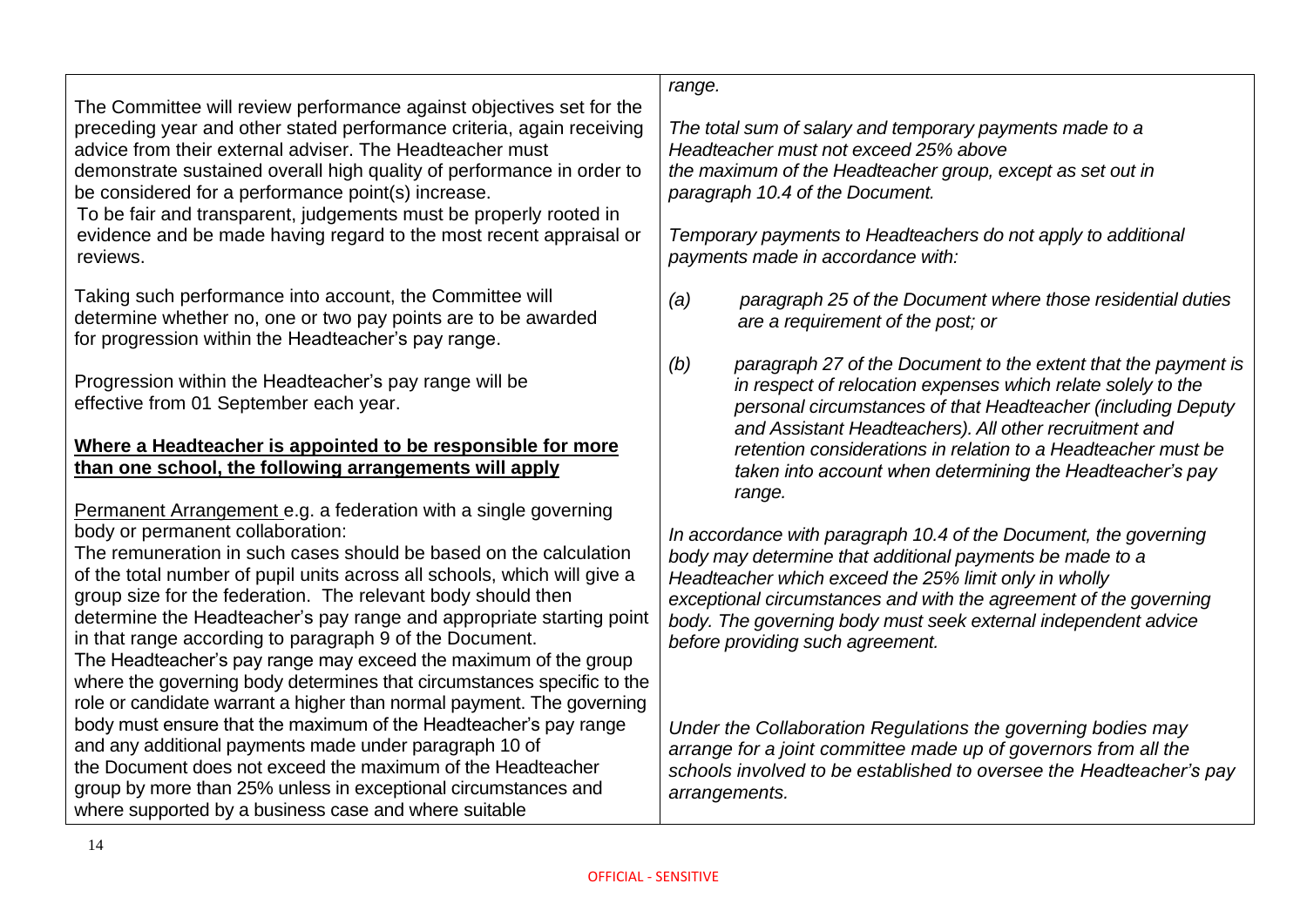The Committee will review performance against objectives set for the preceding year and other stated performance criteria, again receiving advice from their external adviser. The Headteacher must demonstrate sustained overall high quality of performance in order to be considered for a performance point(s) increase.
To be fair and transparent, judgements must be properly rooted in evidence and be made having regard to the most recent appraisal or reviews.

Taking such performance into account, the Committee will determine whether no, one or two pay points are to be awarded for progression within the Headteacher's pay range.

Progression within the Headteacher's pay range will be effective from 01 September each year.

**Where a Headteacher is appointed to be responsible for more than one school, the following arrangements will apply**

Permanent Arrangement e.g. a federation with a single governing body or permanent collaboration:
The remuneration in such cases should be based on the calculation of the total number of pupil units across all schools, which will give a group size for the federation. The relevant body should then determine the Headteacher's pay range and appropriate starting point in that range according to paragraph 9 of the Document.
The Headteacher's pay range may exceed the maximum of the group where the governing body determines that circumstances specific to the role or candidate warrant a higher than normal payment. The governing body must ensure that the maximum of the Headteacher's pay range and any additional payments made under paragraph 10 of the Document does not exceed the maximum of the Headteacher group by more than 25% unless in exceptional circumstances and where supported by a business case and where suitable

*range.*

*The total sum of salary and temporary payments made to a Headteacher must not exceed 25% above the maximum of the Headteacher group, except as set out in paragraph 10.4 of the Document.*

*Temporary payments to Headteachers do not apply to additional payments made in accordance with:*

*(a) paragraph 25 of the Document where those residential duties are a requirement of the post; or*

*(b) paragraph 27 of the Document to the extent that the payment is in respect of relocation expenses which relate solely to the personal circumstances of that Headteacher (including Deputy and Assistant Headteachers). All other recruitment and retention considerations in relation to a Headteacher must be taken into account when determining the Headteacher's pay range.*

*In accordance with paragraph 10.4 of the Document, the governing body may determine that additional payments be made to a Headteacher which exceed the 25% limit only in wholly exceptional circumstances and with the agreement of the governing body. The governing body must seek external independent advice before providing such agreement.*

*Under the Collaboration Regulations the governing bodies may arrange for a joint committee made up of governors from all the schools involved to be established to oversee the Headteacher's pay arrangements.*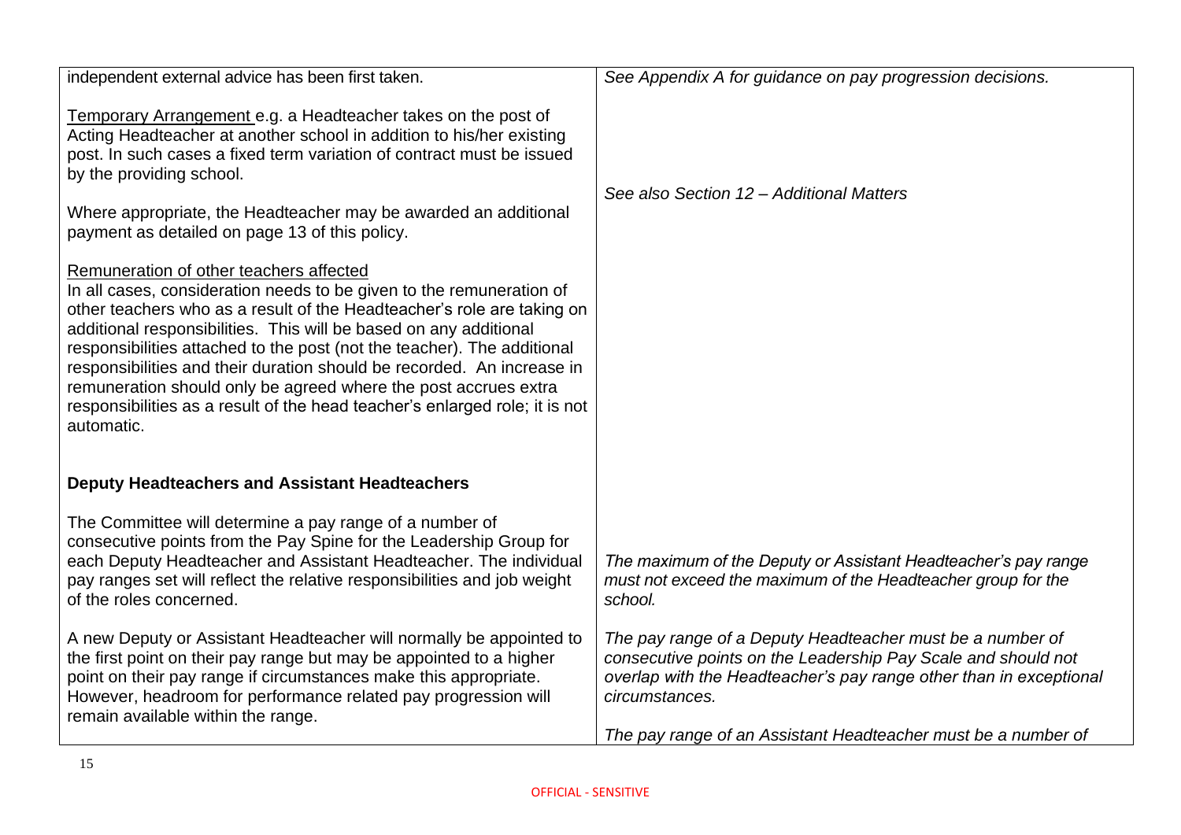| | |
|---|---|
| independent external advice has been first taken.<br><br><u>Temporary Arrangement</u> e.g. a Headteacher takes on the post of Acting Headteacher at another school in addition to his/her existing post. In such cases a fixed term variation of contract must be issued by the providing school.<br><br>Where appropriate, the Headteacher may be awarded an additional payment as detailed on page 13 of this policy.<br><br><u>Remuneration of other teachers affected</u><br>In all cases, consideration needs to be given to the remuneration of other teachers who as a result of the Headteacher's role are taking on additional responsibilities. This will be based on any additional responsibilities attached to the post (not the teacher). The additional responsibilities and their duration should be recorded. An increase in remuneration should only be agreed where the post accrues extra responsibilities as a result of the head teacher's enlarged role; it is not automatic.<br><br>**Deputy Headteachers and Assistant Headteachers**<br><br>The Committee will determine a pay range of a number of consecutive points from the Pay Spine for the Leadership Group for each Deputy Headteacher and Assistant Headteacher. The individual pay ranges set will reflect the relative responsibilities and job weight of the roles concerned.<br><br>A new Deputy or Assistant Headteacher will normally be appointed to the first point on their pay range but may be appointed to a higher point on their pay range if circumstances make this appropriate. However, headroom for performance related pay progression will remain available within the range. | *See Appendix A for guidance on pay progression decisions.*<br><br>*See also Section 12 – Additional Matters*<br><br>*The maximum of the Deputy or Assistant Headteacher's pay range must not exceed the maximum of the Headteacher group for the school.*<br><br>*The pay range of a Deputy Headteacher must be a number of consecutive points on the Leadership Pay Scale and should not overlap with the Headteacher's pay range other than in exceptional circumstances.*<br><br>*The pay range of an Assistant Headteacher must be a number of* |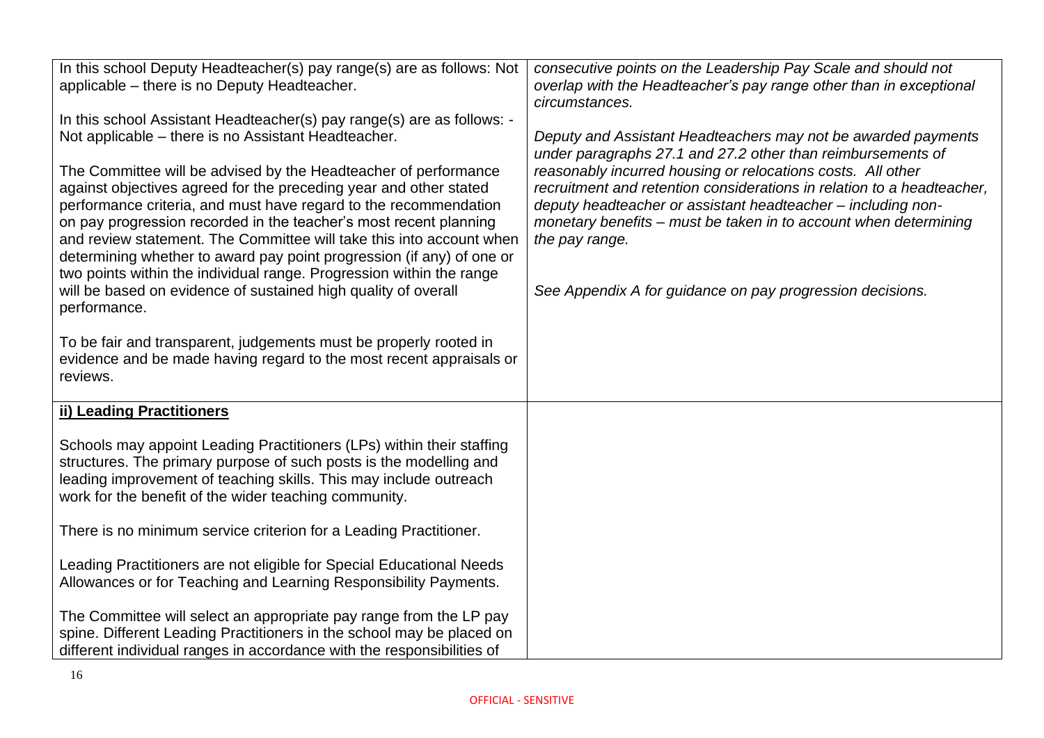| | |
|---|---|
| In this school Deputy Headteacher(s) pay range(s) are as follows: Not applicable – there is no Deputy Headteacher.<br><br>In this school Assistant Headteacher(s) pay range(s) are as follows: - Not applicable – there is no Assistant Headteacher.<br><br>The Committee will be advised by the Headteacher of performance against objectives agreed for the preceding year and other stated performance criteria, and must have regard to the recommendation on pay progression recorded in the teacher's most recent planning and review statement. The Committee will take this into account when determining whether to award pay point progression (if any) of one or two points within the individual range. Progression within the range will be based on evidence of sustained high quality of overall performance.<br><br>To be fair and transparent, judgements must be properly rooted in evidence and be made having regard to the most recent appraisals or reviews. | *consecutive points on the Leadership Pay Scale and should not overlap with the Headteacher's pay range other than in exceptional circumstances.*<br><br>*Deputy and Assistant Headteachers may not be awarded payments under paragraphs 27.1 and 27.2 other than reimbursements of reasonably incurred housing or relocations costs. All other recruitment and retention considerations in relation to a headteacher, deputy headteacher or assistant headteacher – including non-monetary benefits – must be taken in to account when determining the pay range.*<br><br>*See Appendix A for guidance on pay progression decisions.* |
| **ii) Leading Practitioners**<br><br>Schools may appoint Leading Practitioners (LPs) within their staffing structures. The primary purpose of such posts is the modelling and leading improvement of teaching skills. This may include outreach work for the benefit of the wider teaching community.<br><br>There is no minimum service criterion for a Leading Practitioner.<br><br>Leading Practitioners are not eligible for Special Educational Needs Allowances or for Teaching and Learning Responsibility Payments.<br><br>The Committee will select an appropriate pay range from the LP pay spine. Different Leading Practitioners in the school may be placed on different individual ranges in accordance with the responsibilities of | |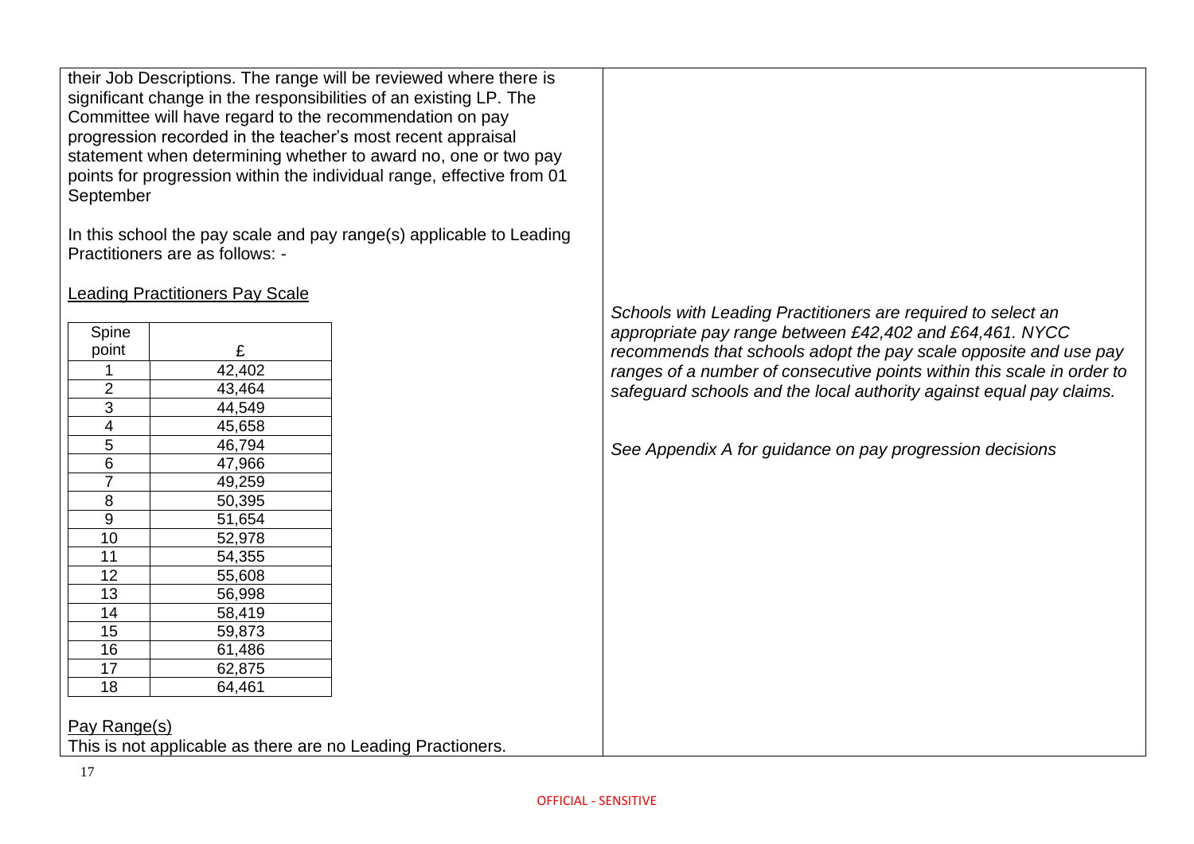their Job Descriptions. The range will be reviewed where there is significant change in the responsibilities of an existing LP. The Committee will have regard to the recommendation on pay progression recorded in the teacher's most recent appraisal statement when determining whether to award no, one or two pay points for progression within the individual range, effective from 01 September

In this school the pay scale and pay range(s) applicable to Leading Practitioners are as follows: -

<u>Leading Practitioners Pay Scale</u>

| Spine point | £ |
|---|---|
| 1 | 42,402 |
| 2 | 43,464 |
| 3 | 44,549 |
| 4 | 45,658 |
| 5 | 46,794 |
| 6 | 47,966 |
| 7 | 49,259 |
| 8 | 50,395 |
| 9 | 51,654 |
| 10 | 52,978 |
| 11 | 54,355 |
| 12 | 55,608 |
| 13 | 56,998 |
| 14 | 58,419 |
| 15 | 59,873 |
| 16 | 61,486 |
| 17 | 62,875 |
| 18 | 64,461 |

<u>Pay Range(s)</u>
This is not applicable as there are no Leading Practioners.

*Schools with Leading Practitioners are required to select an appropriate pay range between £42,402 and £64,461. NYCC recommends that schools adopt the pay scale opposite and use pay ranges of a number of consecutive points within this scale in order to safeguard schools and the local authority against equal pay claims.*

*See Appendix A for guidance on pay progression decisions*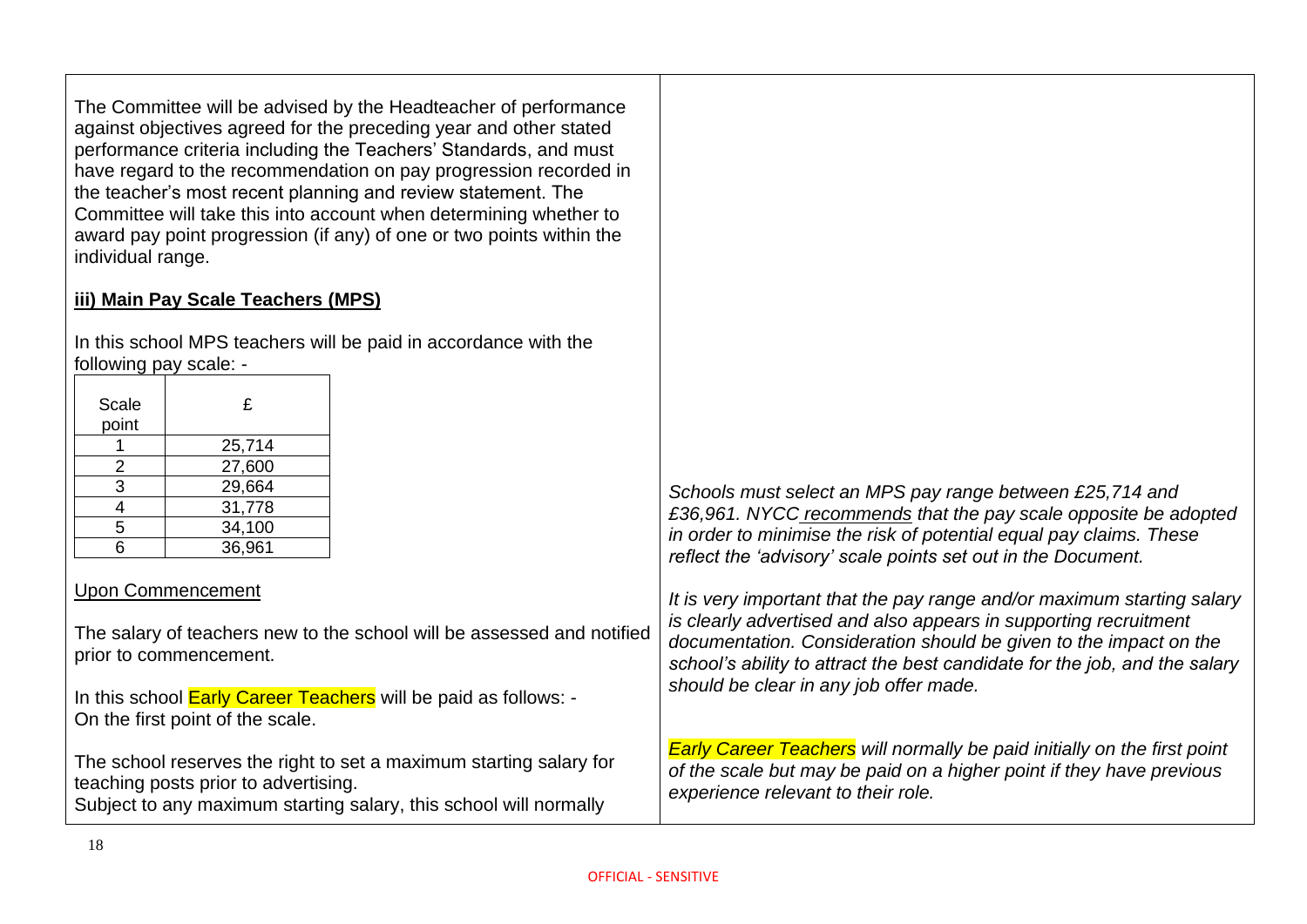The Committee will be advised by the Headteacher of performance against objectives agreed for the preceding year and other stated performance criteria including the Teachers' Standards, and must have regard to the recommendation on pay progression recorded in the teacher's most recent planning and review statement. The Committee will take this into account when determining whether to award pay point progression (if any) of one or two points within the individual range.

**iii) Main Pay Scale Teachers (MPS)**

In this school MPS teachers will be paid in accordance with the following pay scale: -

| Scale point | £ |
|---|---|
| 1 | 25,714 |
| 2 | 27,600 |
| 3 | 29,664 |
| 4 | 31,778 |
| 5 | 34,100 |
| 6 | 36,961 |

*Schools must select an MPS pay range between £25,714 and £36,961. NYCC recommends that the pay scale opposite be adopted in order to minimise the risk of potential equal pay claims. These reflect the 'advisory' scale points set out in the Document.*

Upon Commencement

The salary of teachers new to the school will be assessed and notified prior to commencement.

In this school Early Career Teachers will be paid as follows: -
On the first point of the scale.

The school reserves the right to set a maximum starting salary for teaching posts prior to advertising.
Subject to any maximum starting salary, this school will normally

*It is very important that the pay range and/or maximum starting salary is clearly advertised and also appears in supporting recruitment documentation. Consideration should be given to the impact on the school's ability to attract the best candidate for the job, and the salary should be clear in any job offer made.*

*Early Career Teachers will normally be paid initially on the first point of the scale but may be paid on a higher point if they have previous experience relevant to their role.*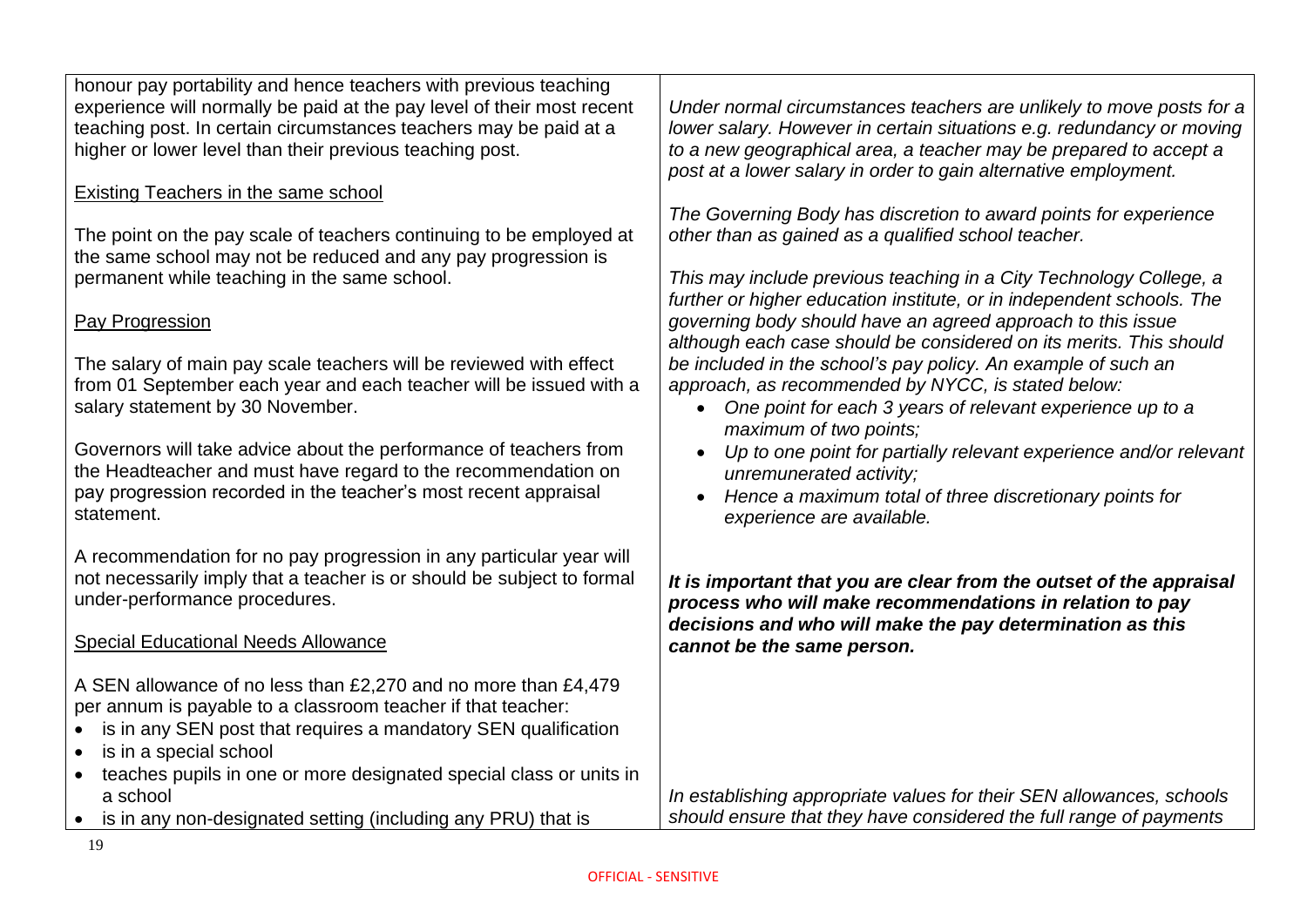| | |
|---|---|
| honour pay portability and hence teachers with previous teaching experience will normally be paid at the pay level of their most recent teaching post. In certain circumstances teachers may be paid at a higher or lower level than their previous teaching post.<br><br><u>Existing Teachers in the same school</u><br><br>The point on the pay scale of teachers continuing to be employed at the same school may not be reduced and any pay progression is permanent while teaching in the same school.<br><br><u>Pay Progression</u><br><br>The salary of main pay scale teachers will be reviewed with effect from 01 September each year and each teacher will be issued with a salary statement by 30 November.<br><br>Governors will take advice about the performance of teachers from the Headteacher and must have regard to the recommendation on pay progression recorded in the teacher's most recent appraisal statement.<br><br>A recommendation for no pay progression in any particular year will not necessarily imply that a teacher is or should be subject to formal under-performance procedures.<br><br><u>Special Educational Needs Allowance</u><br><br>A SEN allowance of no less than £2,270 and no more than £4,479 per annum is payable to a classroom teacher if that teacher:<br>• is in any SEN post that requires a mandatory SEN qualification<br>• is in a special school<br>• teaches pupils in one or more designated special class or units in a school<br>• is in any non-designated setting (including any PRU) that is | *Under normal circumstances teachers are unlikely to move posts for a lower salary. However in certain situations e.g. redundancy or moving to a new geographical area, a teacher may be prepared to accept a post at a lower salary in order to gain alternative employment.*<br><br>*The Governing Body has discretion to award points for experience other than as gained as a qualified school teacher.*<br><br>*This may include previous teaching in a City Technology College, a further or higher education institute, or in independent schools. The governing body should have an agreed approach to this issue although each case should be considered on its merits. This should be included in the school's pay policy. An example of such an approach, as recommended by NYCC, is stated below:*<br>• *One point for each 3 years of relevant experience up to a maximum of two points;*<br>• *Up to one point for partially relevant experience and/or relevant unremunerated activity;*<br>• *Hence a maximum total of three discretionary points for experience are available.*<br><br>***It is important that you are clear from the outset of the appraisal process who will make recommendations in relation to pay decisions and who will make the pay determination as this cannot be the same person.***<br><br>*In establishing appropriate values for their SEN allowances, schools should ensure that they have considered the full range of payments* |

OFFICIAL - SENSITIVE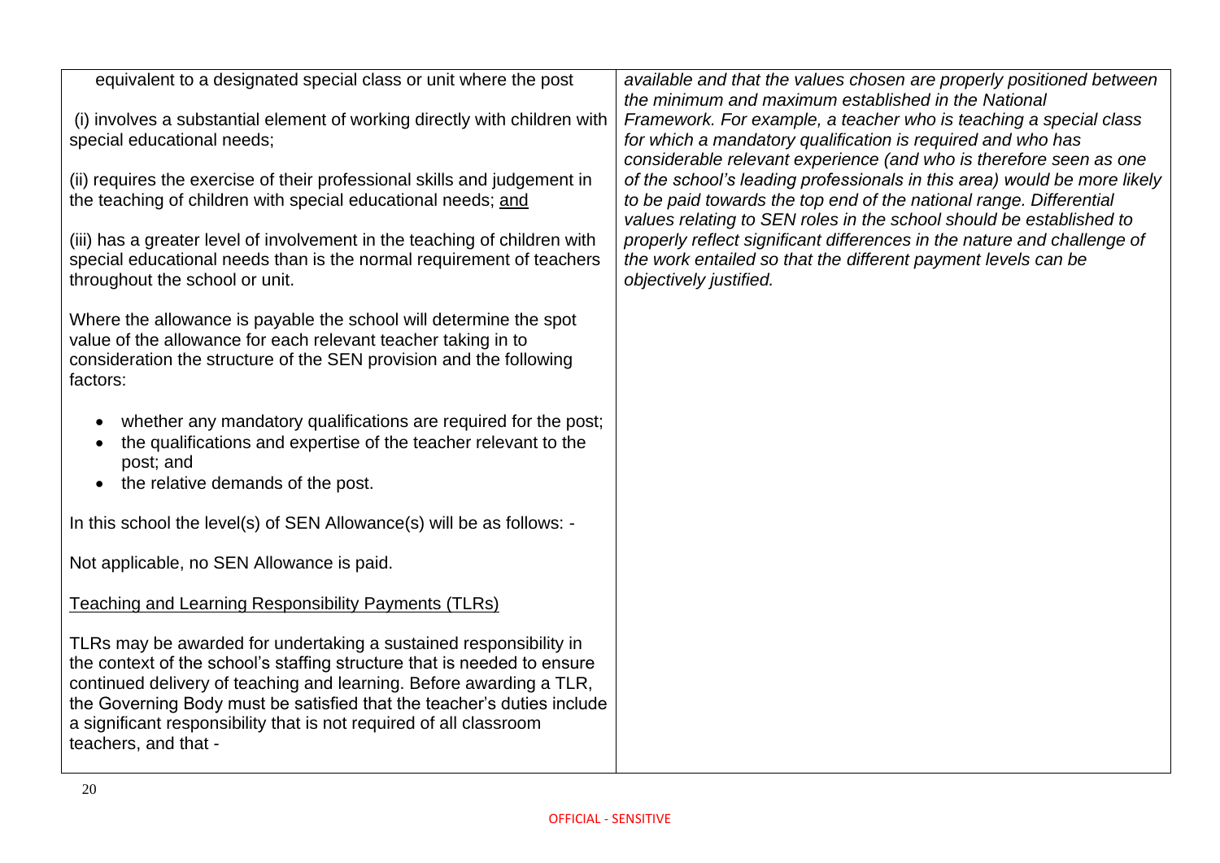| | |
|---|---|
| equivalent to a designated special class or unit where the post<br><br>(i) involves a substantial element of working directly with children with special educational needs;<br><br>(ii) requires the exercise of their professional skills and judgement in the teaching of children with special educational needs; <u>and</u><br><br>(iii) has a greater level of involvement in the teaching of children with special educational needs than is the normal requirement of teachers throughout the school or unit.<br><br>Where the allowance is payable the school will determine the spot value of the allowance for each relevant teacher taking in to consideration the structure of the SEN provision and the following factors:<br><br>• whether any mandatory qualifications are required for the post;<br>• the qualifications and expertise of the teacher relevant to the post; and<br>• the relative demands of the post.<br><br>In this school the level(s) of SEN Allowance(s) will be as follows: -<br><br>Not applicable, no SEN Allowance is paid.<br><br><u>Teaching and Learning Responsibility Payments (TLRs)</u><br><br>TLRs may be awarded for undertaking a sustained responsibility in the context of the school's staffing structure that is needed to ensure continued delivery of teaching and learning. Before awarding a TLR, the Governing Body must be satisfied that the teacher's duties include a significant responsibility that is not required of all classroom teachers, and that - | *available and that the values chosen are properly positioned between the minimum and maximum established in the National Framework. For example, a teacher who is teaching a special class for which a mandatory qualification is required and who has considerable relevant experience (and who is therefore seen as one of the school's leading professionals in this area) would be more likely to be paid towards the top end of the national range. Differential values relating to SEN roles in the school should be established to properly reflect significant differences in the nature and challenge of the work entailed so that the different payment levels can be objectively justified.* |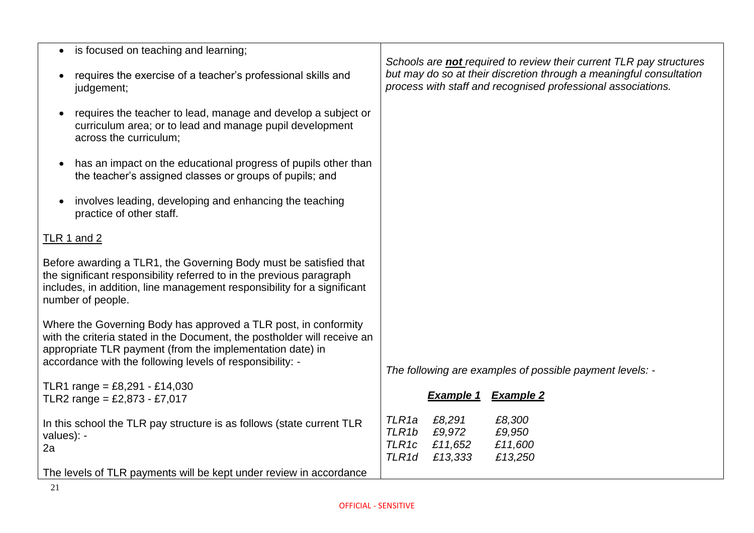| | |
|---|---|
| • is focused on teaching and learning;<br><br>• requires the exercise of a teacher's professional skills and judgement;<br><br>• requires the teacher to lead, manage and develop a subject or curriculum area; or to lead and manage pupil development across the curriculum;<br><br>• has an impact on the educational progress of pupils other than the teacher's assigned classes or groups of pupils; and<br><br>• involves leading, developing and enhancing the teaching practice of other staff.<br><br><u>TLR 1 and 2</u><br><br>Before awarding a TLR1, the Governing Body must be satisfied that the significant responsibility referred to in the previous paragraph includes, in addition, line management responsibility for a significant number of people.<br><br>Where the Governing Body has approved a TLR post, in conformity with the criteria stated in the Document, the postholder will receive an appropriate TLR payment (from the implementation date) in accordance with the following levels of responsibility: -<br><br>TLR1 range = £8,291 - £14,030<br>TLR2 range = £2,873 - £7,017<br><br>In this school the TLR pay structure is as follows (state current TLR values): -<br>2a<br><br>The levels of TLR payments will be kept under review in accordance | *Schools are **<u>not</u>** required to review their current TLR pay structures but may do so at their discretion through a meaningful consultation process with staff and recognised professional associations.*<br><br>*The following are examples of possible payment levels: -*<br><br>\| \| ***<u>Example 1</u>*** \| ***<u>Example 2</u>*** \|<br>*TLR1a £8,291 £8,300*<br>*TLR1b £9,972 £9,950*<br>*TLR1c £11,652 £11,600*<br>*TLR1d £13,333 £13,250* |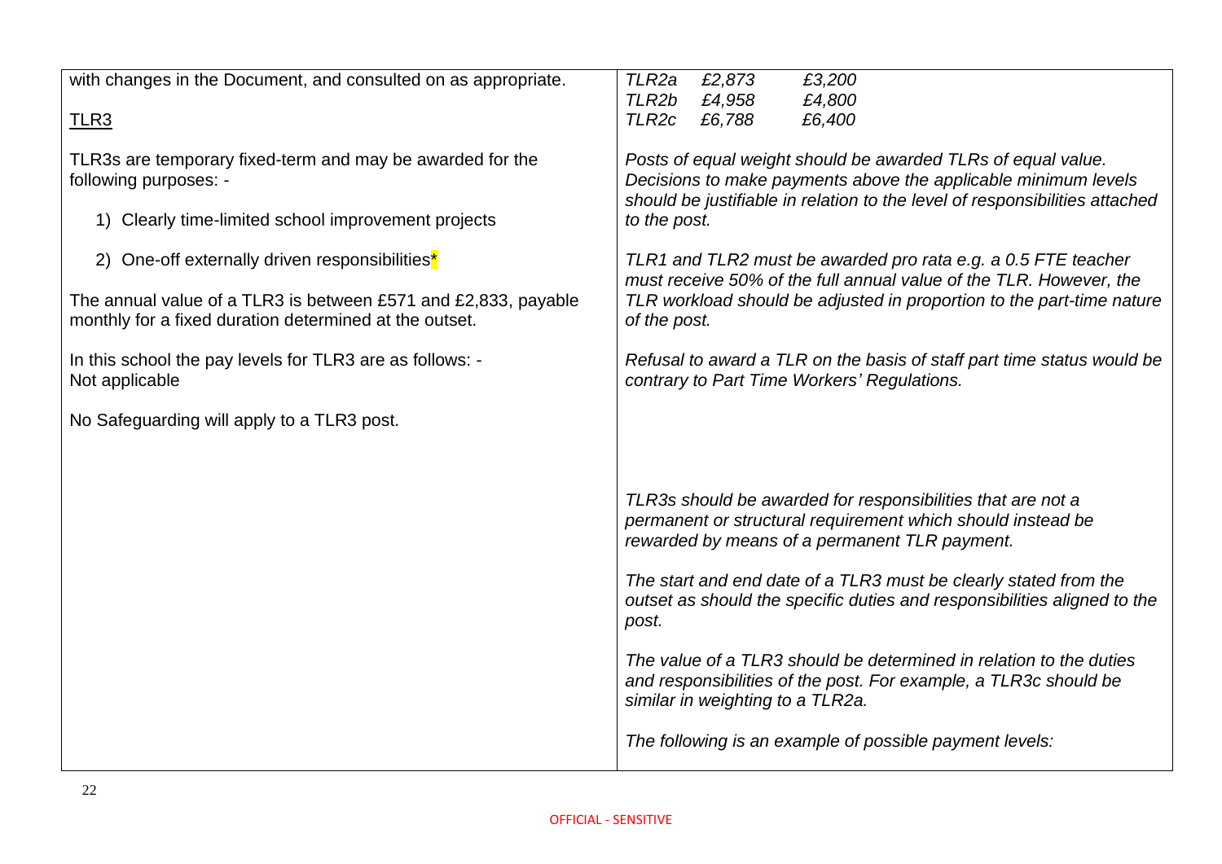| | |
|---|---|
| with changes in the Document, and consulted on as appropriate.<br><br><u>TLR3</u><br><br>TLR3s are temporary fixed-term and may be awarded for the following purposes: -<br><br>1) Clearly time-limited school improvement projects<br><br>2) One-off externally driven responsibilities*<br><br>The annual value of a TLR3 is between £571 and £2,833, payable monthly for a fixed duration determined at the outset.<br><br>In this school the pay levels for TLR3 are as follows: -<br>Not applicable<br><br>No Safeguarding will apply to a TLR3 post. | *TLR2a £2,873 £3,200*<br>*TLR2b £4,958 £4,800*<br>*TLR2c £6,788 £6,400*<br><br>*Posts of equal weight should be awarded TLRs of equal value. Decisions to make payments above the applicable minimum levels should be justifiable in relation to the level of responsibilities attached to the post.*<br><br>*TLR1 and TLR2 must be awarded pro rata e.g. a 0.5 FTE teacher must receive 50% of the full annual value of the TLR. However, the TLR workload should be adjusted in proportion to the part-time nature of the post.*<br><br>*Refusal to award a TLR on the basis of staff part time status would be contrary to Part Time Workers' Regulations.*<br><br>*TLR3s should be awarded for responsibilities that are not a permanent or structural requirement which should instead be rewarded by means of a permanent TLR payment.*<br><br>*The start and end date of a TLR3 must be clearly stated from the outset as should the specific duties and responsibilities aligned to the post.*<br><br>*The value of a TLR3 should be determined in relation to the duties and responsibilities of the post. For example, a TLR3c should be similar in weighting to a TLR2a.*<br><br>*The following is an example of possible payment levels:* |

OFFICIAL - SENSITIVE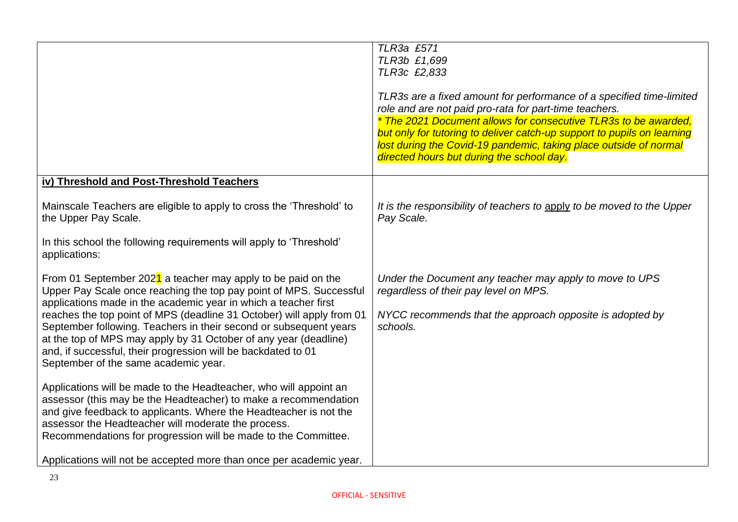| | |
|---|---|
| | *TLR3a £571*<br>*TLR3b £1,699*<br>*TLR3c £2,833*<br><br>*TLR3s are a fixed amount for performance of a specified time-limited role and are not paid pro-rata for part-time teachers.*<br>** The 2021 Document allows for consecutive TLR3s to be awarded, but only for tutoring to deliver catch-up support to pupils on learning lost during the Covid-19 pandemic, taking place outside of normal directed hours but during the school day.* |
| **iv) Threshold and Post-Threshold Teachers**<br><br>Mainscale Teachers are eligible to apply to cross the 'Threshold' to the Upper Pay Scale.<br><br>In this school the following requirements will apply to 'Threshold' applications:<br><br>From 01 September 2021 a teacher may apply to be paid on the Upper Pay Scale once reaching the top pay point of MPS. Successful applications made in the academic year in which a teacher first reaches the top point of MPS (deadline 31 October) will apply from 01 September following. Teachers in their second or subsequent years at the top of MPS may apply by 31 October of any year (deadline) and, if successful, their progression will be backdated to 01 September of the same academic year.<br><br>Applications will be made to the Headteacher, who will appoint an assessor (this may be the Headteacher) to make a recommendation and give feedback to applicants. Where the Headteacher is not the assessor the Headteacher will moderate the process. Recommendations for progression will be made to the Committee.<br><br>Applications will not be accepted more than once per academic year. | <br><br>*It is the responsibility of teachers to apply to be moved to the Upper Pay Scale.*<br><br><br><br>*Under the Document any teacher may apply to move to UPS regardless of their pay level on MPS.*<br><br>*NYCC recommends that the approach opposite is adopted by schools.* |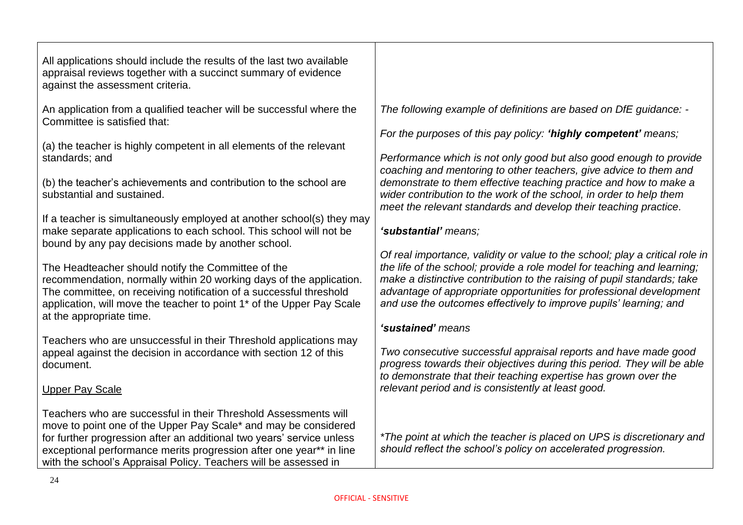| | |
|---|---|
| All applications should include the results of the last two available appraisal reviews together with a succinct summary of evidence against the assessment criteria.<br><br>An application from a qualified teacher will be successful where the Committee is satisfied that:<br><br>(a) the teacher is highly competent in all elements of the relevant standards; and<br><br>(b) the teacher's achievements and contribution to the school are substantial and sustained.<br><br>If a teacher is simultaneously employed at another school(s) they may make separate applications to each school. This school will not be bound by any pay decisions made by another school.<br><br>The Headteacher should notify the Committee of the recommendation, normally within 20 working days of the application. The committee, on receiving notification of a successful threshold application, will move the teacher to point 1* of the Upper Pay Scale at the appropriate time.<br><br>Teachers who are unsuccessful in their Threshold applications may appeal against the decision in accordance with section 12 of this document.<br><br><u>Upper Pay Scale</u><br><br>Teachers who are successful in their Threshold Assessments will move to point one of the Upper Pay Scale* and may be considered for further progression after an additional two years' service unless exceptional performance merits progression after one year** in line with the school's Appraisal Policy. Teachers will be assessed in | *The following example of definitions are based on DfE guidance: -*<br><br>*For the purposes of this pay policy:* ***'highly competent'*** *means;*<br><br>*Performance which is not only good but also good enough to provide coaching and mentoring to other teachers, give advice to them and demonstrate to them effective teaching practice and how to make a wider contribution to the work of the school, in order to help them meet the relevant standards and develop their teaching practice.*<br><br>***'substantial'*** *means;*<br><br>*Of real importance, validity or value to the school; play a critical role in the life of the school; provide a role model for teaching and learning; make a distinctive contribution to the raising of pupil standards; take advantage of appropriate opportunities for professional development and use the outcomes effectively to improve pupils' learning; and*<br><br>***'sustained'*** *means*<br><br>*Two consecutive successful appraisal reports and have made good progress towards their objectives during this period. They will be able to demonstrate that their teaching expertise has grown over the relevant period and is consistently at least good.*<br><br>*\*The point at which the teacher is placed on UPS is discretionary and should reflect the school's policy on accelerated progression.* |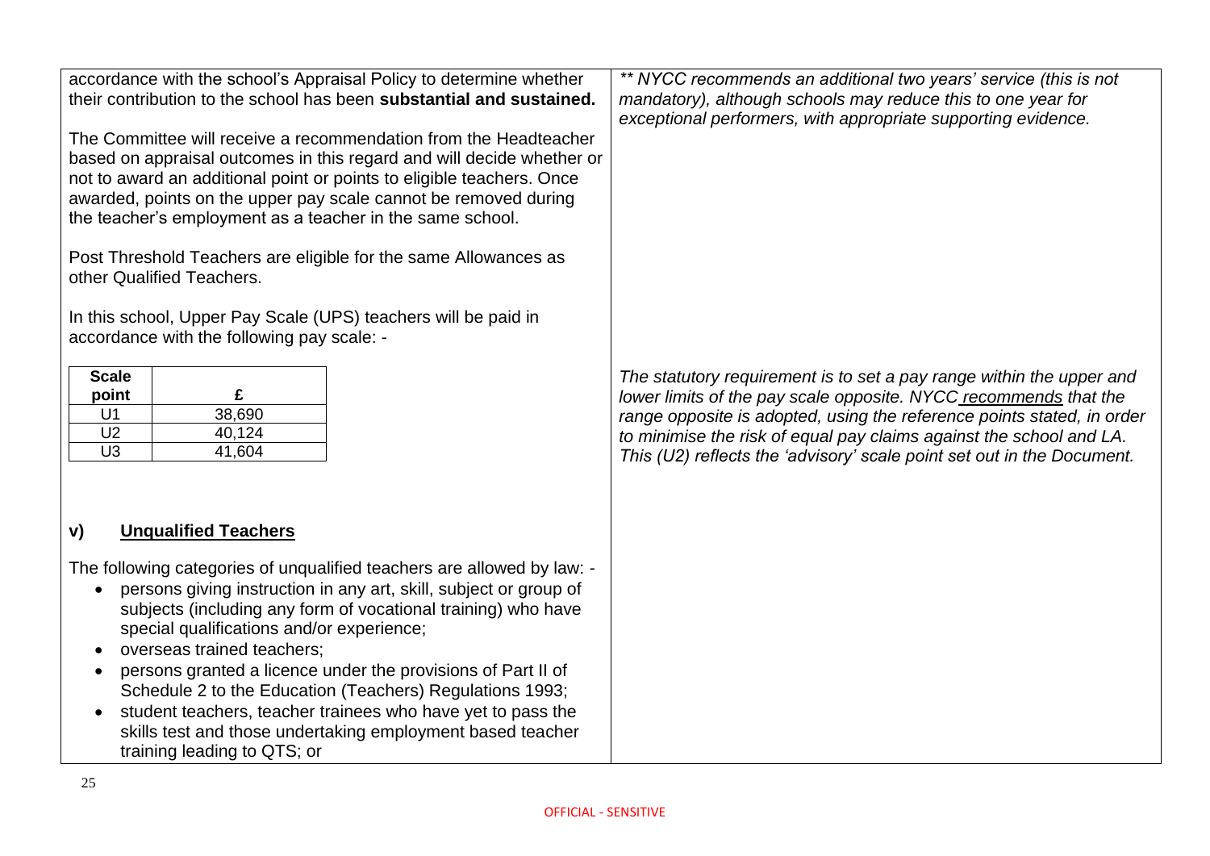accordance with the school's Appraisal Policy to determine whether their contribution to the school has been **substantial and sustained.**

*** NYCC recommends an additional two years' service (this is not mandatory), although schools may reduce this to one year for exceptional performers, with appropriate supporting evidence.*

The Committee will receive a recommendation from the Headteacher based on appraisal outcomes in this regard and will decide whether or not to award an additional point or points to eligible teachers. Once awarded, points on the upper pay scale cannot be removed during the teacher's employment as a teacher in the same school.

Post Threshold Teachers are eligible for the same Allowances as other Qualified Teachers.

In this school, Upper Pay Scale (UPS) teachers will be paid in accordance with the following pay scale: -

| Scale point | £ |
|---|---|
| U1 | 38,690 |
| U2 | 40,124 |
| U3 | 41,604 |

*The statutory requirement is to set a pay range within the upper and lower limits of the pay scale opposite. NYCC recommends that the range opposite is adopted, using the reference points stated, in order to minimise the risk of equal pay claims against the school and LA. This (U2) reflects the 'advisory' scale point set out in the Document.*

### v) Unqualified Teachers

The following categories of unqualified teachers are allowed by law: -

- persons giving instruction in any art, skill, subject or group of subjects (including any form of vocational training) who have special qualifications and/or experience;
- overseas trained teachers;
- persons granted a licence under the provisions of Part II of Schedule 2 to the Education (Teachers) Regulations 1993;
- student teachers, teacher trainees who have yet to pass the skills test and those undertaking employment based teacher training leading to QTS; or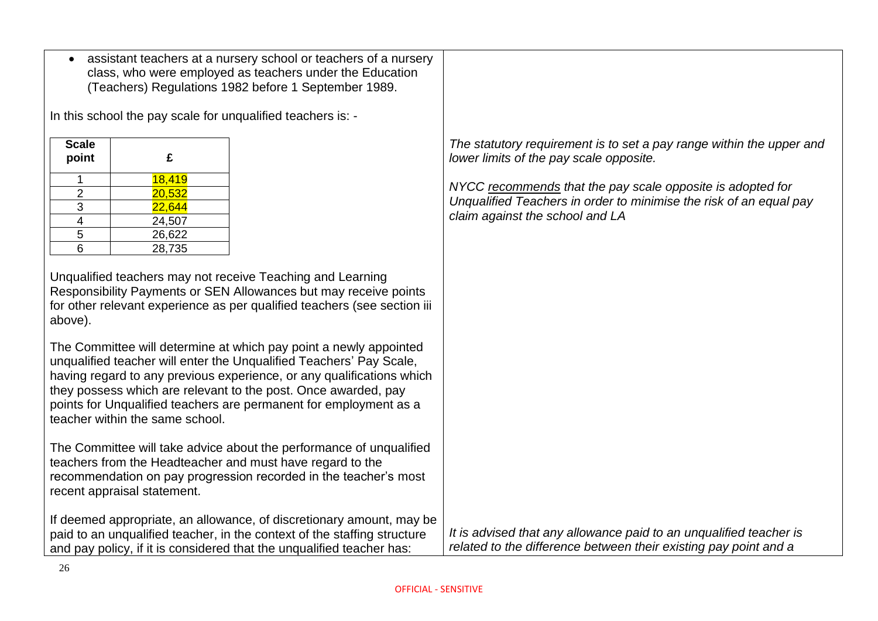- assistant teachers at a nursery school or teachers of a nursery class, who were employed as teachers under the Education (Teachers) Regulations 1982 before 1 September 1989.

In this school the pay scale for unqualified teachers is: -

| Scale point | £ |
|---|---|
| 1 | 18,419 |
| 2 | 20,532 |
| 3 | 22,644 |
| 4 | 24,507 |
| 5 | 26,622 |
| 6 | 28,735 |

*The statutory requirement is to set a pay range within the upper and lower limits of the pay scale opposite.*

*NYCC recommends that the pay scale opposite is adopted for Unqualified Teachers in order to minimise the risk of an equal pay claim against the school and LA*

Unqualified teachers may not receive Teaching and Learning Responsibility Payments or SEN Allowances but may receive points for other relevant experience as per qualified teachers (see section iii above).

The Committee will determine at which pay point a newly appointed unqualified teacher will enter the Unqualified Teachers' Pay Scale, having regard to any previous experience, or any qualifications which they possess which are relevant to the post. Once awarded, pay points for Unqualified teachers are permanent for employment as a teacher within the same school.

The Committee will take advice about the performance of unqualified teachers from the Headteacher and must have regard to the recommendation on pay progression recorded in the teacher's most recent appraisal statement.

If deemed appropriate, an allowance, of discretionary amount, may be paid to an unqualified teacher, in the context of the staffing structure and pay policy, if it is considered that the unqualified teacher has:

*It is advised that any allowance paid to an unqualified teacher is related to the difference between their existing pay point and a*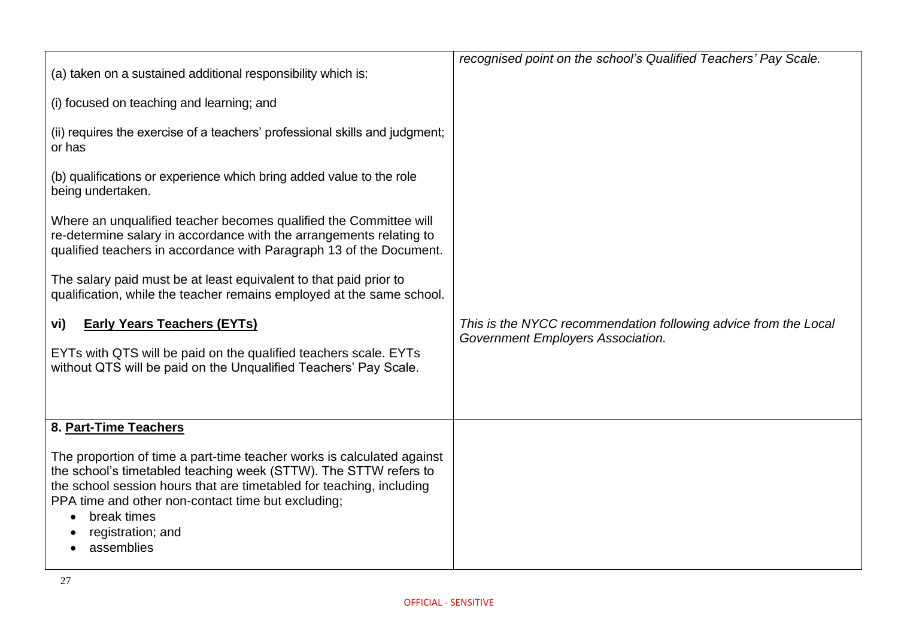| | |
|---|---|
| (a) taken on a sustained additional responsibility which is:<br><br>(i) focused on teaching and learning; and<br><br>(ii) requires the exercise of a teachers' professional skills and judgment; or has<br><br>(b) qualifications or experience which bring added value to the role being undertaken.<br><br>Where an unqualified teacher becomes qualified the Committee will re-determine salary in accordance with the arrangements relating to qualified teachers in accordance with Paragraph 13 of the Document.<br><br>The salary paid must be at least equivalent to that paid prior to qualification, while the teacher remains employed at the same school. | *recognised point on the school's Qualified Teachers' Pay Scale.* |
| **vi) <u>Early Years Teachers (EYTs)</u>**<br><br>EYTs with QTS will be paid on the qualified teachers scale. EYTs without QTS will be paid on the Unqualified Teachers' Pay Scale. | *This is the NYCC recommendation following advice from the Local Government Employers Association.* |
| **8. <u>Part-Time Teachers</u>**<br><br>The proportion of time a part-time teacher works is calculated against the school's timetabled teaching week (STTW). The STTW refers to the school session hours that are timetabled for teaching, including PPA time and other non-contact time but excluding;<br>• break times<br>• registration; and<br>• assemblies | |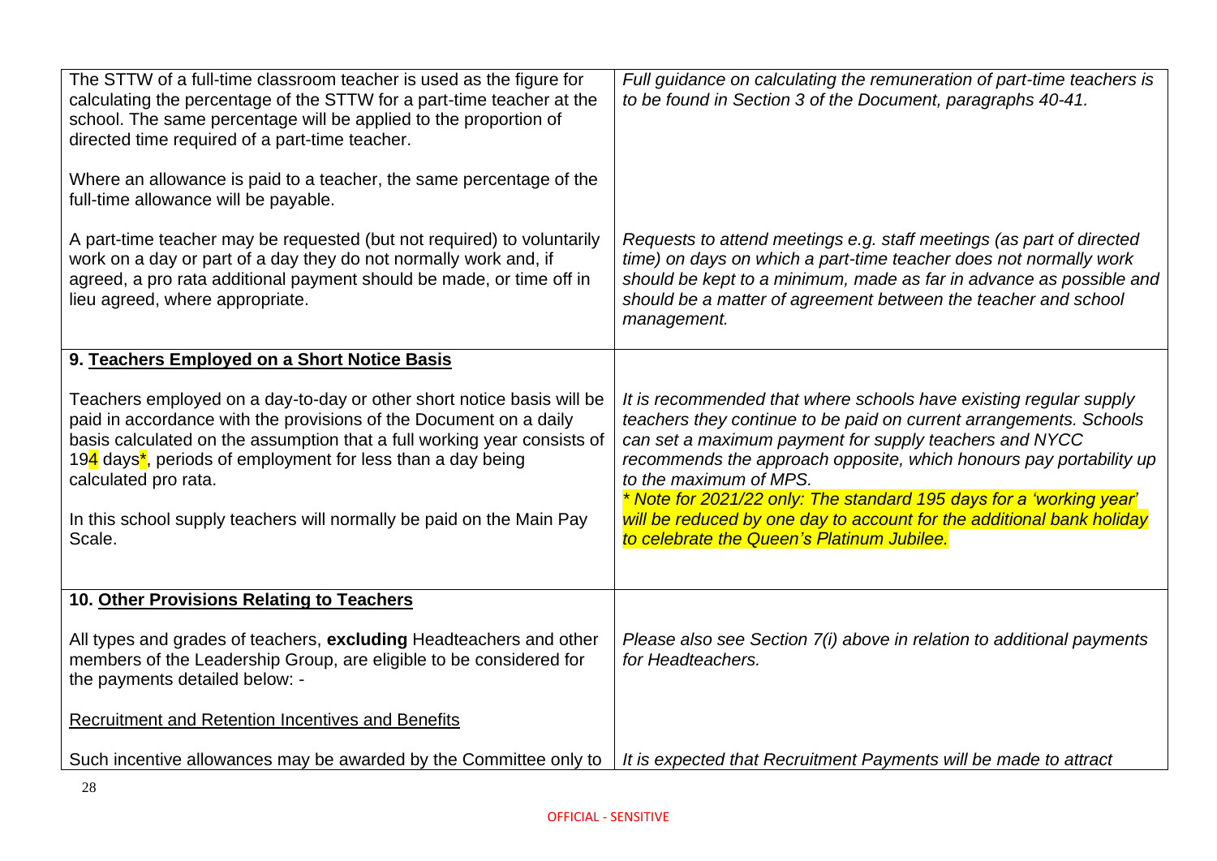| | |
|---|---|
| The STTW of a full-time classroom teacher is used as the figure for calculating the percentage of the STTW for a part-time teacher at the school. The same percentage will be applied to the proportion of directed time required of a part-time teacher.<br><br>Where an allowance is paid to a teacher, the same percentage of the full-time allowance will be payable. | *Full guidance on calculating the remuneration of part-time teachers is to be found in Section 3 of the Document, paragraphs 40-41.* |
| A part-time teacher may be requested (but not required) to voluntarily work on a day or part of a day they do not normally work and, if agreed, a pro rata additional payment should be made, or time off in lieu agreed, where appropriate. | *Requests to attend meetings e.g. staff meetings (as part of directed time) on days on which a part-time teacher does not normally work should be kept to a minimum, made as far in advance as possible and should be a matter of agreement between the teacher and school management.* |
| **9. Teachers Employed on a Short Notice Basis**<br><br>Teachers employed on a day-to-day or other short notice basis will be paid in accordance with the provisions of the Document on a daily basis calculated on the assumption that a full working year consists of 194 days*, periods of employment for less than a day being calculated pro rata.<br><br>In this school supply teachers will normally be paid on the Main Pay Scale. | *It is recommended that where schools have existing regular supply teachers they continue to be paid on current arrangements. Schools can set a maximum payment for supply teachers and NYCC recommends the approach opposite, which honours pay portability up to the maximum of MPS.*<br>*\* Note for 2021/22 only: The standard 195 days for a 'working year' will be reduced by one day to account for the additional bank holiday to celebrate the Queen's Platinum Jubilee.* |
| **10. Other Provisions Relating to Teachers**<br><br>All types and grades of teachers, **excluding** Headteachers and other members of the Leadership Group, are eligible to be considered for the payments detailed below: -<br><br>Recruitment and Retention Incentives and Benefits<br><br>Such incentive allowances may be awarded by the Committee only to | *Please also see Section 7(i) above in relation to additional payments for Headteachers.*<br><br><br><br><br><br>*It is expected that Recruitment Payments will be made to attract* |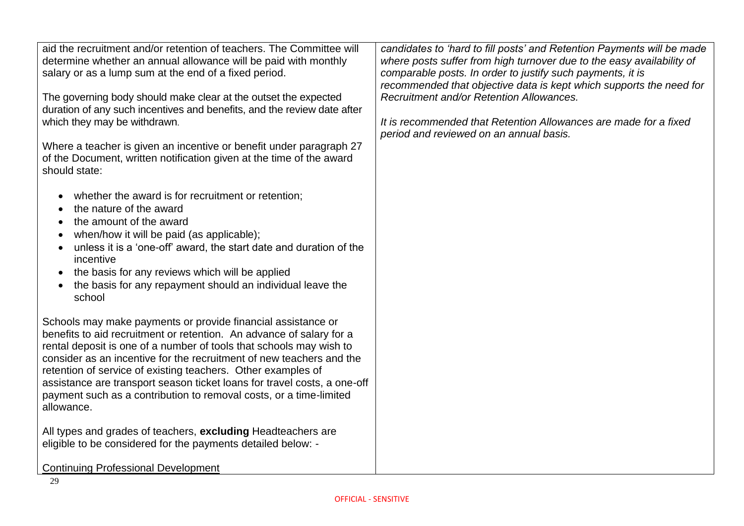| | |
|---|---|
| aid the recruitment and/or retention of teachers. The Committee will determine whether an annual allowance will be paid with monthly salary or as a lump sum at the end of a fixed period.<br><br>The governing body should make clear at the outset the expected duration of any such incentives and benefits, and the review date after which they may be withdrawn.<br><br>Where a teacher is given an incentive or benefit under paragraph 27 of the Document, written notification given at the time of the award should state:<br><br>• whether the award is for recruitment or retention;<br>• the nature of the award<br>• the amount of the award<br>• when/how it will be paid (as applicable);<br>• unless it is a 'one-off' award, the start date and duration of the incentive<br>• the basis for any reviews which will be applied<br>• the basis for any repayment should an individual leave the school<br><br>Schools may make payments or provide financial assistance or benefits to aid recruitment or retention. An advance of salary for a rental deposit is one of a number of tools that schools may wish to consider as an incentive for the recruitment of new teachers and the retention of service of existing teachers. Other examples of assistance are transport season ticket loans for travel costs, a one-off payment such as a contribution to removal costs, or a time-limited allowance.<br><br>All types and grades of teachers, **excluding** Headteachers are eligible to be considered for the payments detailed below: -<br><br>Continuing Professional Development | *candidates to 'hard to fill posts' and Retention Payments will be made where posts suffer from high turnover due to the easy availability of comparable posts. In order to justify such payments, it is recommended that objective data is kept which supports the need for Recruitment and/or Retention Allowances.*<br><br>*It is recommended that Retention Allowances are made for a fixed period and reviewed on an annual basis.* |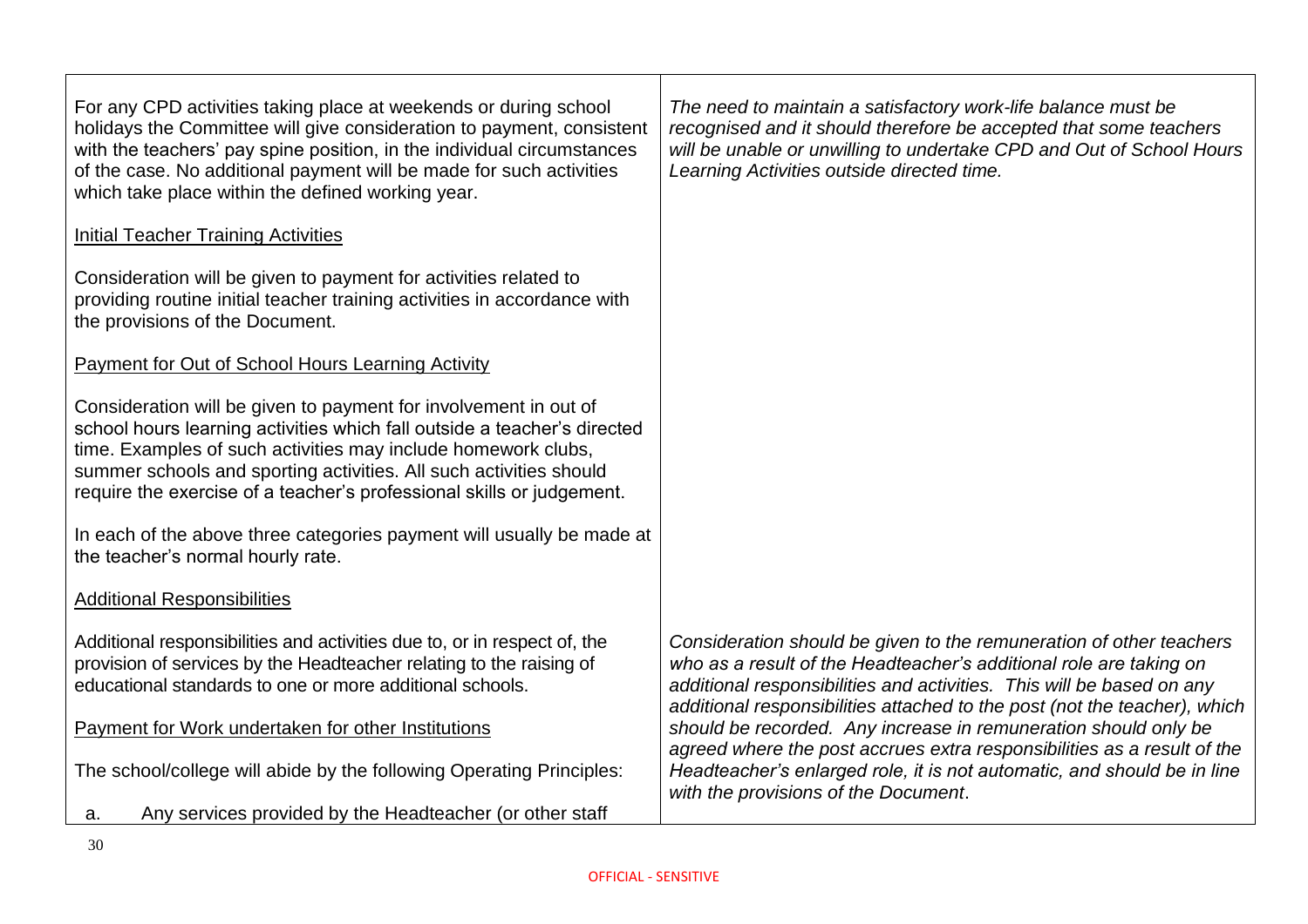| | |
|---|---|
| For any CPD activities taking place at weekends or during school holidays the Committee will give consideration to payment, consistent with the teachers' pay spine position, in the individual circumstances of the case. No additional payment will be made for such activities which take place within the defined working year.<br><br><u>Initial Teacher Training Activities</u><br><br>Consideration will be given to payment for activities related to providing routine initial teacher training activities in accordance with the provisions of the Document.<br><br><u>Payment for Out of School Hours Learning Activity</u><br><br>Consideration will be given to payment for involvement in out of school hours learning activities which fall outside a teacher's directed time. Examples of such activities may include homework clubs, summer schools and sporting activities. All such activities should require the exercise of a teacher's professional skills or judgement.<br><br>In each of the above three categories payment will usually be made at the teacher's normal hourly rate. | *The need to maintain a satisfactory work-life balance must be recognised and it should therefore be accepted that some teachers will be unable or unwilling to undertake CPD and Out of School Hours Learning Activities outside directed time.* |
| <u>Additional Responsibilities</u><br><br>Additional responsibilities and activities due to, or in respect of, the provision of services by the Headteacher relating to the raising of educational standards to one or more additional schools.<br><br><u>Payment for Work undertaken for other Institutions</u><br><br>The school/college will abide by the following Operating Principles:<br><br>a. Any services provided by the Headteacher (or other staff | *Consideration should be given to the remuneration of other teachers who as a result of the Headteacher's additional role are taking on additional responsibilities and activities. This will be based on any additional responsibilities attached to the post (not the teacher), which should be recorded. Any increase in remuneration should only be agreed where the post accrues extra responsibilities as a result of the Headteacher's enlarged role, it is not automatic, and should be in line with the provisions of the Document.* |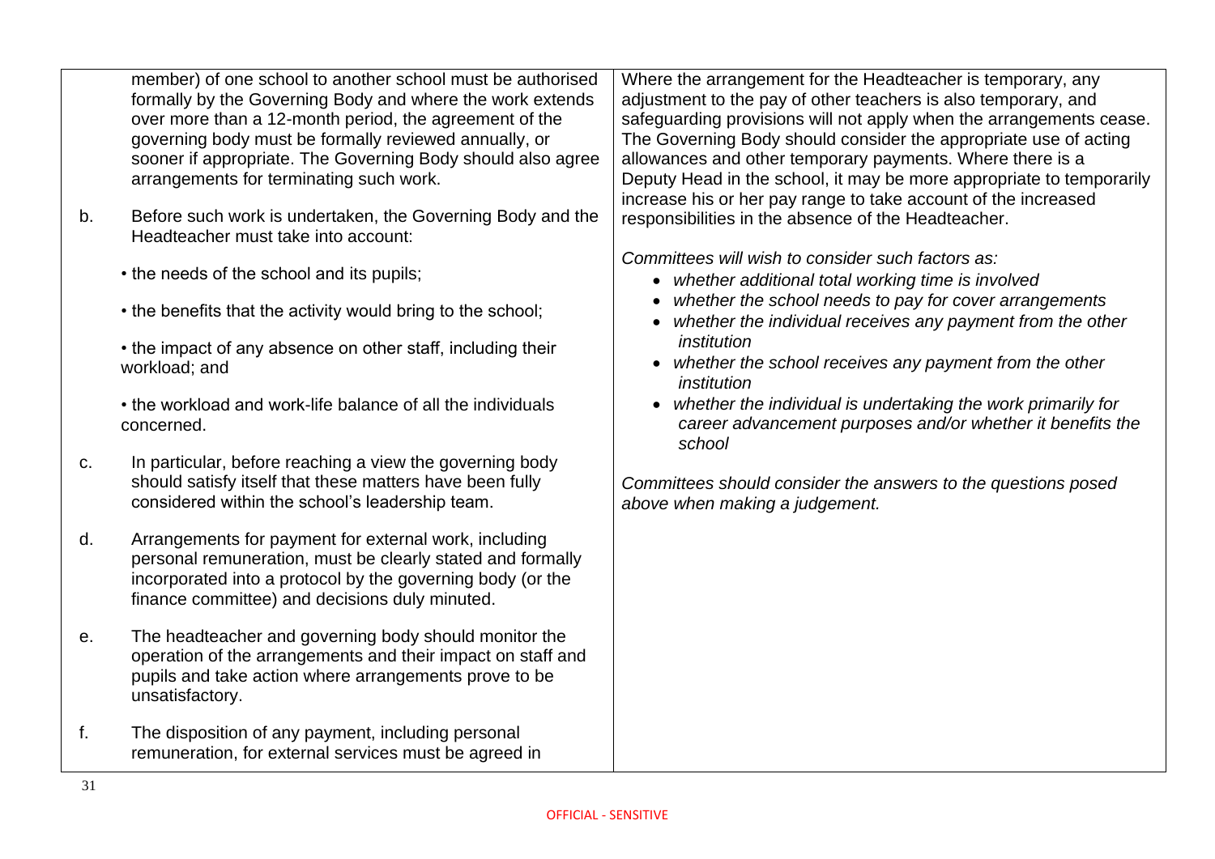| | |
|---|---|
| member) of one school to another school must be authorised formally by the Governing Body and where the work extends over more than a 12-month period, the agreement of the governing body must be formally reviewed annually, or sooner if appropriate. The Governing Body should also agree arrangements for terminating such work.<br><br>b. Before such work is undertaken, the Governing Body and the Headteacher must take into account:<br><br>• the needs of the school and its pupils;<br><br>• the benefits that the activity would bring to the school;<br><br>• the impact of any absence on other staff, including their workload; and<br><br>• the workload and work-life balance of all the individuals concerned.<br><br>c. In particular, before reaching a view the governing body should satisfy itself that these matters have been fully considered within the school's leadership team.<br><br>d. Arrangements for payment for external work, including personal remuneration, must be clearly stated and formally incorporated into a protocol by the governing body (or the finance committee) and decisions duly minuted.<br><br>e. The headteacher and governing body should monitor the operation of the arrangements and their impact on staff and pupils and take action where arrangements prove to be unsatisfactory.<br><br>f. The disposition of any payment, including personal remuneration, for external services must be agreed in | Where the arrangement for the Headteacher is temporary, any adjustment to the pay of other teachers is also temporary, and safeguarding provisions will not apply when the arrangements cease. The Governing Body should consider the appropriate use of acting allowances and other temporary payments. Where there is a Deputy Head in the school, it may be more appropriate to temporarily increase his or her pay range to take account of the increased responsibilities in the absence of the Headteacher.<br><br>*Committees will wish to consider such factors as:*<br>• *whether additional total working time is involved*<br>• *whether the school needs to pay for cover arrangements*<br>• *whether the individual receives any payment from the other institution*<br>• *whether the school receives any payment from the other institution*<br>• *whether the individual is undertaking the work primarily for career advancement purposes and/or whether it benefits the school*<br><br>*Committees should consider the answers to the questions posed above when making a judgement.* |

OFFICIAL - SENSITIVE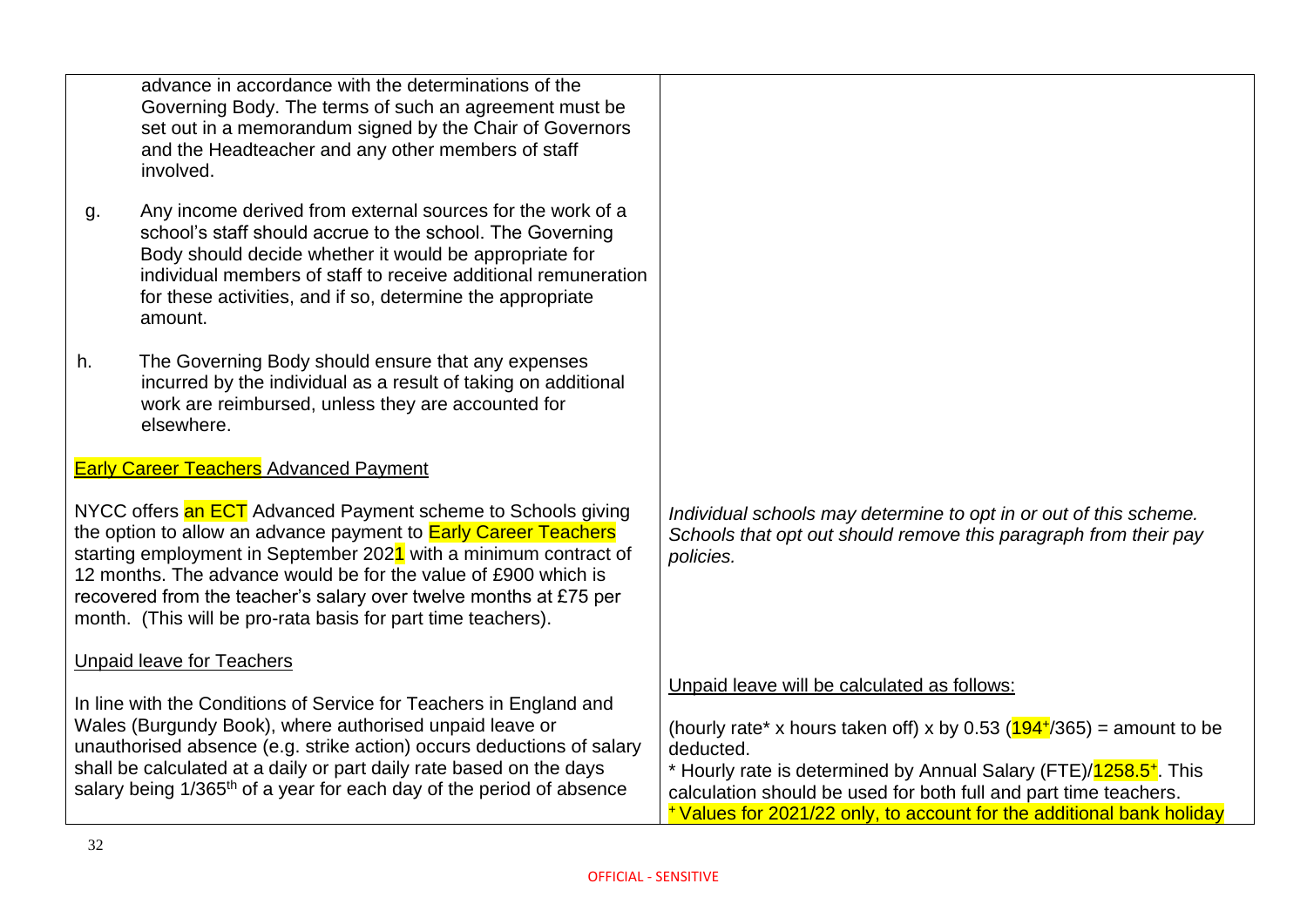| | |
|---|---|
| advance in accordance with the determinations of the Governing Body. The terms of such an agreement must be set out in a memorandum signed by the Chair of Governors and the Headteacher and any other members of staff involved. | |
| g. Any income derived from external sources for the work of a school's staff should accrue to the school. The Governing Body should decide whether it would be appropriate for individual members of staff to receive additional remuneration for these activities, and if so, determine the appropriate amount. | |
| h. The Governing Body should ensure that any expenses incurred by the individual as a result of taking on additional work are reimbursed, unless they are accounted for elsewhere. | |
| **Early Career Teachers Advanced Payment** | |
| NYCC offers an ECT Advanced Payment scheme to Schools giving the option to allow an advance payment to Early Career Teachers starting employment in September 2021 with a minimum contract of 12 months. The advance would be for the value of £900 which is recovered from the teacher's salary over twelve months at £75 per month. (This will be pro-rata basis for part time teachers). | *Individual schools may determine to opt in or out of this scheme. Schools that opt out should remove this paragraph from their pay policies.* |
| **Unpaid leave for Teachers** | |
| In line with the Conditions of Service for Teachers in England and Wales (Burgundy Book), where authorised unpaid leave or unauthorised absence (e.g. strike action) occurs deductions of salary shall be calculated at a daily or part daily rate based on the days salary being 1/365th of a year for each day of the period of absence | Unpaid leave will be calculated as follows:<br><br>(hourly rate* x hours taken off) x by 0.53 (194⁺/365) = amount to be deducted.<br>* Hourly rate is determined by Annual Salary (FTE)/1258.5⁺. This calculation should be used for both full and part time teachers.<br>⁺ Values for 2021/22 only, to account for the additional bank holiday |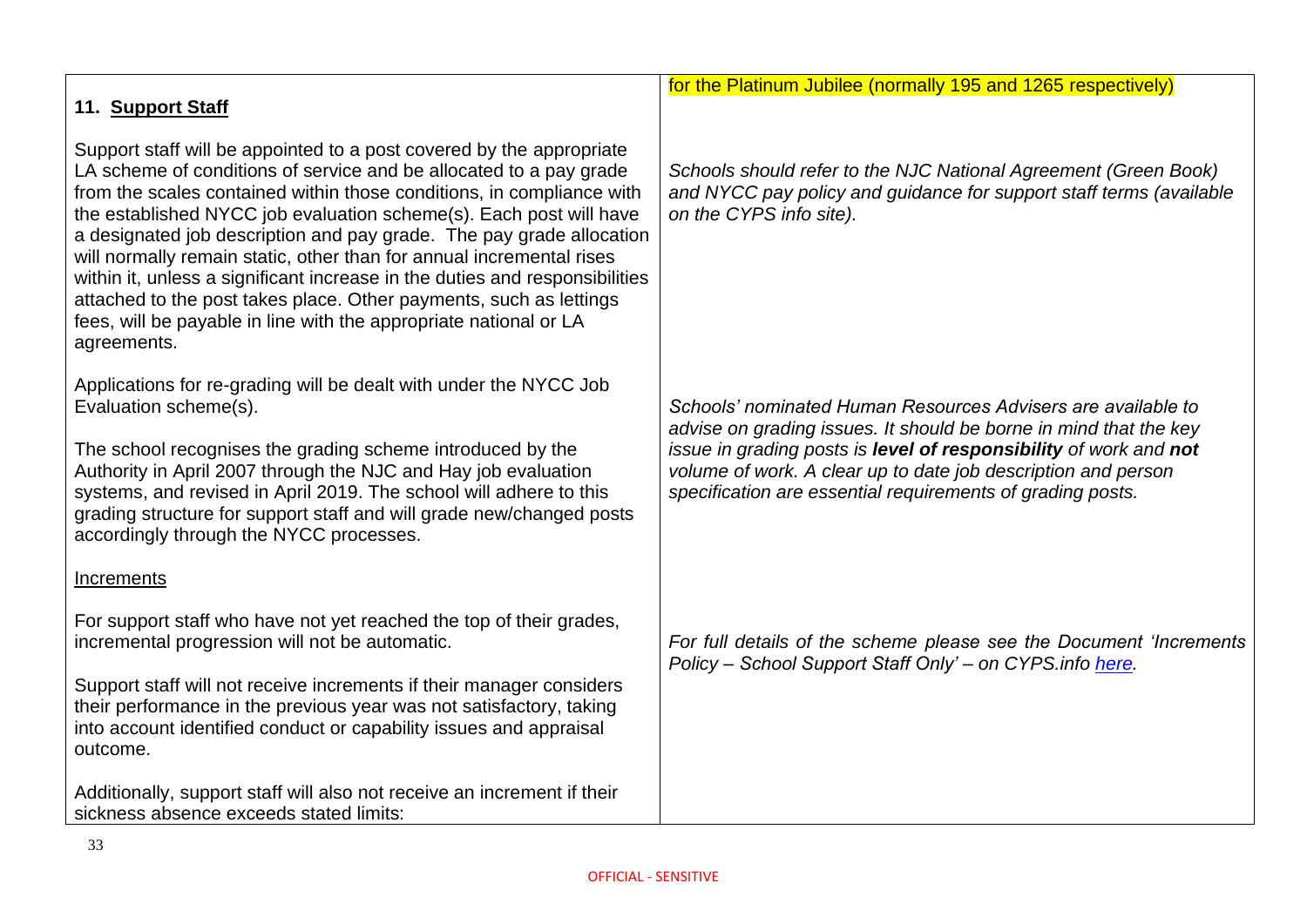| **11. Support Staff** | for the Platinum Jubilee (normally 195 and 1265 respectively) |
| --- | --- |
| Support staff will be appointed to a post covered by the appropriate LA scheme of conditions of service and be allocated to a pay grade from the scales contained within those conditions, in compliance with the established NYCC job evaluation scheme(s). Each post will have a designated job description and pay grade. The pay grade allocation will normally remain static, other than for annual incremental rises within it, unless a significant increase in the duties and responsibilities attached to the post takes place. Other payments, such as lettings fees, will be payable in line with the appropriate national or LA agreements. | *Schools should refer to the NJC National Agreement (Green Book) and NYCC pay policy and guidance for support staff terms (available on the CYPS info site).* |
| Applications for re-grading will be dealt with under the NYCC Job Evaluation scheme(s).<br><br>The school recognises the grading scheme introduced by the Authority in April 2007 through the NJC and Hay job evaluation systems, and revised in April 2019. The school will adhere to this grading structure for support staff and will grade new/changed posts accordingly through the NYCC processes. | *Schools' nominated Human Resources Advisers are available to advise on grading issues. It should be borne in mind that the key issue in grading posts is **level of responsibility** of work and **not** volume of work. A clear up to date job description and person specification are essential requirements of grading posts.* |
| <u>Increments</u><br><br>For support staff who have not yet reached the top of their grades, incremental progression will not be automatic.<br><br>Support staff will not receive increments if their manager considers their performance in the previous year was not satisfactory, taking into account identified conduct or capability issues and appraisal outcome.<br><br>Additionally, support staff will also not receive an increment if their sickness absence exceeds stated limits: | *For full details of the scheme please see the Document 'Increments Policy – School Support Staff Only' – on CYPS.info [here](here).* |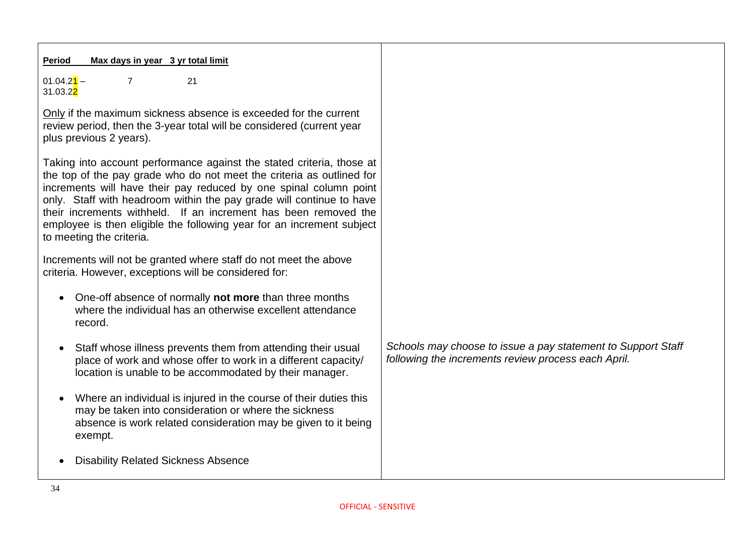| Period | Max days in year | 3 yr total limit |
| --- | --- | --- |
| 01.04.21 – 31.03.22 | 7 | 21 |

Only if the maximum sickness absence is exceeded for the current review period, then the 3-year total will be considered (current year plus previous 2 years).

Taking into account performance against the stated criteria, those at the top of the pay grade who do not meet the criteria as outlined for increments will have their pay reduced by one spinal column point only. Staff with headroom within the pay grade will continue to have their increments withheld. If an increment has been removed the employee is then eligible the following year for an increment subject to meeting the criteria.

Increments will not be granted where staff do not meet the above criteria. However, exceptions will be considered for:

- One-off absence of normally **not more** than three months where the individual has an otherwise excellent attendance record.
- Staff whose illness prevents them from attending their usual place of work and whose offer to work in a different capacity/ location is unable to be accommodated by their manager.
- Where an individual is injured in the course of their duties this may be taken into consideration or where the sickness absence is work related consideration may be given to it being exempt.
- Disability Related Sickness Absence

*Schools may choose to issue a pay statement to Support Staff following the increments review process each April.*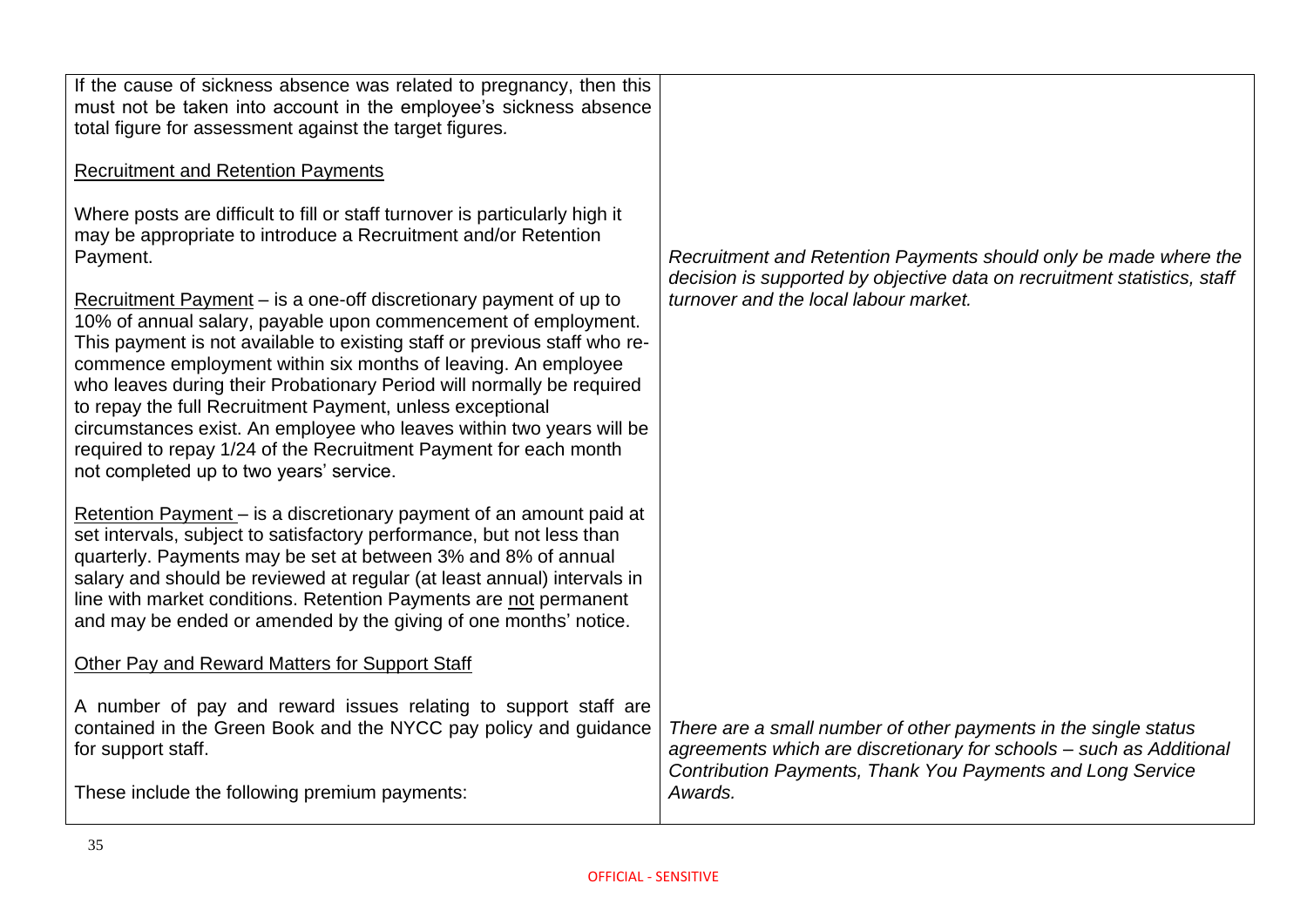| | |
|---|---|
| If the cause of sickness absence was related to pregnancy, then this must not be taken into account in the employee's sickness absence total figure for assessment against the target figures. | |
| Recruitment and Retention Payments<br><br>Where posts are difficult to fill or staff turnover is particularly high it may be appropriate to introduce a Recruitment and/or Retention Payment.<br><br>Recruitment Payment – is a one-off discretionary payment of up to 10% of annual salary, payable upon commencement of employment. This payment is not available to existing staff or previous staff who re-commence employment within six months of leaving. An employee who leaves during their Probationary Period will normally be required to repay the full Recruitment Payment, unless exceptional circumstances exist. An employee who leaves within two years will be required to repay 1/24 of the Recruitment Payment for each month not completed up to two years' service.<br><br>Retention Payment – is a discretionary payment of an amount paid at set intervals, subject to satisfactory performance, but not less than quarterly. Payments may be set at between 3% and 8% of annual salary and should be reviewed at regular (at least annual) intervals in line with market conditions. Retention Payments are not permanent and may be ended or amended by the giving of one months' notice. | *Recruitment and Retention Payments should only be made where the decision is supported by objective data on recruitment statistics, staff turnover and the local labour market.* |
| Other Pay and Reward Matters for Support Staff<br><br>A number of pay and reward issues relating to support staff are contained in the Green Book and the NYCC pay policy and guidance for support staff.<br><br>These include the following premium payments: | *There are a small number of other payments in the single status agreements which are discretionary for schools – such as Additional Contribution Payments, Thank You Payments and Long Service Awards.* |

OFFICIAL - SENSITIVE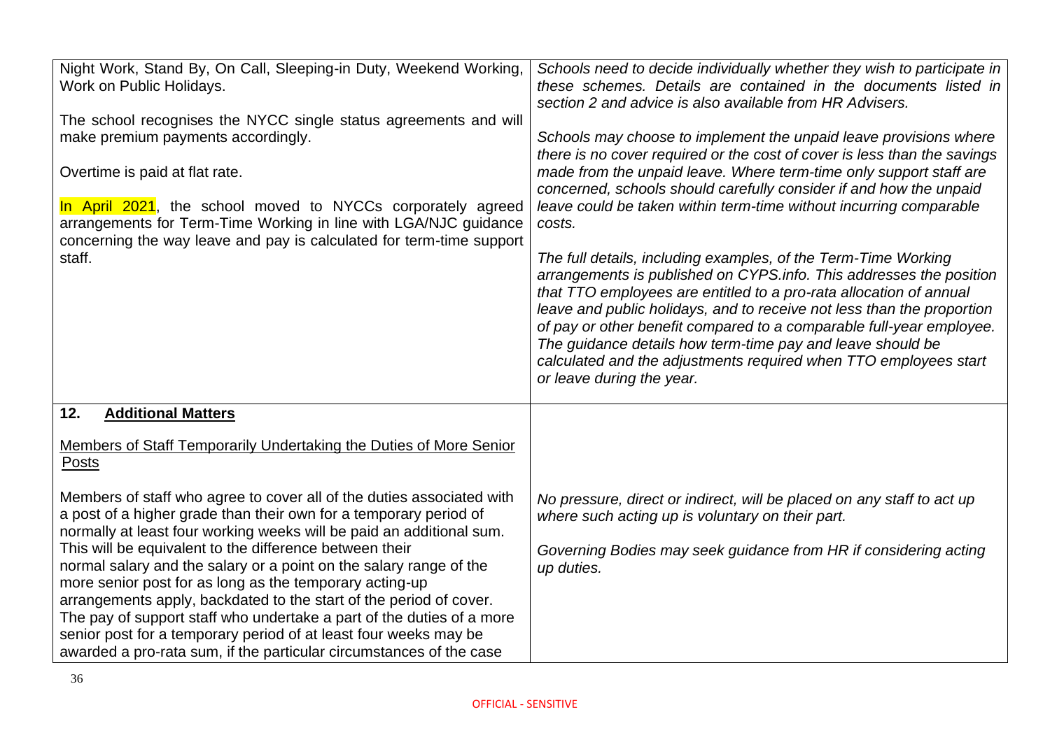| | |
|---|---|
| Night Work, Stand By, On Call, Sleeping-in Duty, Weekend Working, Work on Public Holidays.<br><br>The school recognises the NYCC single status agreements and will make premium payments accordingly.<br><br>Overtime is paid at flat rate.<br><br>In April 2021, the school moved to NYCCs corporately agreed arrangements for Term-Time Working in line with LGA/NJC guidance concerning the way leave and pay is calculated for term-time support staff. | *Schools need to decide individually whether they wish to participate in these schemes. Details are contained in the documents listed in section 2 and advice is also available from HR Advisers.*<br><br>*Schools may choose to implement the unpaid leave provisions where there is no cover required or the cost of cover is less than the savings made from the unpaid leave. Where term-time only support staff are concerned, schools should carefully consider if and how the unpaid leave could be taken within term-time without incurring comparable costs.*<br><br>*The full details, including examples, of the Term-Time Working arrangements is published on CYPS.info. This addresses the position that TTO employees are entitled to a pro-rata allocation of annual leave and public holidays, and to receive not less than the proportion of pay or other benefit compared to a comparable full-year employee. The guidance details how term-time pay and leave should be calculated and the adjustments required when TTO employees start or leave during the year.* |
| **12. Additional Matters**<br><br>Members of Staff Temporarily Undertaking the Duties of More Senior Posts<br><br>Members of staff who agree to cover all of the duties associated with a post of a higher grade than their own for a temporary period of normally at least four working weeks will be paid an additional sum. This will be equivalent to the difference between their normal salary and the salary or a point on the salary range of the more senior post for as long as the temporary acting-up arrangements apply, backdated to the start of the period of cover. The pay of support staff who undertake a part of the duties of a more senior post for a temporary period of at least four weeks may be awarded a pro-rata sum, if the particular circumstances of the case | *No pressure, direct or indirect, will be placed on any staff to act up where such acting up is voluntary on their part.*<br><br>*Governing Bodies may seek guidance from HR if considering acting up duties.* |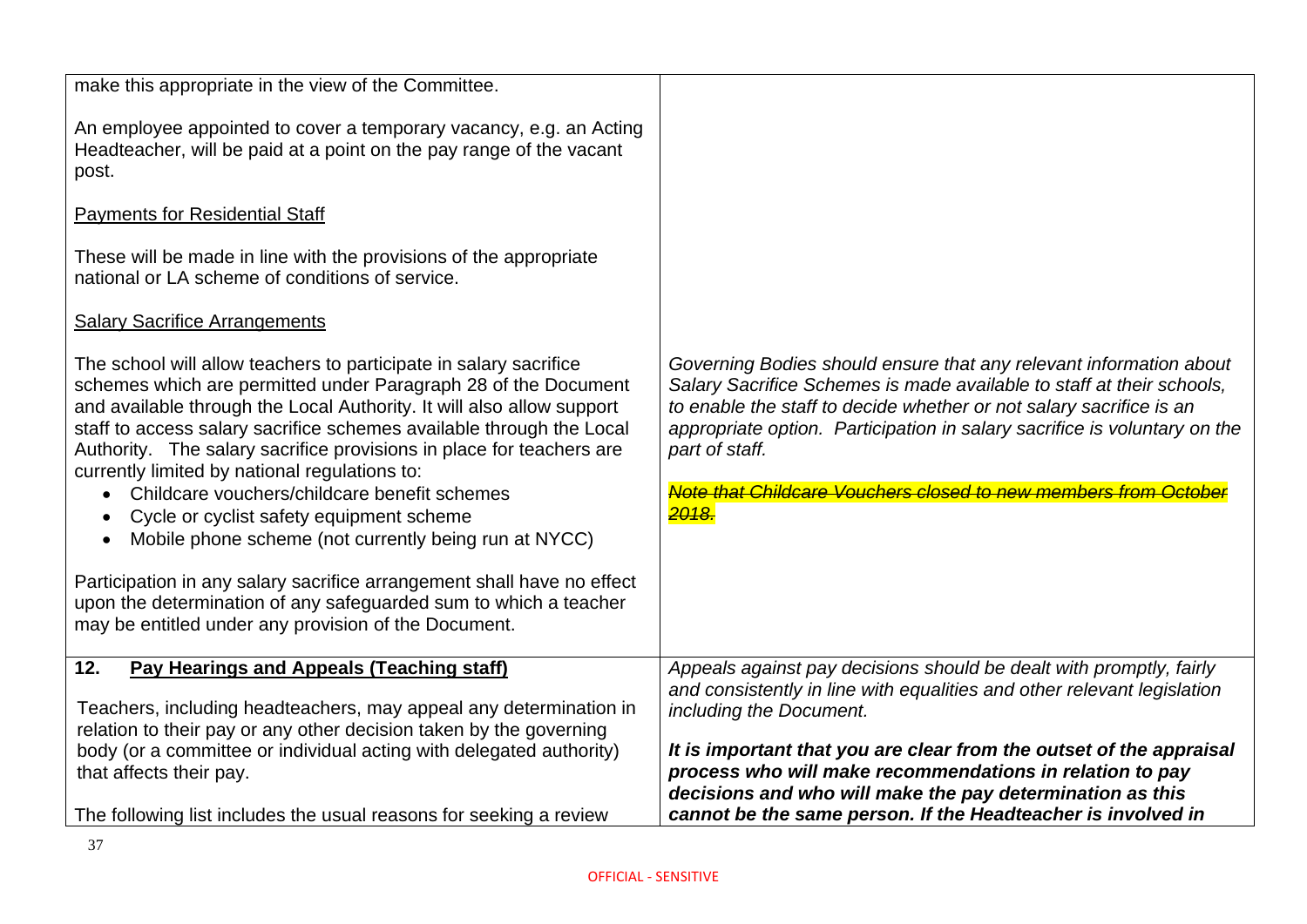| | |
|---|---|
| make this appropriate in the view of the Committee.<br><br>An employee appointed to cover a temporary vacancy, e.g. an Acting Headteacher, will be paid at a point on the pay range of the vacant post.<br><br><u>Payments for Residential Staff</u><br><br>These will be made in line with the provisions of the appropriate national or LA scheme of conditions of service.<br><br><u>Salary Sacrifice Arrangements</u><br><br>The school will allow teachers to participate in salary sacrifice schemes which are permitted under Paragraph 28 of the Document and available through the Local Authority. It will also allow support staff to access salary sacrifice schemes available through the Local Authority. The salary sacrifice provisions in place for teachers are currently limited by national regulations to:<br>• Childcare vouchers/childcare benefit schemes<br>• Cycle or cyclist safety equipment scheme<br>• Mobile phone scheme (not currently being run at NYCC)<br><br>Participation in any salary sacrifice arrangement shall have no effect upon the determination of any safeguarded sum to which a teacher may be entitled under any provision of the Document. | *Governing Bodies should ensure that any relevant information about Salary Sacrifice Schemes is made available to staff at their schools, to enable the staff to decide whether or not salary sacrifice is an appropriate option. Participation in salary sacrifice is voluntary on the part of staff.*<br><br>~~*Note that Childcare Vouchers closed to new members from October 2018.*~~ |
| **12. <u>Pay Hearings and Appeals (Teaching staff)</u>**<br><br>Teachers, including headteachers, may appeal any determination in relation to their pay or any other decision taken by the governing body (or a committee or individual acting with delegated authority) that affects their pay.<br><br>The following list includes the usual reasons for seeking a review | *Appeals against pay decisions should be dealt with promptly, fairly and consistently in line with equalities and other relevant legislation including the Document.*<br><br>***It is important that you are clear from the outset of the appraisal process who will make recommendations in relation to pay decisions and who will make the pay determination as this cannot be the same person. If the Headteacher is involved in*** |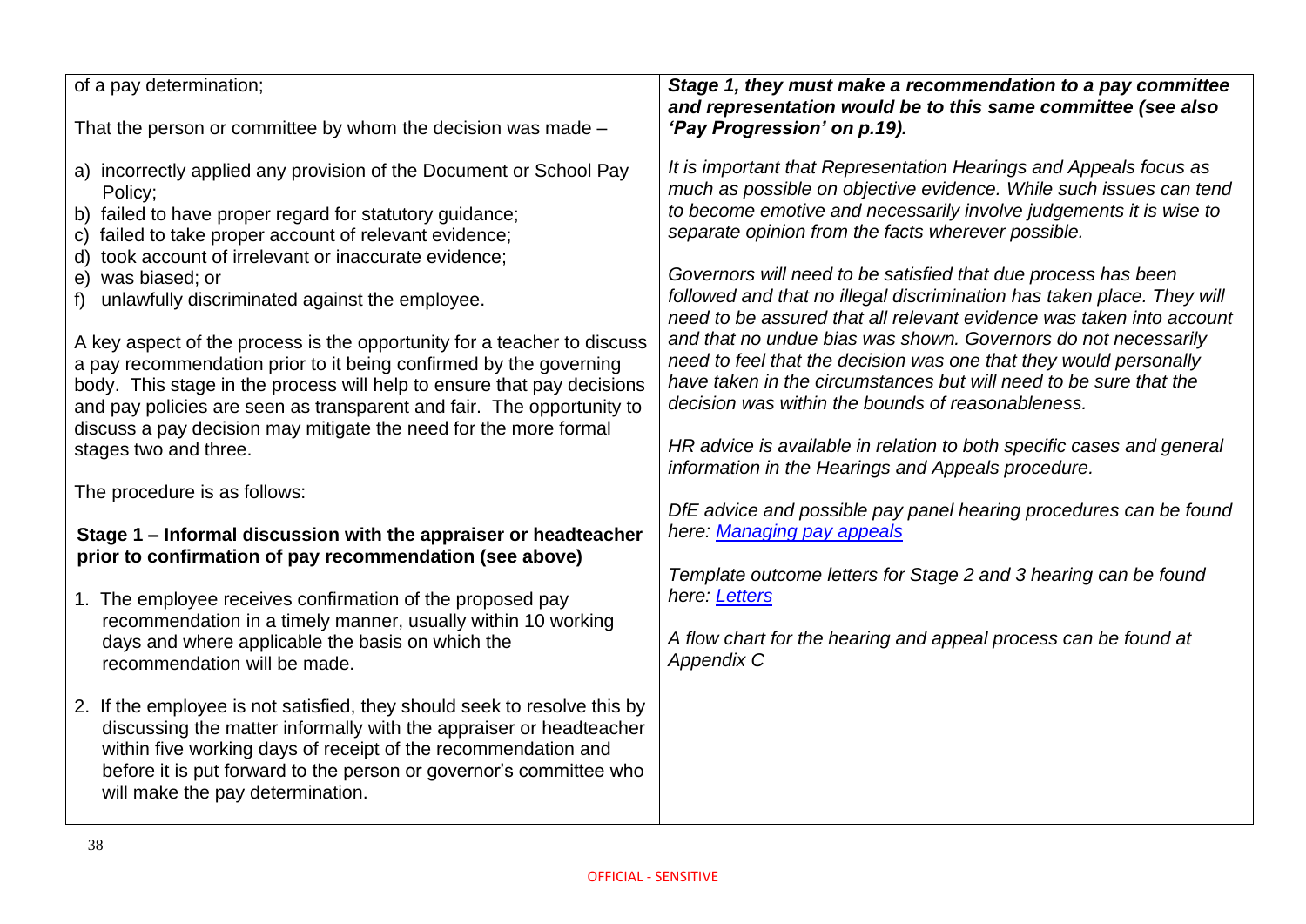| | |
|---|---|
| of a pay determination;<br><br>That the person or committee by whom the decision was made –<br><br>a) incorrectly applied any provision of the Document or School Pay Policy;<br>b) failed to have proper regard for statutory guidance;<br>c) failed to take proper account of relevant evidence;<br>d) took account of irrelevant or inaccurate evidence;<br>e) was biased; or<br>f) unlawfully discriminated against the employee.<br><br>A key aspect of the process is the opportunity for a teacher to discuss a pay recommendation prior to it being confirmed by the governing body. This stage in the process will help to ensure that pay decisions and pay policies are seen as transparent and fair. The opportunity to discuss a pay decision may mitigate the need for the more formal stages two and three.<br><br>The procedure is as follows:<br><br>**Stage 1 – Informal discussion with the appraiser or headteacher prior to confirmation of pay recommendation (see above)**<br><br>1. The employee receives confirmation of the proposed pay recommendation in a timely manner, usually within 10 working days and where applicable the basis on which the recommendation will be made.<br><br>2. If the employee is not satisfied, they should seek to resolve this by discussing the matter informally with the appraiser or headteacher within five working days of receipt of the recommendation and before it is put forward to the person or governor's committee who will make the pay determination. | ***Stage 1, they must make a recommendation to a pay committee and representation would be to this same committee (see also 'Pay Progression' on p.19).***<br><br>*It is important that Representation Hearings and Appeals focus as much as possible on objective evidence. While such issues can tend to become emotive and necessarily involve judgements it is wise to separate opinion from the facts wherever possible.*<br><br>*Governors will need to be satisfied that due process has been followed and that no illegal discrimination has taken place. They will need to be assured that all relevant evidence was taken into account and that no undue bias was shown. Governors do not necessarily need to feel that the decision was one that they would personally have taken in the circumstances but will need to be sure that the decision was within the bounds of reasonableness.*<br><br>*HR advice is available in relation to both specific cases and general information in the Hearings and Appeals procedure.*<br><br>*DfE advice and possible pay panel hearing procedures can be found here: Managing pay appeals*<br><br>*Template outcome letters for Stage 2 and 3 hearing can be found here: Letters*<br><br>*A flow chart for the hearing and appeal process can be found at Appendix C* |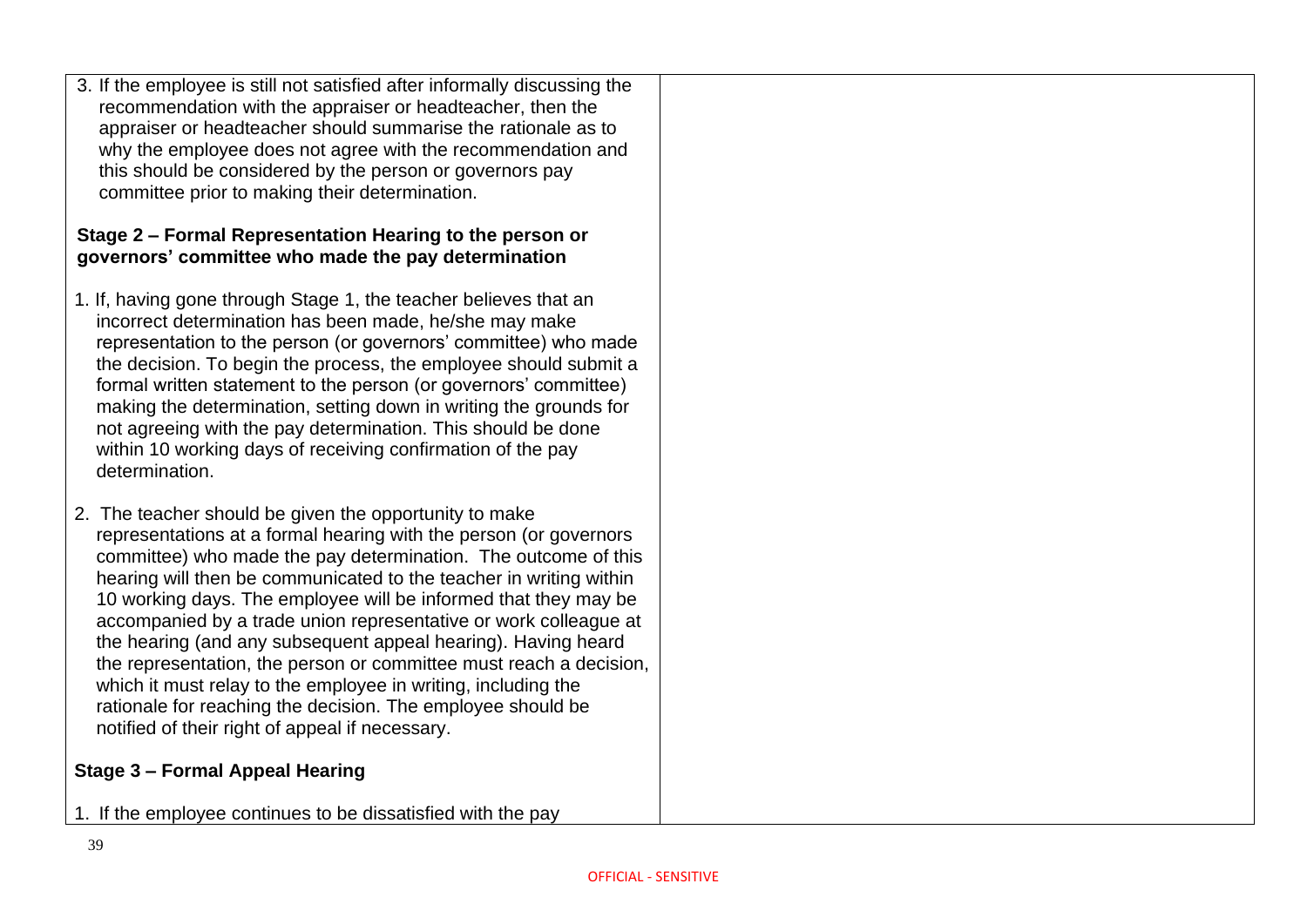3. If the employee is still not satisfied after informally discussing the recommendation with the appraiser or headteacher, then the appraiser or headteacher should summarise the rationale as to why the employee does not agree with the recommendation and this should be considered by the person or governors pay committee prior to making their determination.

**Stage 2 – Formal Representation Hearing to the person or governors' committee who made the pay determination**

1. If, having gone through Stage 1, the teacher believes that an incorrect determination has been made, he/she may make representation to the person (or governors' committee) who made the decision. To begin the process, the employee should submit a formal written statement to the person (or governors' committee) making the determination, setting down in writing the grounds for not agreeing with the pay determination. This should be done within 10 working days of receiving confirmation of the pay determination.

2. The teacher should be given the opportunity to make representations at a formal hearing with the person (or governors committee) who made the pay determination. The outcome of this hearing will then be communicated to the teacher in writing within 10 working days. The employee will be informed that they may be accompanied by a trade union representative or work colleague at the hearing (and any subsequent appeal hearing). Having heard the representation, the person or committee must reach a decision, which it must relay to the employee in writing, including the rationale for reaching the decision. The employee should be notified of their right of appeal if necessary.

**Stage 3 – Formal Appeal Hearing**

1. If the employee continues to be dissatisfied with the pay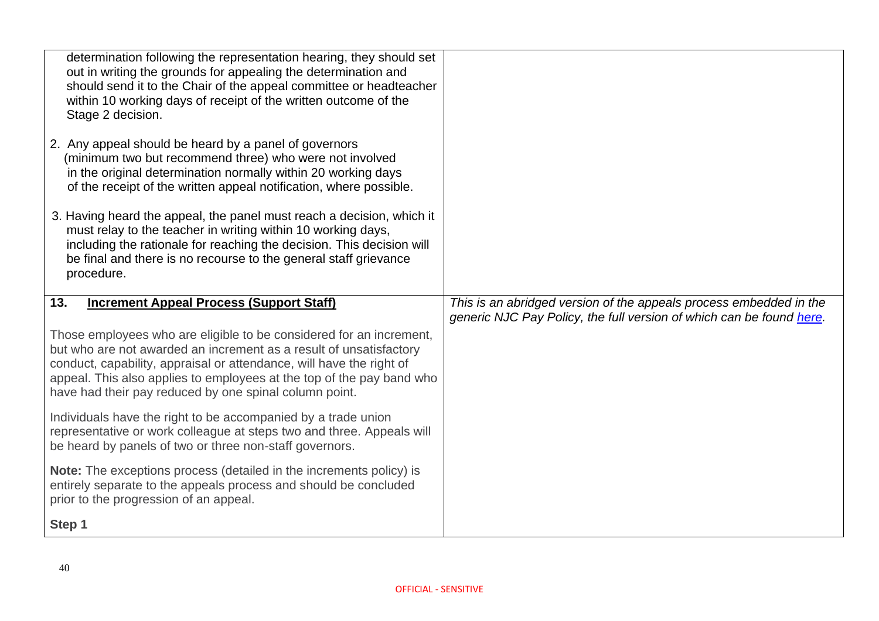| | |
|---|---|
| determination following the representation hearing, they should set out in writing the grounds for appealing the determination and should send it to the Chair of the appeal committee or headteacher within 10 working days of receipt of the written outcome of the Stage 2 decision.<br><br>2. Any appeal should be heard by a panel of governors (minimum two but recommend three) who were not involved in the original determination normally within 20 working days of the receipt of the written appeal notification, where possible.<br><br>3. Having heard the appeal, the panel must reach a decision, which it must relay to the teacher in writing within 10 working days, including the rationale for reaching the decision. This decision will be final and there is no recourse to the general staff grievance procedure. | |
| **13. <u>Increment Appeal Process (Support Staff)</u>**<br><br>Those employees who are eligible to be considered for an increment, but who are not awarded an increment as a result of unsatisfactory conduct, capability, appraisal or attendance, will have the right of appeal. This also applies to employees at the top of the pay band who have had their pay reduced by one spinal column point.<br><br>Individuals have the right to be accompanied by a trade union representative or work colleague at steps two and three. Appeals will be heard by panels of two or three non-staff governors.<br><br>**Note:** The exceptions process (detailed in the increments policy) is entirely separate to the appeals process and should be concluded prior to the progression of an appeal.<br><br>**Step 1** | *This is an abridged version of the appeals process embedded in the generic NJC Pay Policy, the full version of which can be found here.* |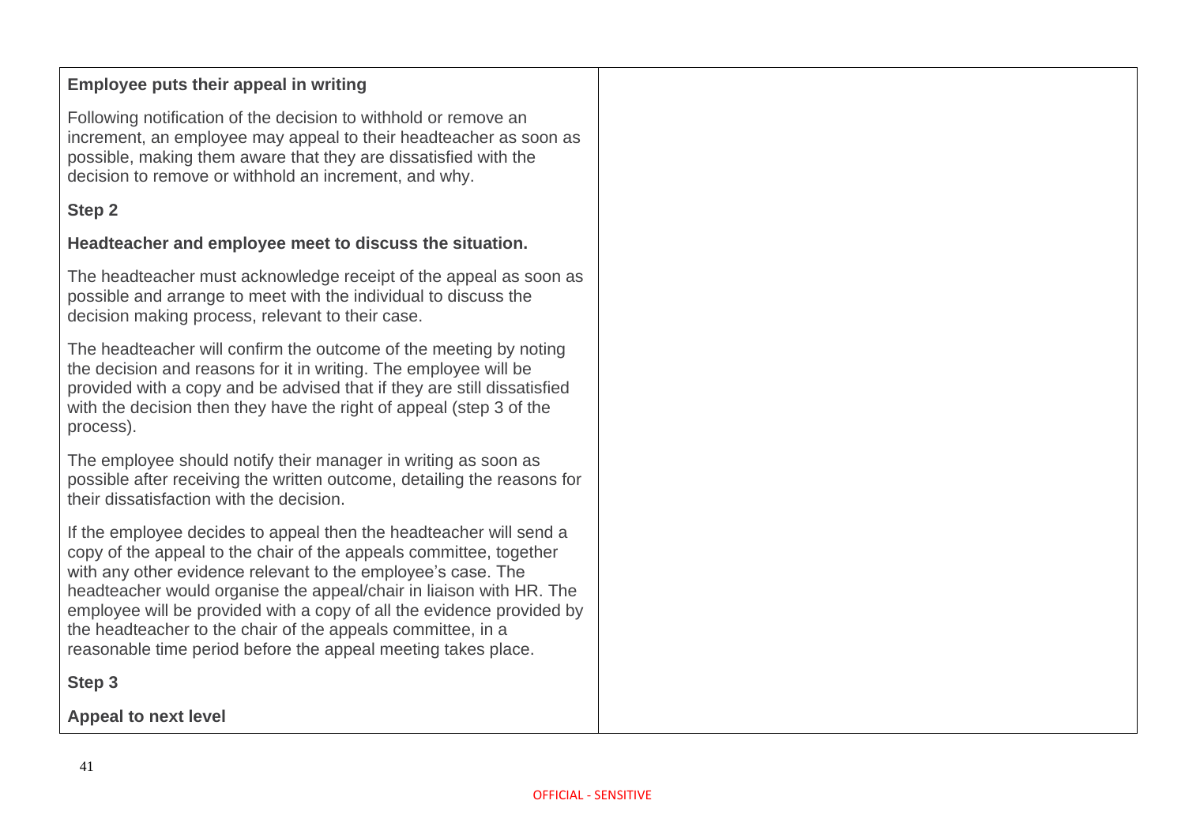| | |
|---|---|
| **Employee puts their appeal in writing**<br><br>Following notification of the decision to withhold or remove an increment, an employee may appeal to their headteacher as soon as possible, making them aware that they are dissatisfied with the decision to remove or withhold an increment, and why.<br><br>**Step 2**<br><br>**Headteacher and employee meet to discuss the situation.**<br><br>The headteacher must acknowledge receipt of the appeal as soon as possible and arrange to meet with the individual to discuss the decision making process, relevant to their case.<br><br>The headteacher will confirm the outcome of the meeting by noting the decision and reasons for it in writing. The employee will be provided with a copy and be advised that if they are still dissatisfied with the decision then they have the right of appeal (step 3 of the process).<br><br>The employee should notify their manager in writing as soon as possible after receiving the written outcome, detailing the reasons for their dissatisfaction with the decision.<br><br>If the employee decides to appeal then the headteacher will send a copy of the appeal to the chair of the appeals committee, together with any other evidence relevant to the employee's case. The headteacher would organise the appeal/chair in liaison with HR. The employee will be provided with a copy of all the evidence provided by the headteacher to the chair of the appeals committee, in a reasonable time period before the appeal meeting takes place.<br><br>**Step 3**<br><br>**Appeal to next level** | |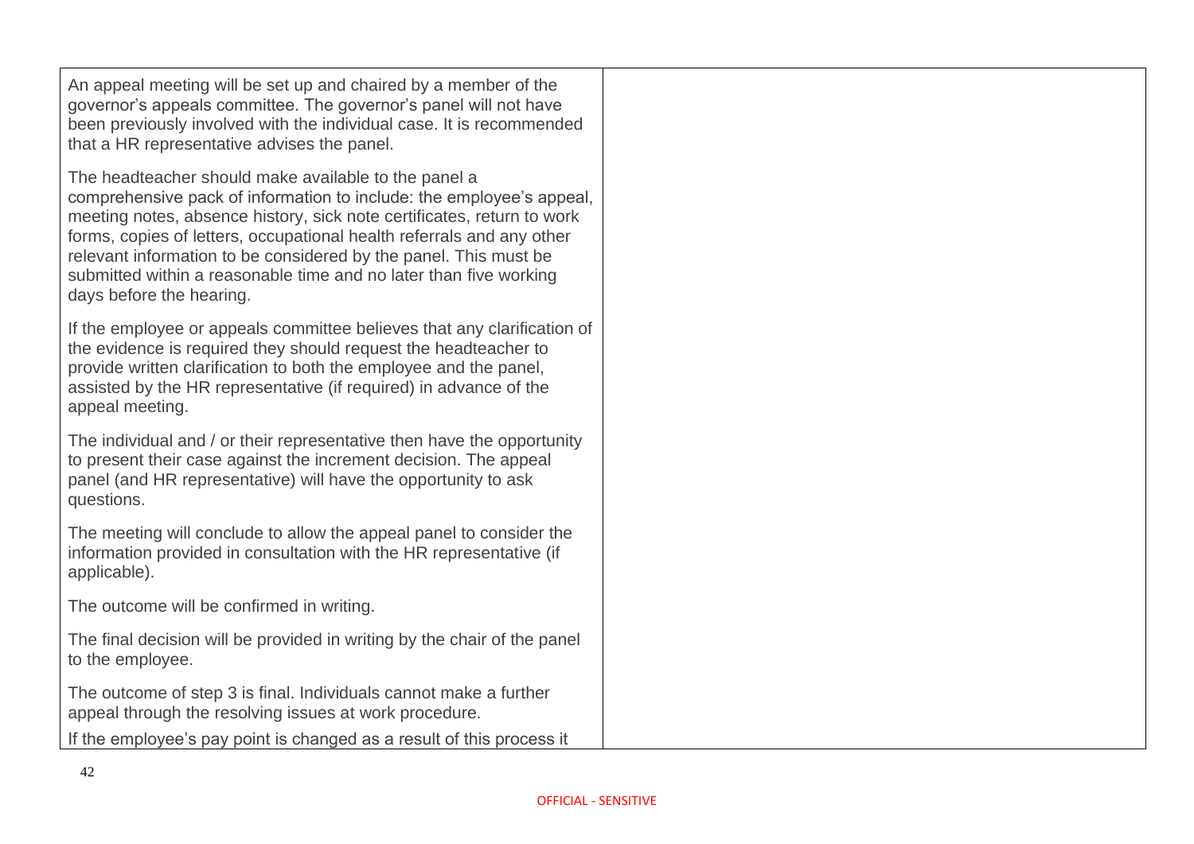| | |
|---|---|
| An appeal meeting will be set up and chaired by a member of the governor's appeals committee. The governor's panel will not have been previously involved with the individual case. It is recommended that a HR representative advises the panel.<br><br>The headteacher should make available to the panel a comprehensive pack of information to include: the employee's appeal, meeting notes, absence history, sick note certificates, return to work forms, copies of letters, occupational health referrals and any other relevant information to be considered by the panel. This must be submitted within a reasonable time and no later than five working days before the hearing.<br><br>If the employee or appeals committee believes that any clarification of the evidence is required they should request the headteacher to provide written clarification to both the employee and the panel, assisted by the HR representative (if required) in advance of the appeal meeting.<br><br>The individual and / or their representative then have the opportunity to present their case against the increment decision. The appeal panel (and HR representative) will have the opportunity to ask questions.<br><br>The meeting will conclude to allow the appeal panel to consider the information provided in consultation with the HR representative (if applicable).<br><br>The outcome will be confirmed in writing.<br><br>The final decision will be provided in writing by the chair of the panel to the employee.<br><br>The outcome of step 3 is final. Individuals cannot make a further appeal through the resolving issues at work procedure.<br><br>If the employee's pay point is changed as a result of this process it | |

OFFICIAL - SENSITIVE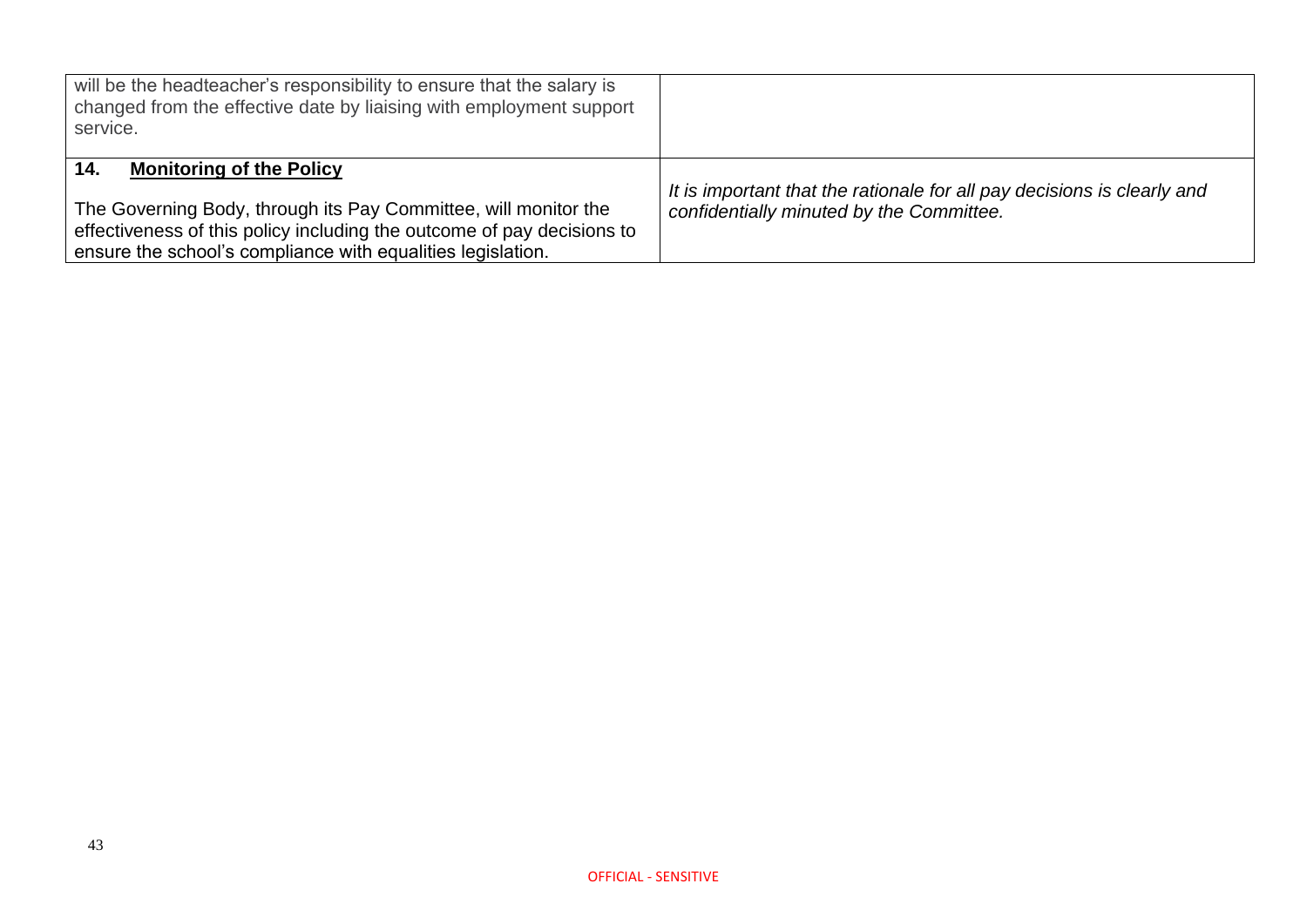| | |
|---|---|
| will be the headteacher's responsibility to ensure that the salary is changed from the effective date by liaising with employment support service. | |
| **14. <u>Monitoring of the Policy</u>**<br><br>The Governing Body, through its Pay Committee, will monitor the effectiveness of this policy including the outcome of pay decisions to ensure the school's compliance with equalities legislation. | *It is important that the rationale for all pay decisions is clearly and confidentially minuted by the Committee.* |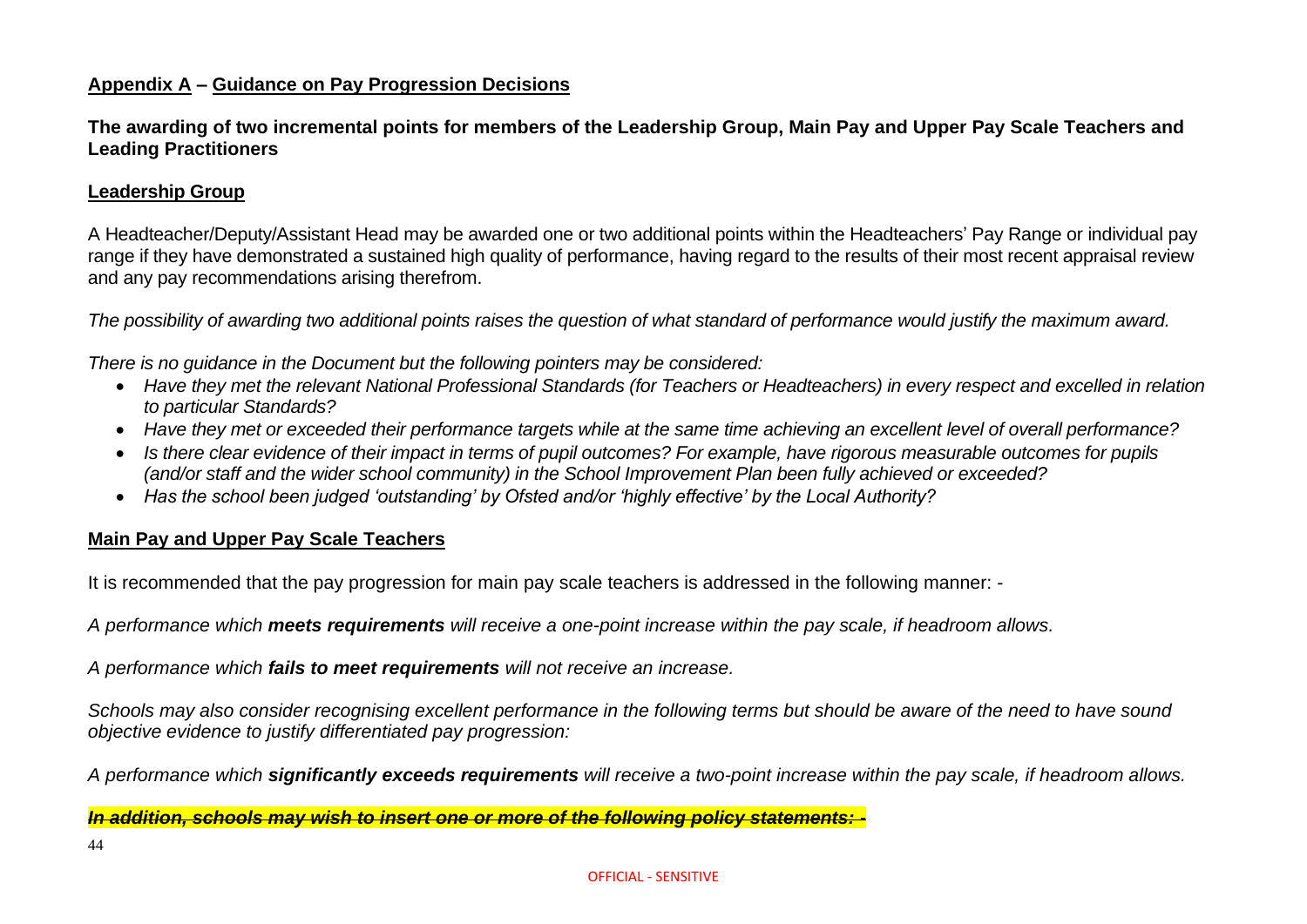## Appendix A – Guidance on Pay Progression Decisions

**The awarding of two incremental points for members of the Leadership Group, Main Pay and Upper Pay Scale Teachers and Leading Practitioners**

### Leadership Group

A Headteacher/Deputy/Assistant Head may be awarded one or two additional points within the Headteachers' Pay Range or individual pay range if they have demonstrated a sustained high quality of performance, having regard to the results of their most recent appraisal review and any pay recommendations arising therefrom.

*The possibility of awarding two additional points raises the question of what standard of performance would justify the maximum award.*

*There is no guidance in the Document but the following pointers may be considered:*

- *Have they met the relevant National Professional Standards (for Teachers or Headteachers) in every respect and excelled in relation to particular Standards?*
- *Have they met or exceeded their performance targets while at the same time achieving an excellent level of overall performance?*
- *Is there clear evidence of their impact in terms of pupil outcomes? For example, have rigorous measurable outcomes for pupils (and/or staff and the wider school community) in the School Improvement Plan been fully achieved or exceeded?*
- *Has the school been judged 'outstanding' by Ofsted and/or 'highly effective' by the Local Authority?*

### Main Pay and Upper Pay Scale Teachers

It is recommended that the pay progression for main pay scale teachers is addressed in the following manner: -

*A performance which **meets requirements** will receive a one-point increase within the pay scale, if headroom allows.*

*A performance which **fails to meet requirements** will not receive an increase.*

*Schools may also consider recognising excellent performance in the following terms but should be aware of the need to have sound objective evidence to justify differentiated pay progression:*

*A performance which **significantly exceeds requirements** will receive a two-point increase within the pay scale, if headroom allows.*

***In addition, schools may wish to insert one or more of the following policy statements: -***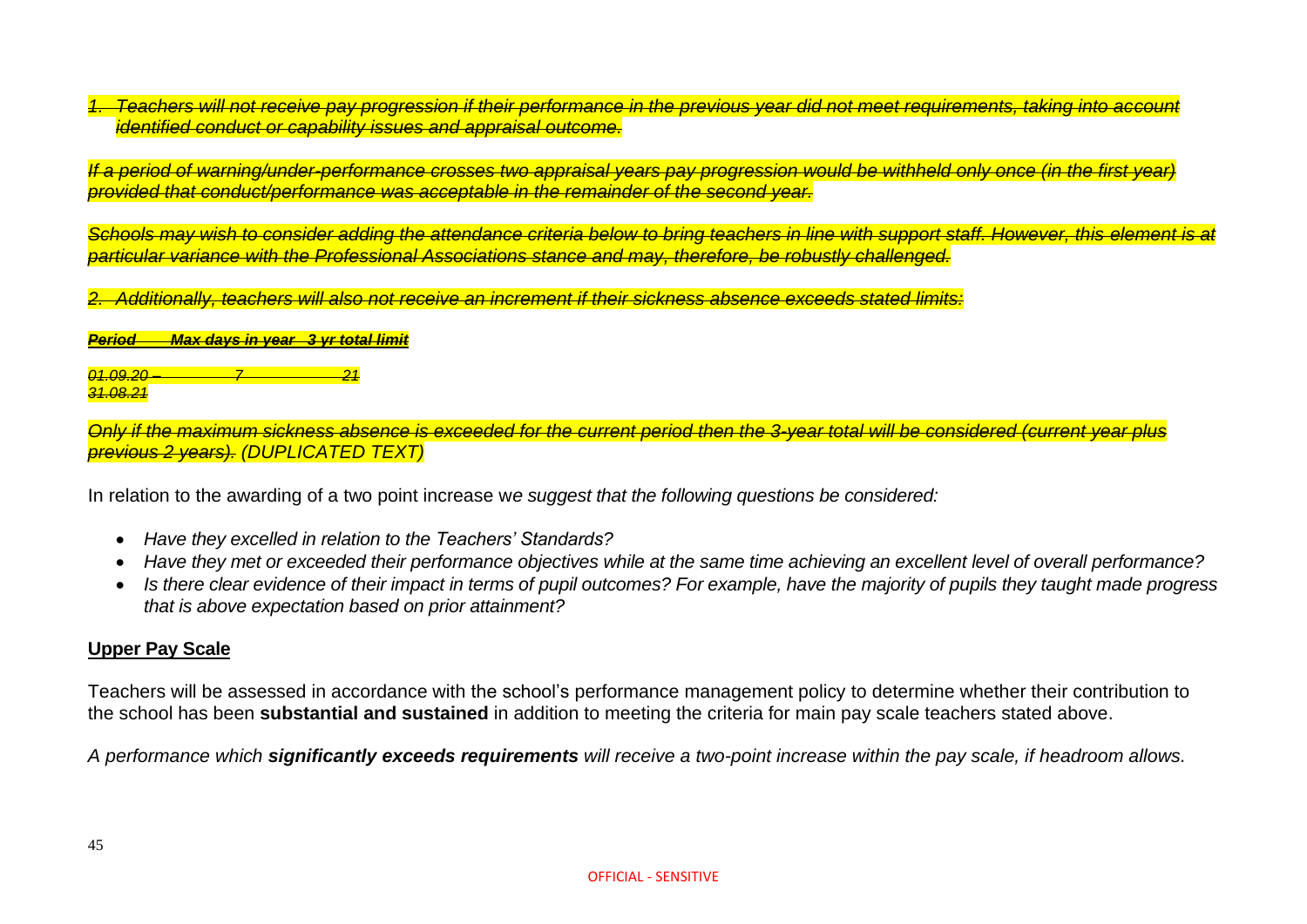~~*1. Teachers will not receive pay progression if their performance in the previous year did not meet requirements, taking into account identified conduct or capability issues and appraisal outcome.*~~

~~*If a period of warning/under-performance crosses two appraisal years pay progression would be withheld only once (in the first year) provided that conduct/performance was acceptable in the remainder of the second year.*~~

~~*Schools may wish to consider adding the attendance criteria below to bring teachers in line with support staff. However, this element is at particular variance with the Professional Associations stance and may, therefore, be robustly challenged.*~~

~~*2. Additionally, teachers will also not receive an increment if their sickness absence exceeds stated limits:*~~

| ~~***Period***~~ | ~~***Max days in year***~~ | ~~***3 yr total limit***~~ |
| --- | --- | --- |
| ~~*01.09.20 – 31.08.21*~~ | ~~*7*~~ | ~~*21*~~ |

~~*Only if the maximum sickness absence is exceeded for the current period then the 3-year total will be considered (current year plus previous 2 years).*~~ *(DUPLICATED TEXT)*

In relation to the awarding of a two point increase w*e suggest that the following questions be considered:*

- *Have they excelled in relation to the Teachers' Standards?*
- *Have they met or exceeded their performance objectives while at the same time achieving an excellent level of overall performance?*
- *Is there clear evidence of their impact in terms of pupil outcomes? For example, have the majority of pupils they taught made progress that is above expectation based on prior attainment?*

## Upper Pay Scale

Teachers will be assessed in accordance with the school's performance management policy to determine whether their contribution to the school has been **substantial and sustained** in addition to meeting the criteria for main pay scale teachers stated above.

*A performance which **significantly exceeds requirements** will receive a two-point increase within the pay scale, if headroom allows.*

OFFICIAL - SENSITIVE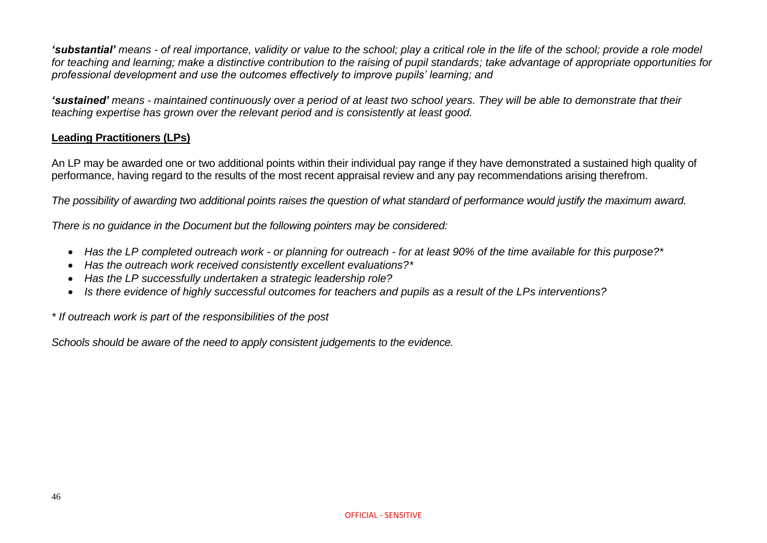***'substantial'*** *means - of real importance, validity or value to the school; play a critical role in the life of the school; provide a role model for teaching and learning; make a distinctive contribution to the raising of pupil standards; take advantage of appropriate opportunities for professional development and use the outcomes effectively to improve pupils' learning; and*

***'sustained'*** *means - maintained continuously over a period of at least two school years. They will be able to demonstrate that their teaching expertise has grown over the relevant period and is consistently at least good.*

**<u>Leading Practitioners (LPs)</u>**

An LP may be awarded one or two additional points within their individual pay range if they have demonstrated a sustained high quality of performance, having regard to the results of the most recent appraisal review and any pay recommendations arising therefrom.

*The possibility of awarding two additional points raises the question of what standard of performance would justify the maximum award.*

*There is no guidance in the Document but the following pointers may be considered:*

- *Has the LP completed outreach work - or planning for outreach - for at least 90% of the time available for this purpose?**
- *Has the outreach work received consistently excellent evaluations?**
- *Has the LP successfully undertaken a strategic leadership role?*
- *Is there evidence of highly successful outcomes for teachers and pupils as a result of the LPs interventions?*

*\* If outreach work is part of the responsibilities of the post*

*Schools should be aware of the need to apply consistent judgements to the evidence.*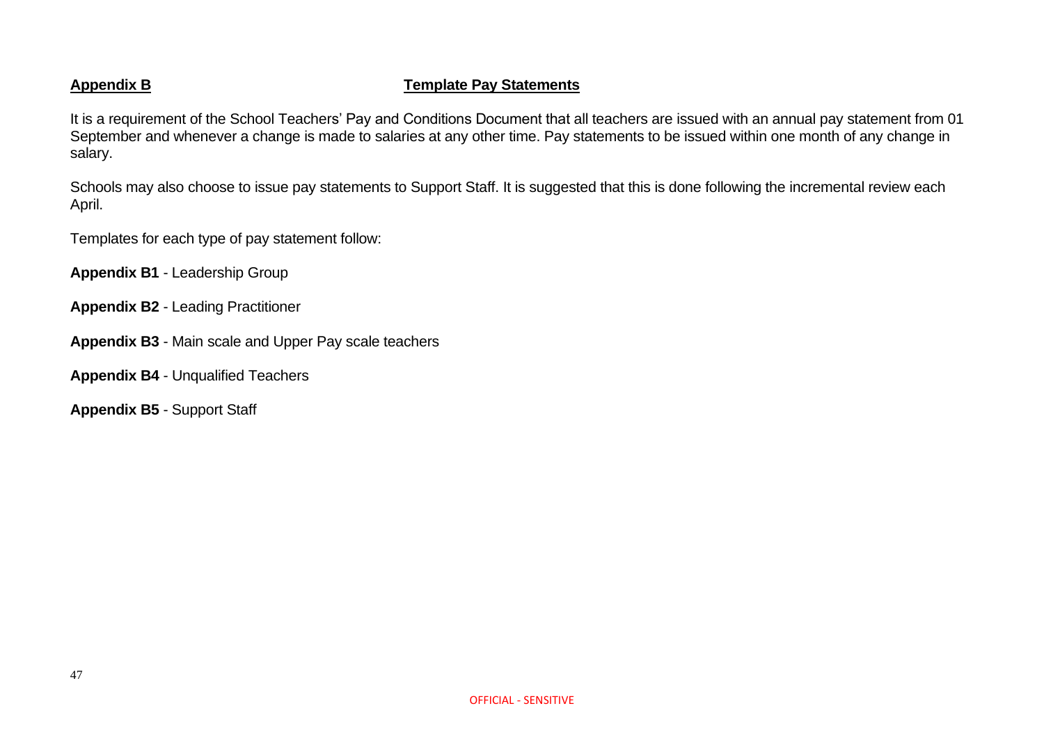## Appendix B — Template Pay Statements

It is a requirement of the School Teachers' Pay and Conditions Document that all teachers are issued with an annual pay statement from 01 September and whenever a change is made to salaries at any other time. Pay statements to be issued within one month of any change in salary.

Schools may also choose to issue pay statements to Support Staff. It is suggested that this is done following the incremental review each April.

Templates for each type of pay statement follow:

**Appendix B1** - Leadership Group

**Appendix B2** - Leading Practitioner

**Appendix B3** - Main scale and Upper Pay scale teachers

**Appendix B4** - Unqualified Teachers

**Appendix B5** - Support Staff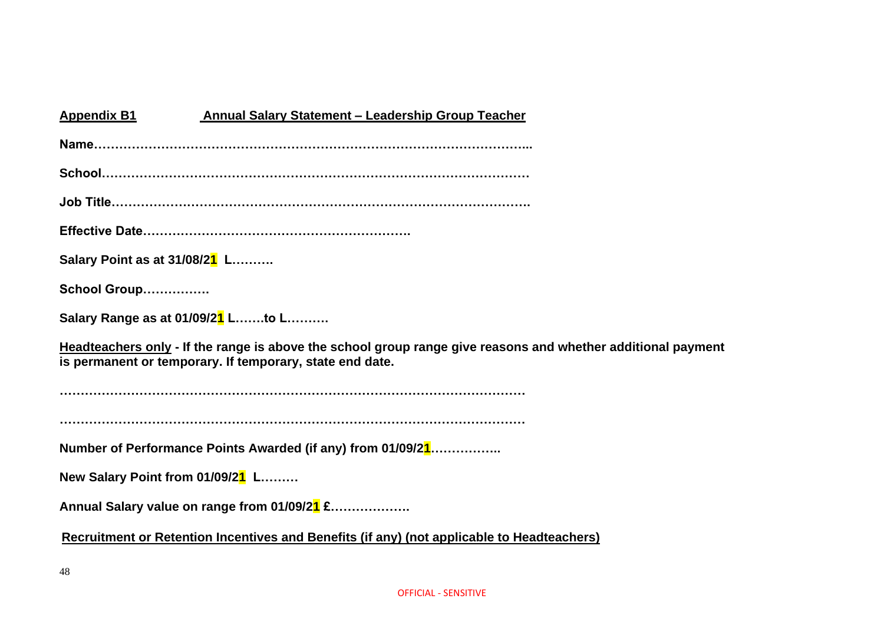**Appendix B1** **Annual Salary Statement – Leadership Group Teacher**

**Name…………………………………………………………………………………………...**

**School………………………………………………………………………………………**

**Job Title……………………………………………………………………………………….**

**Effective Date……………………………………………………….**

**Salary Point as at 31/08/21 L……….**

**School Group…………….**

**Salary Range as at 01/09/21 L…….to L……….**

**Headteachers only - If the range is above the school group range give reasons and whether additional payment is permanent or temporary. If temporary, state end date.**

**……………………………………………………………………………………………………**

**……………………………………………………………………………………………………**

**Number of Performance Points Awarded (if any) from 01/09/21……………..**

**New Salary Point from 01/09/21 L………**

**Annual Salary value on range from 01/09/21 £……………….**

**Recruitment or Retention Incentives and Benefits (if any) (not applicable to Headteachers)**

OFFICIAL - SENSITIVE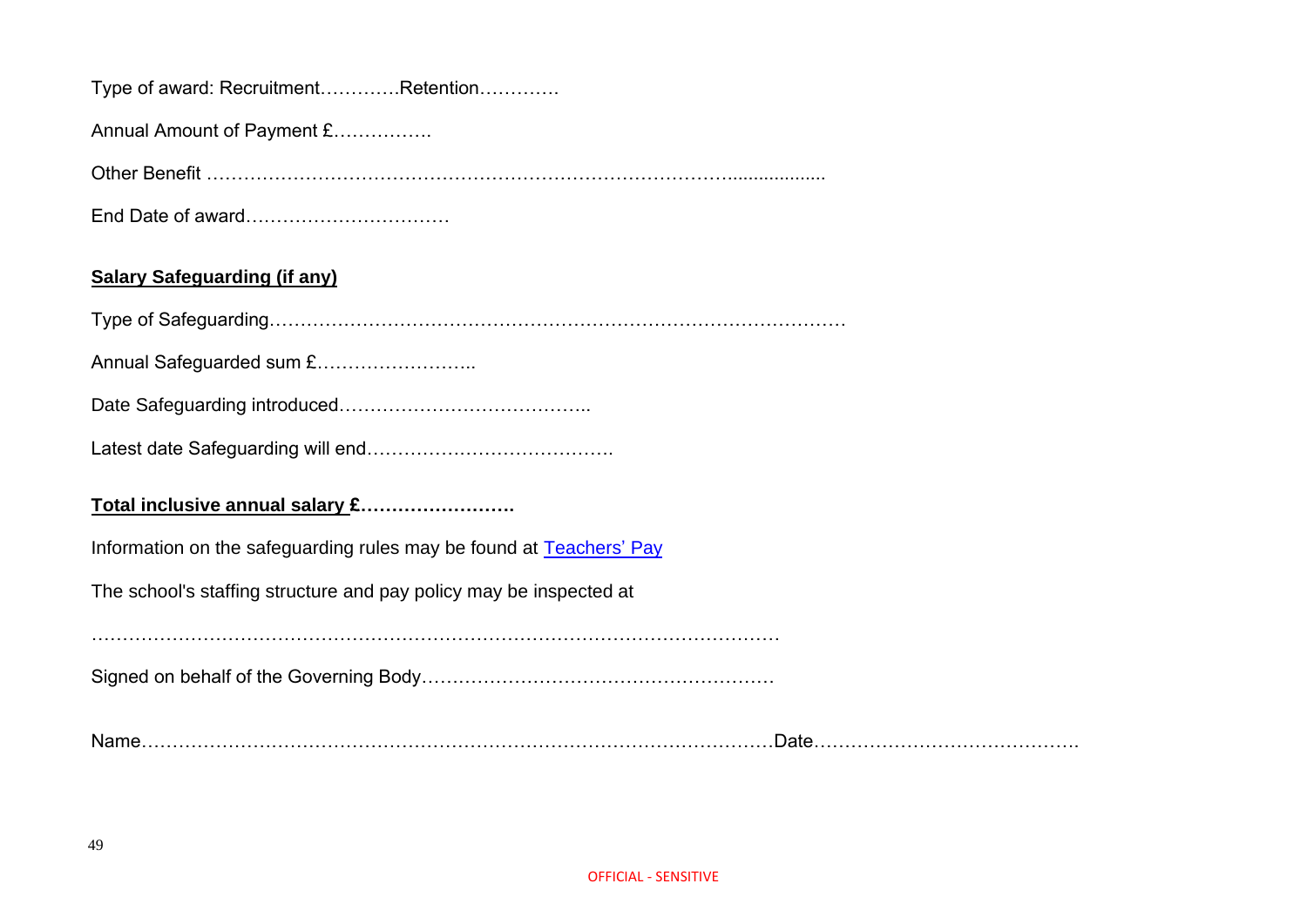Type of award: Recruitment………….Retention………….

Annual Amount of Payment £…………….

Other Benefit ……………………………………………………………………………..................

End Date of award……………………………

**Salary Safeguarding (if any)**

Type of Safeguarding……………………………………………………………………………

Annual Safeguarded sum £……………………..

Date Safeguarding introduced…………………………………..

Latest date Safeguarding will end………………………………….

**Total inclusive annual salary £…………………….**

Information on the safeguarding rules may be found at Teachers' Pay

The school's staffing structure and pay policy may be inspected at

……………………………………………………………………………………………

Signed on behalf of the Governing Body…………………………………………………

Name………………………………………………………………………………………Date…………………………………….

OFFICIAL - SENSITIVE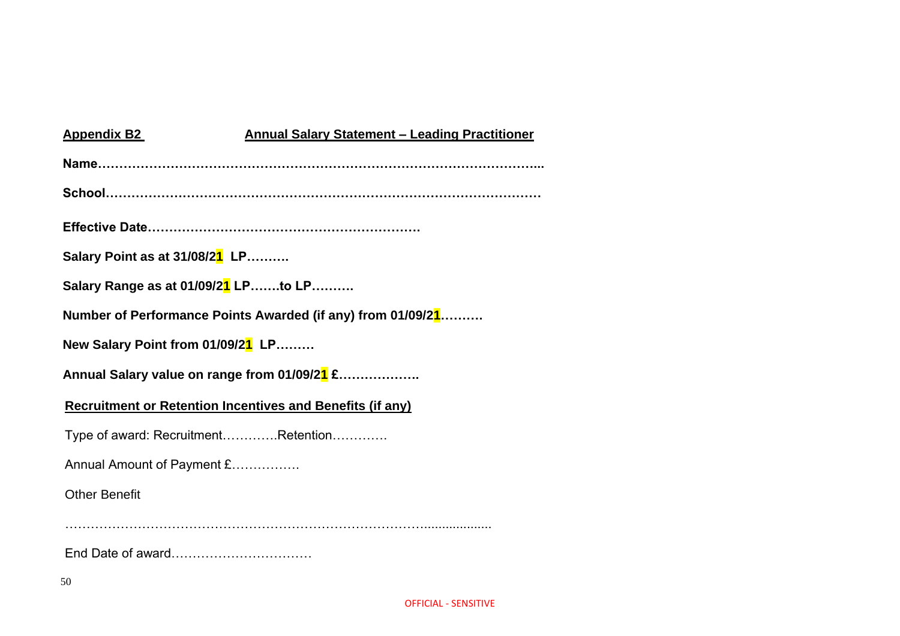**Appendix B2** **Annual Salary Statement – Leading Practitioner**

**Name……………………………………………………………………………………...**

**School……………………………………………………………………………………**

**Effective Date………………………………………………………**

**Salary Point as at 31/08/21 LP……….**

**Salary Range as at 01/09/21 LP…….to LP……….**

**Number of Performance Points Awarded (if any) from 01/09/21……….**

**New Salary Point from 01/09/21 LP………**

**Annual Salary value on range from 01/09/21 £……………….**

**Recruitment or Retention Incentives and Benefits (if any)**

Type of award: Recruitment………….Retention………….

Annual Amount of Payment £…………….

Other Benefit

……………………………………………………………………………..................

End Date of award……………………………

OFFICIAL - SENSITIVE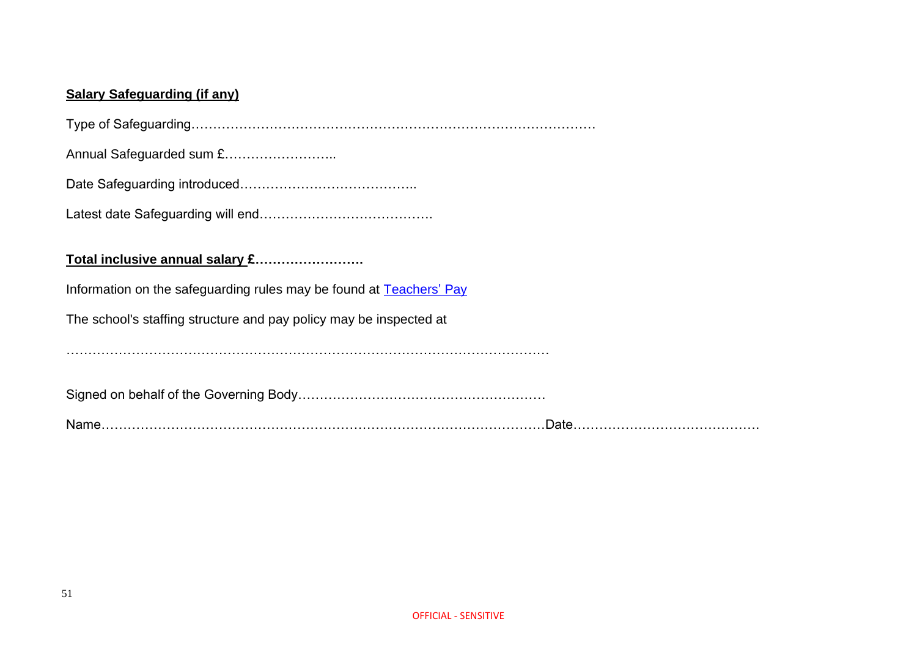**Salary Safeguarding (if any)**

Type of Safeguarding……………………………………………………………………………………

Annual Safeguarded sum £……………………..

Date Safeguarding introduced…………………………………..

Latest date Safeguarding will end………………………………….

**Total inclusive annual salary £…………………….**

Information on the safeguarding rules may be found at [Teachers' Pay]()

The school's staffing structure and pay policy may be inspected at

……………………………………………………………………………………………………

Signed on behalf of the Governing Body…………………………………………………

Name………………………………………………………………………………………Date……………………………………

OFFICIAL - SENSITIVE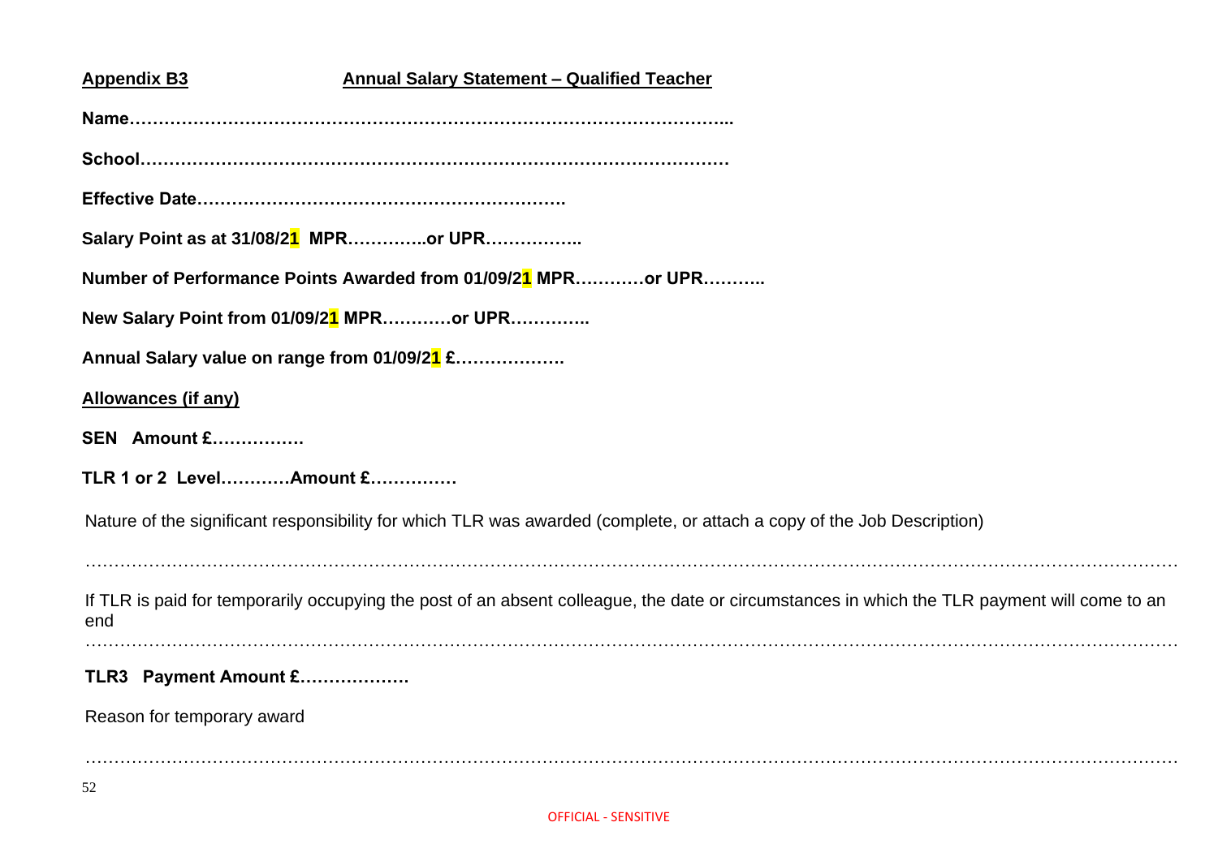**Appendix B3** **Annual Salary Statement – Qualified Teacher**

**Name…………………………………………………………………………………………...**

**School………………………………………………………………………………………**

**Effective Date……………………………………………………….**

**Salary Point as at 31/08/21 MPR…………..or UPR……………..**

**Number of Performance Points Awarded from 01/09/21 MPR…………or UPR………..**

**New Salary Point from 01/09/21 MPR…………or UPR…………..**

**Annual Salary value on range from 01/09/21 £……………….**

**Allowances (if any)**

**SEN Amount £…………….**

**TLR 1 or 2 Level………..Amount £……………**

Nature of the significant responsibility for which TLR was awarded (complete, or attach a copy of the Job Description)

……………………………………………………………………………………………………………………………………………………………

If TLR is paid for temporarily occupying the post of an absent colleague, the date or circumstances in which the TLR payment will come to an end

……………………………………………………………………………………………………………………………………………………………

**TLR3 Payment Amount £……………….**

Reason for temporary award

……………………………………………………………………………………………………………………………………………………………

OFFICIAL - SENSITIVE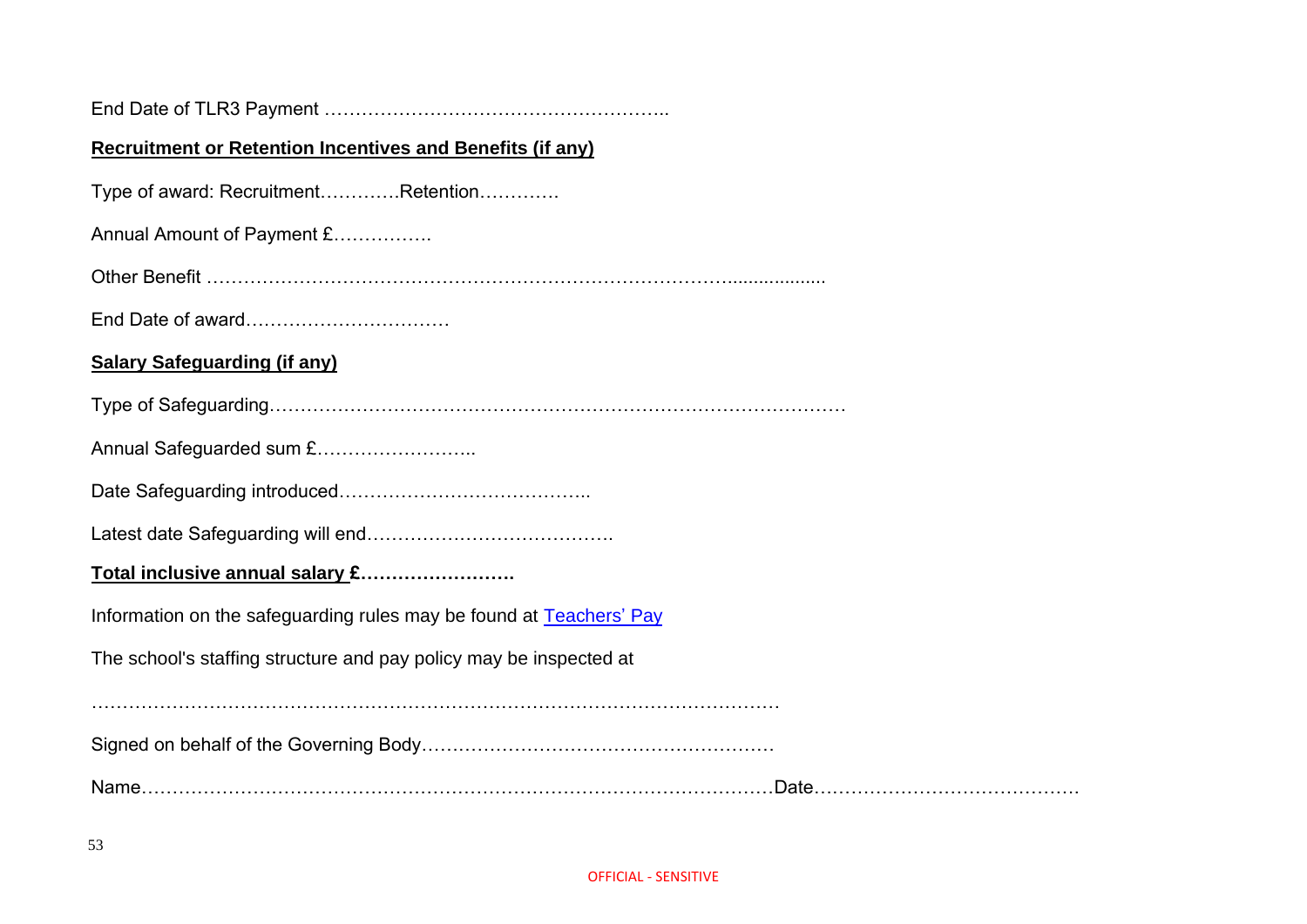End Date of TLR3 Payment ………………………………………………..

**Recruitment or Retention Incentives and Benefits (if any)**

Type of award: Recruitment…………Retention………….

Annual Amount of Payment £…………….

Other Benefit …………………………………………………………………………...................

End Date of award……………………………

**Salary Safeguarding (if any)**

Type of Safeguarding………………………………………………………………………………

Annual Safeguarded sum £……………………..

Date Safeguarding introduced…………………………………..

Latest date Safeguarding will end………………………………….

**Total inclusive annual salary £…………………….**

Information on the safeguarding rules may be found at [Teachers' Pay]

The school's staffing structure and pay policy may be inspected at

…………………………………………………………………………………………………

Signed on behalf of the Governing Body…………………………………………………

Name…………………………………………………………………………………………Date……………………………………

OFFICIAL - SENSITIVE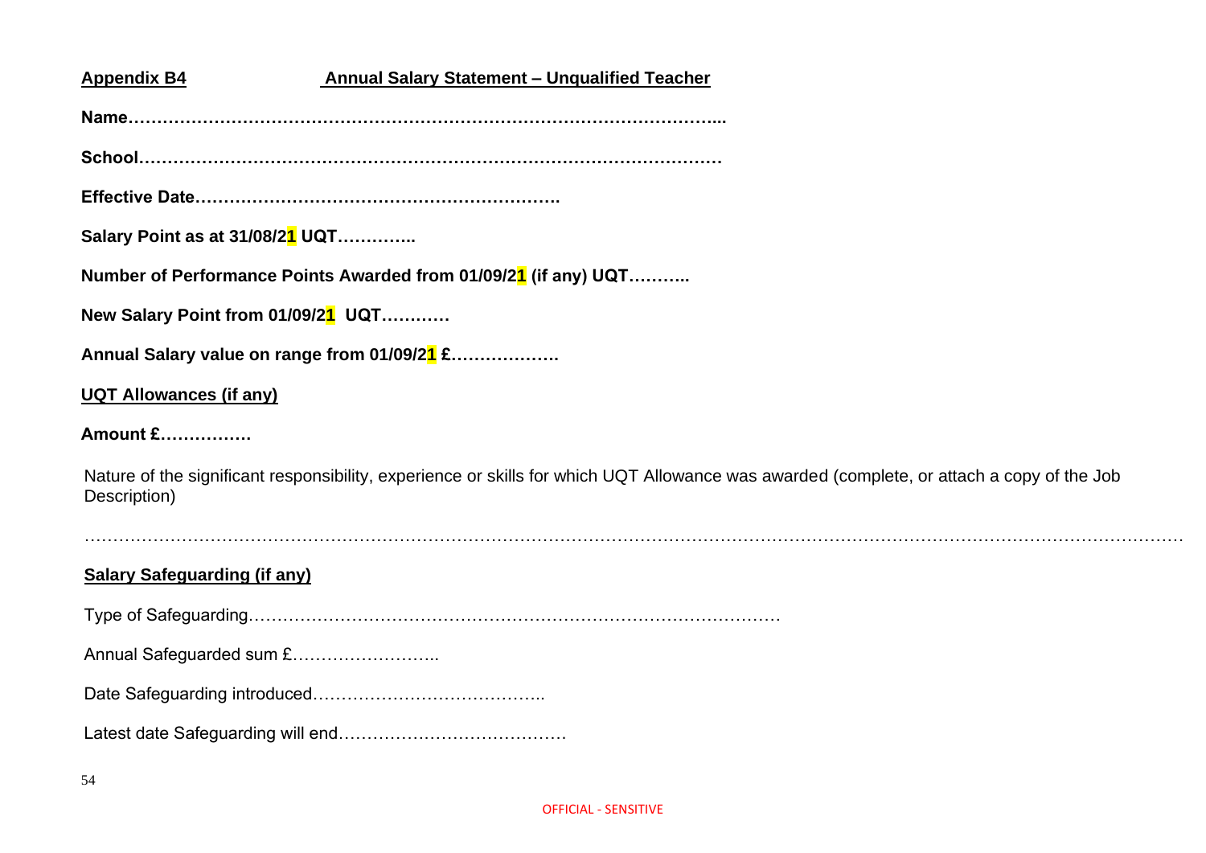**Appendix B4** **Annual Salary Statement – Unqualified Teacher**

**Name…………………………………………………………………………………………...**

**School……………………………………………………………………………………………**

**Effective Date……………………………………………………….**

**Salary Point as at 31/08/21 UQT…………..**

**Number of Performance Points Awarded from 01/09/21 (if any) UQT………..**

**New Salary Point from 01/09/21 UQT…………**

**Annual Salary value on range from 01/09/21 £……………….**

**UQT Allowances (if any)**

**Amount £…………….**

Nature of the significant responsibility, experience or skills for which UQT Allowance was awarded (complete, or attach a copy of the Job Description)

……………………………………………………………………………………………………………………………………………………………………………

**Salary Safeguarding (if any)**

Type of Safeguarding………………………………………………………………………………

Annual Safeguarded sum £……………………..

Date Safeguarding introduced…………………………………..

Latest date Safeguarding will end…………………………………

OFFICIAL - SENSITIVE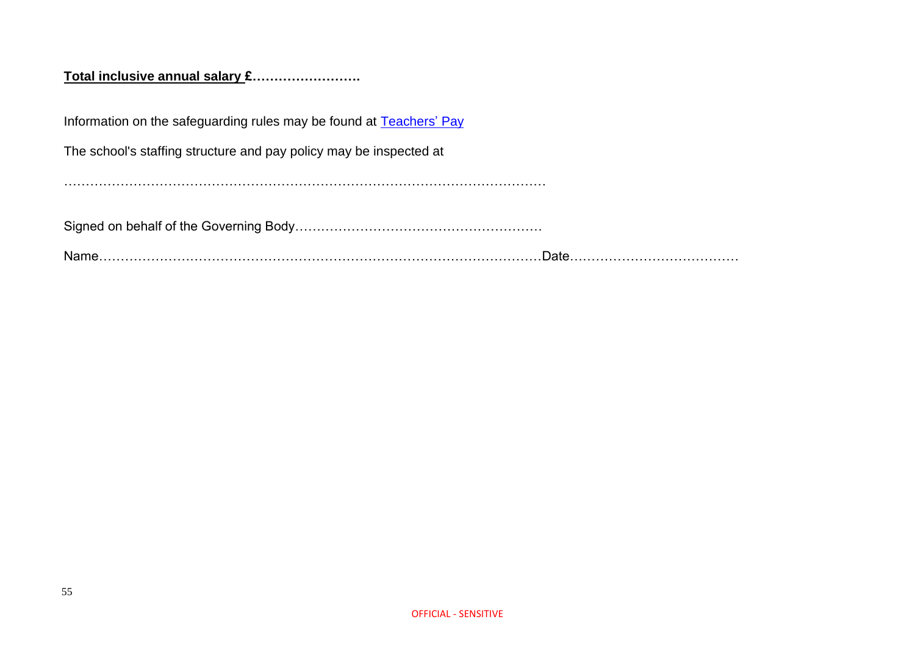**<u>Total inclusive annual salary £</u>…………………….**

Information on the safeguarding rules may be found at [Teachers' Pay]

The school's staffing structure and pay policy may be inspected at

…………………………………………………………………………………………

Signed on behalf of the Governing Body…………………………………………………

Name………………………………………………………………………………………Date…………………………………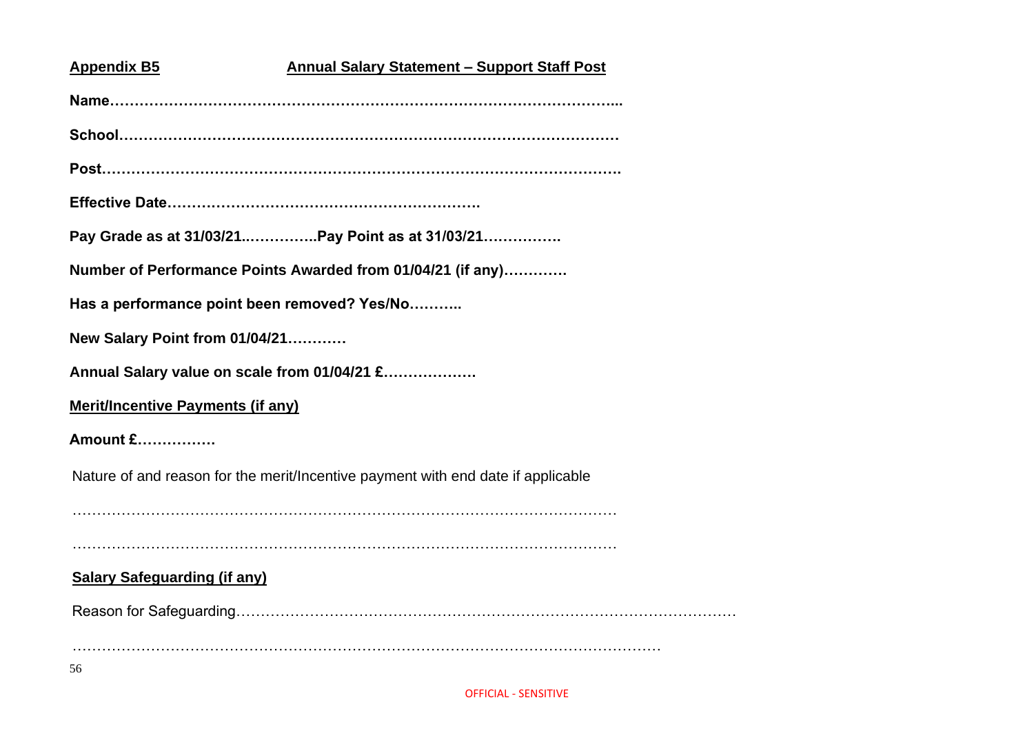**Appendix B5** **Annual Salary Statement – Support Staff Post**

**Name…………………………………………………………………………………………...**

**School…………………………………………………………………………………………**

**Post…………………………………………………………………………………………….**

**Effective Date……………………………………………………….**

**Pay Grade as at 31/03/21..…………..Pay Point as at 31/03/21…………….**

**Number of Performance Points Awarded from 01/04/21 (if any)………….**

**Has a performance point been removed? Yes/No………..**

**New Salary Point from 01/04/21…………**

**Annual Salary value on scale from 01/04/21 £……………….**

**Merit/Incentive Payments (if any)**

**Amount £…………….**

Nature of and reason for the merit/Incentive payment with end date if applicable

………………………………………………………………………………………………

………………………………………………………………………………………………

**Salary Safeguarding (if any)**

Reason for Safeguarding………………………………………………………………………………………

……………………………………………………………………………………………………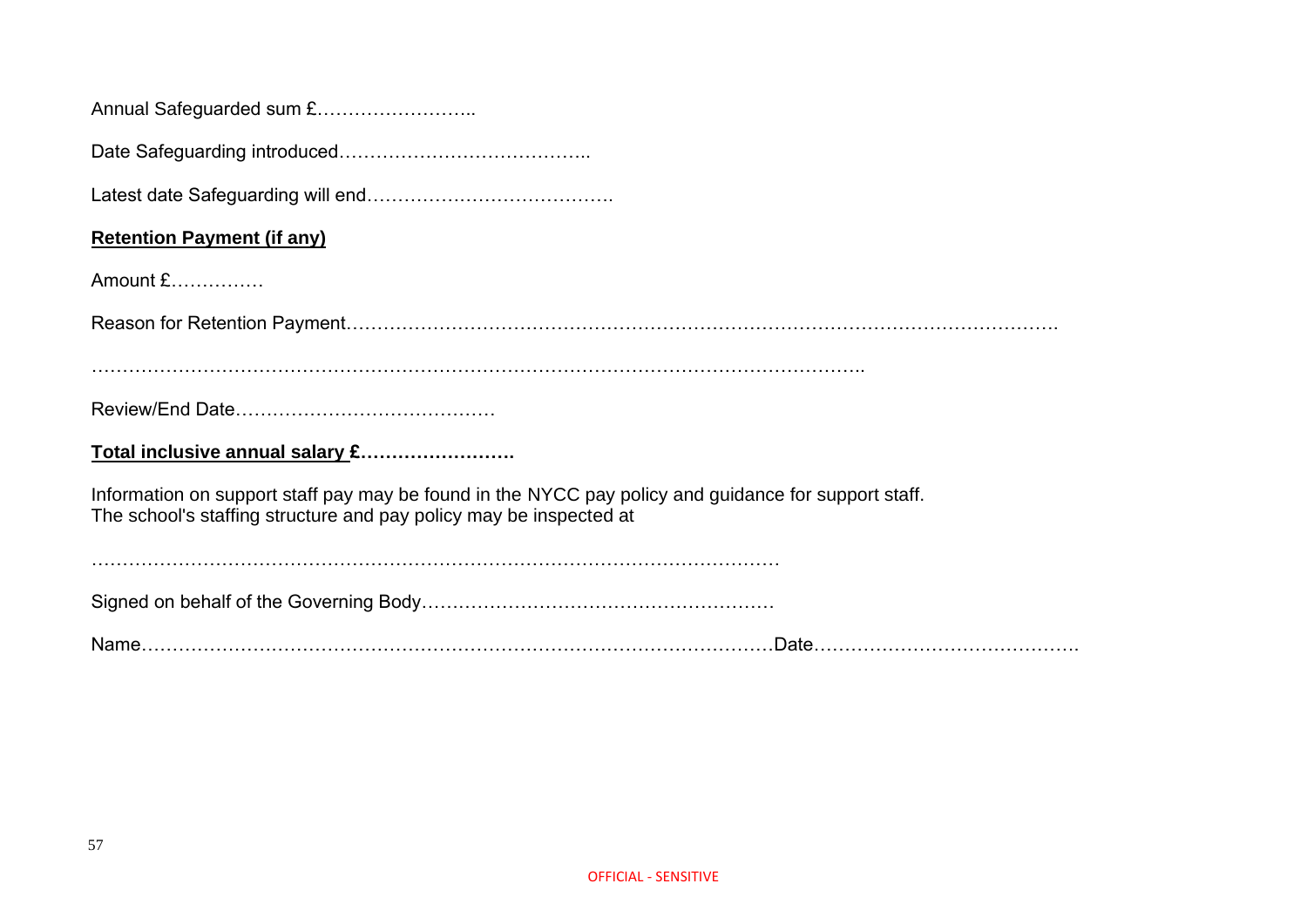Annual Safeguarded sum £……………………..

Date Safeguarding introduced…………………………………..

Latest date Safeguarding will end………………………………….

**Retention Payment (if any)**

Amount £……………

Reason for Retention Payment……………………………………………………………………………………………………….

………………………………………………………………………………………………………..

Review/End Date……………………………………

**Total inclusive annual salary £…………………….**

Information on support staff pay may be found in the NYCC pay policy and guidance for support staff.
The school's staffing structure and pay policy may be inspected at

…………………………………………………………………………………………

Signed on behalf of the Governing Body…………………………………………………

Name………………………………………………………………………………………Date…………………………………….

OFFICIAL - SENSITIVE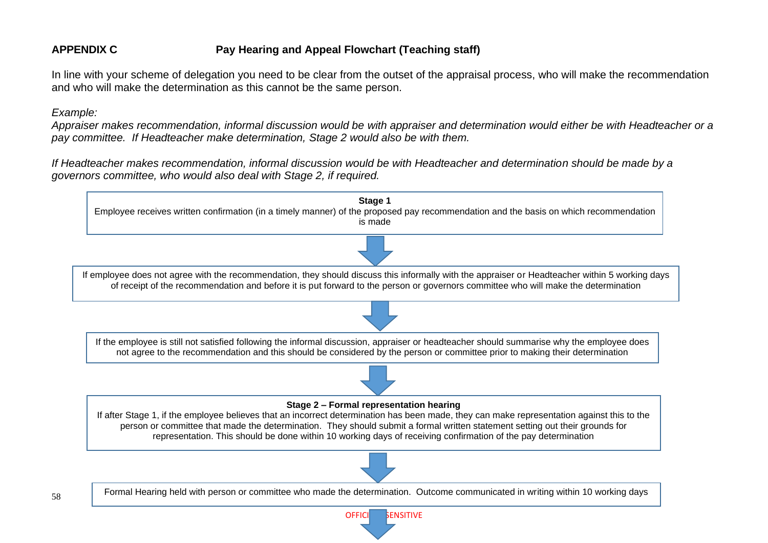## APPENDIX C Pay Hearing and Appeal Flowchart (Teaching staff)

In line with your scheme of delegation you need to be clear from the outset of the appraisal process, who will make the recommendation and who will make the determination as this cannot be the same person.

*Example:*
*Appraiser makes recommendation, informal discussion would be with appraiser and determination would either be with Headteacher or a pay committee. If Headteacher make determination, Stage 2 would also be with them.*

*If Headteacher makes recommendation, informal discussion would be with Headteacher and determination should be made by a governors committee, who would also deal with Stage 2, if required.*

**Stage 1**
Employee receives written confirmation (in a timely manner) of the proposed pay recommendation and the basis on which recommendation is made

↓

If employee does not agree with the recommendation, they should discuss this informally with the appraiser or Headteacher within 5 working days of receipt of the recommendation and before it is put forward to the person or governors committee who will make the determination

↓

If the employee is still not satisfied following the informal discussion, appraiser or headteacher should summarise why the employee does not agree to the recommendation and this should be considered by the person or committee prior to making their determination

↓

**Stage 2 – Formal representation hearing**
If after Stage 1, if the employee believes that an incorrect determination has been made, they can make representation against this to the person or committee that made the determination. They should submit a formal written statement setting out their grounds for representation. This should be done within 10 working days of receiving confirmation of the pay determination

↓

Formal Hearing held with person or committee who made the determination. Outcome communicated in writing within 10 working days

↓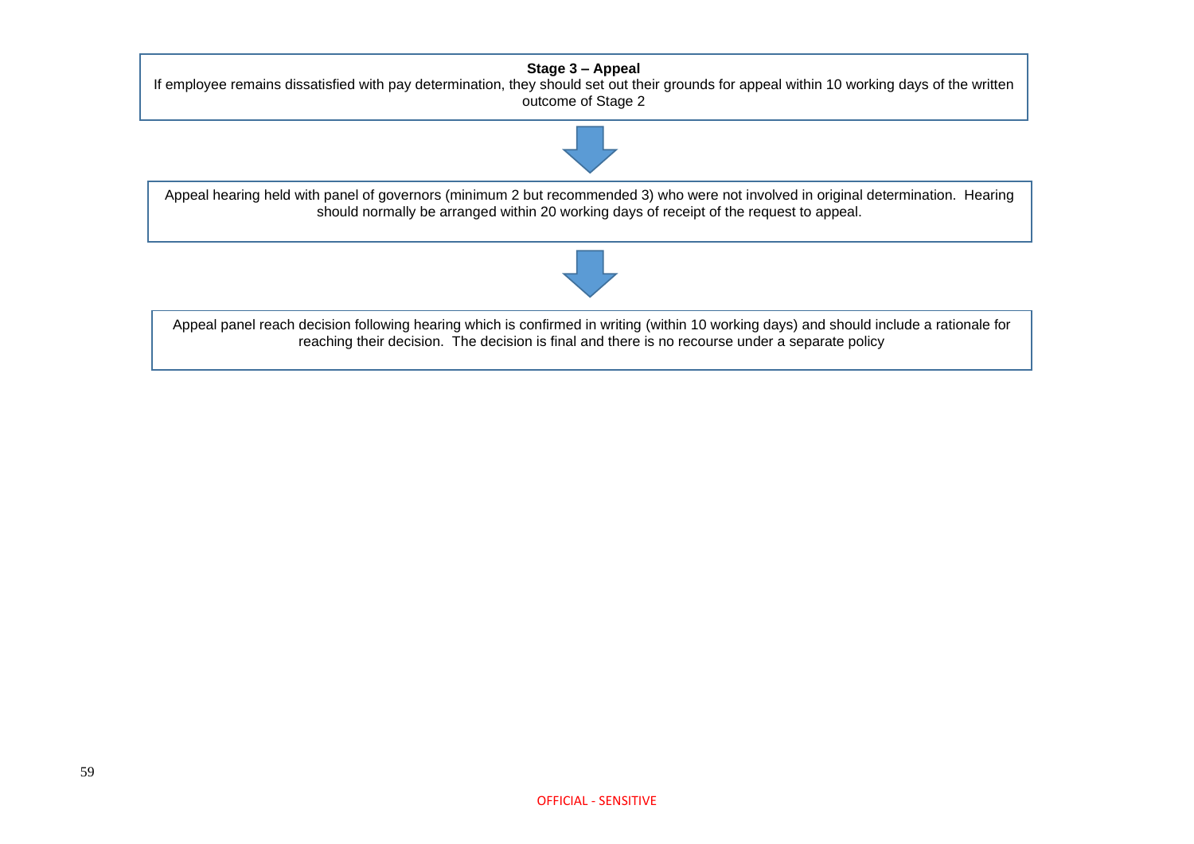**Stage 3 – Appeal**

If employee remains dissatisfied with pay determination, they should set out their grounds for appeal within 10 working days of the written outcome of Stage 2

↓

Appeal hearing held with panel of governors (minimum 2 but recommended 3) who were not involved in original determination. Hearing should normally be arranged within 20 working days of receipt of the request to appeal.

↓

Appeal panel reach decision following hearing which is confirmed in writing (within 10 working days) and should include a rationale for reaching their decision. The decision is final and there is no recourse under a separate policy

OFFICIAL - SENSITIVE